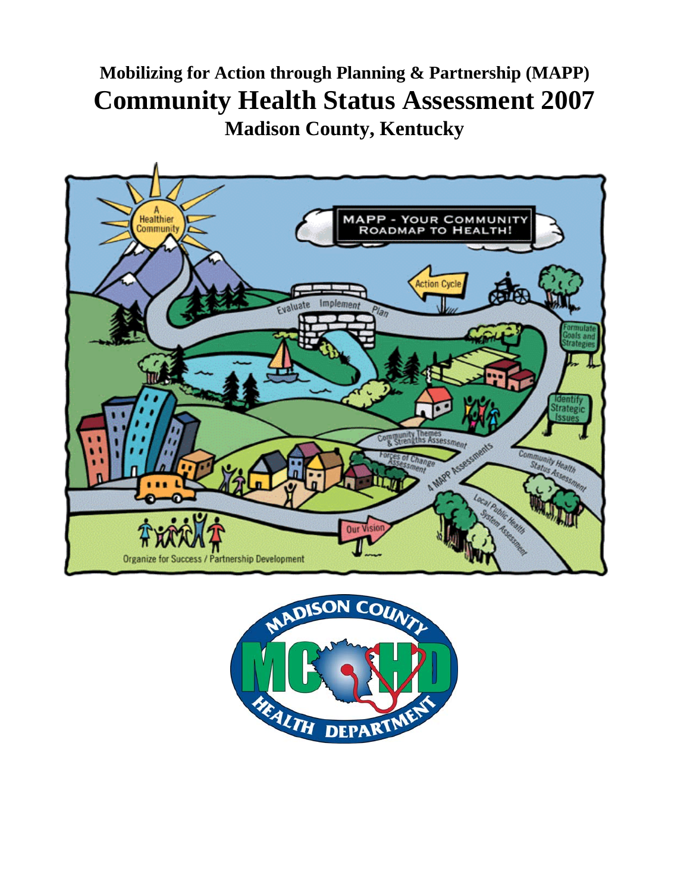# Mobilizing for Action through Planning & Partnership (MAPP)

# Community Health Status Assessment 2007

## Madison County, Kentucky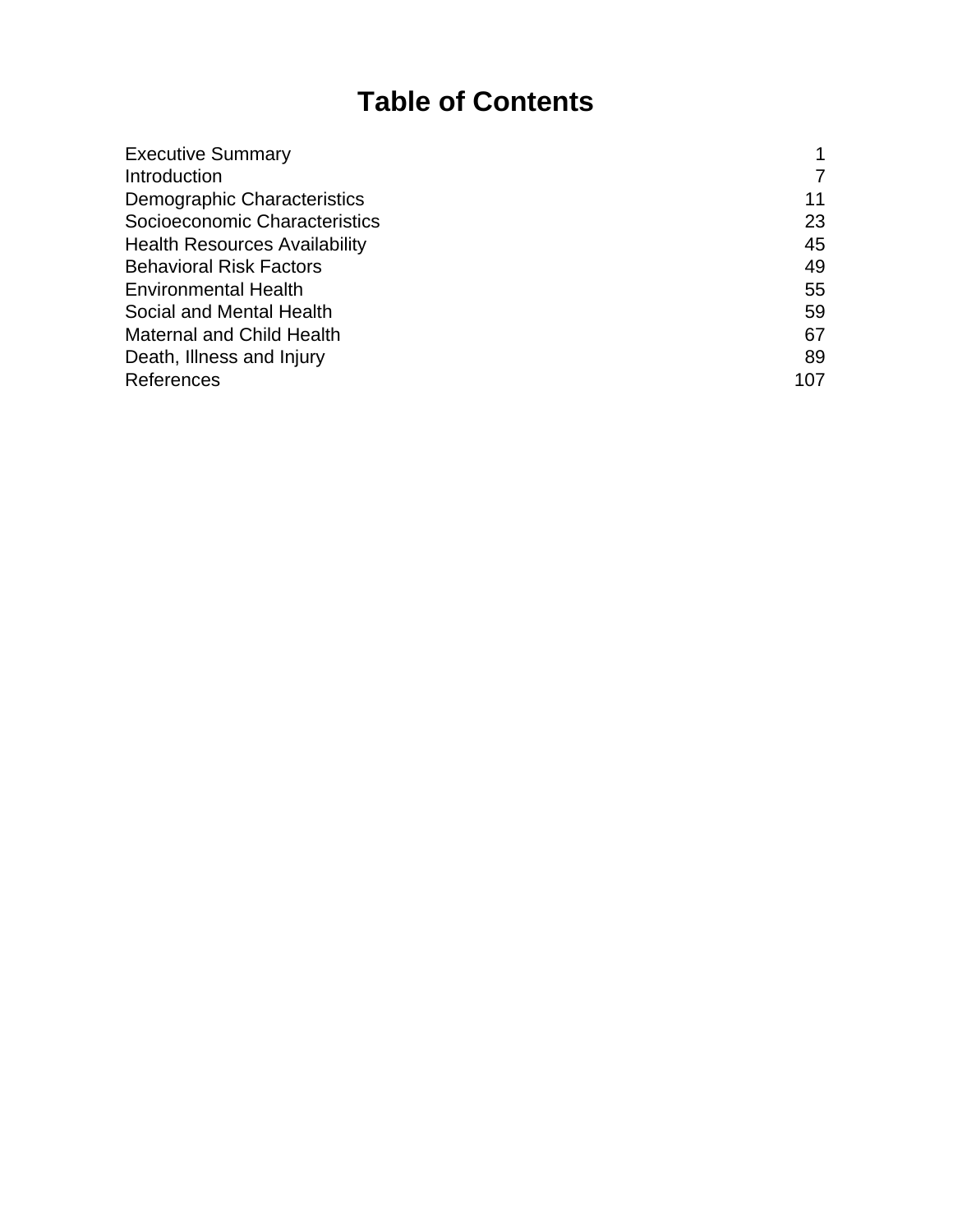# Table of Contents

| | |
|---|---|
| Executive Summary | 1 |
| Introduction | 7 |
| Demographic Characteristics | 11 |
| Socioeconomic Characteristics | 23 |
| Health Resources Availability | 45 |
| Behavioral Risk Factors | 49 |
| Environmental Health | 55 |
| Social and Mental Health | 59 |
| Maternal and Child Health | 67 |
| Death, Illness and Injury | 89 |
| References | 107 |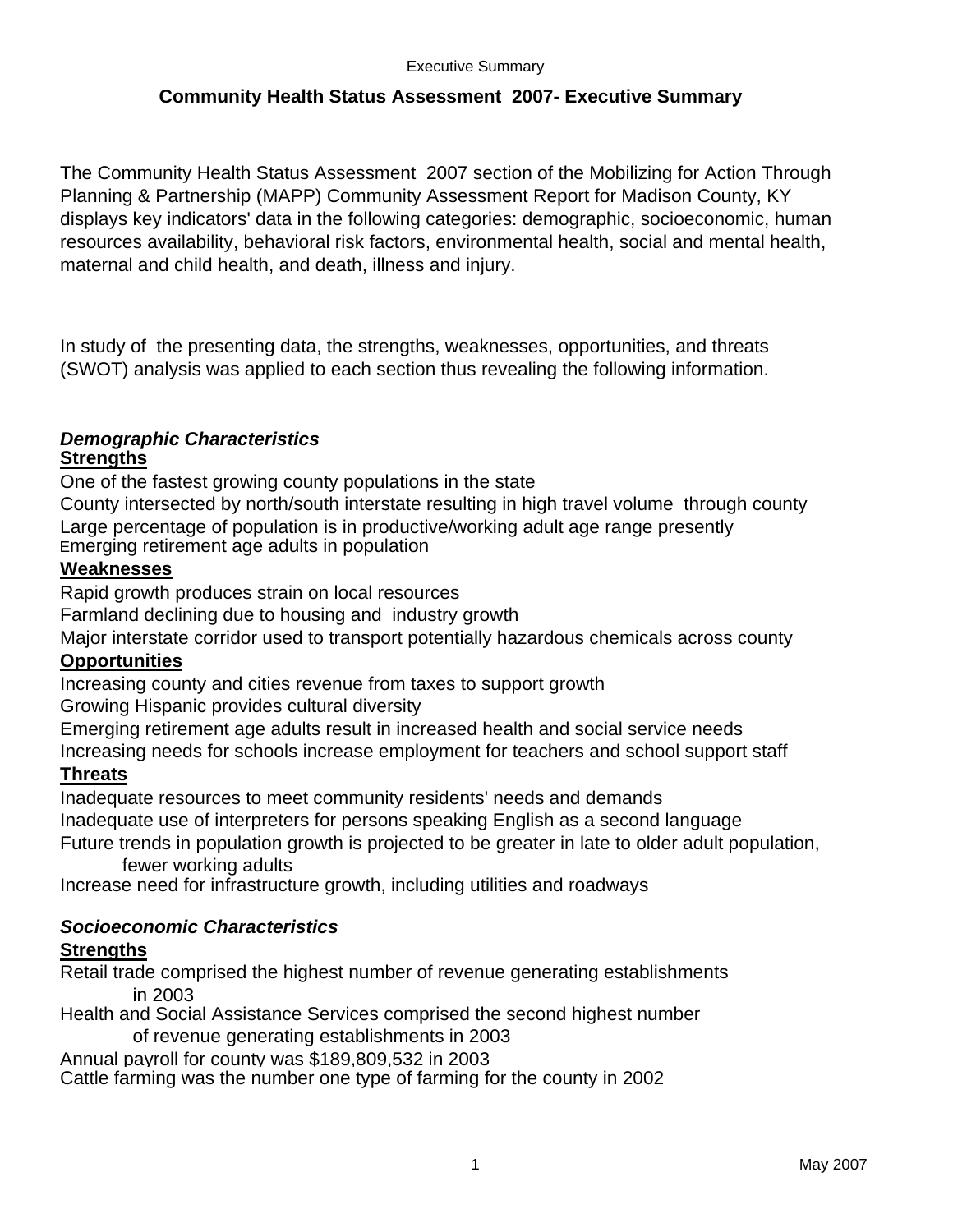## Community Health Status Assessment 2007- Executive Summary

The Community Health Status Assessment 2007 section of the Mobilizing for Action Through Planning & Partnership (MAPP) Community Assessment Report for Madison County, KY displays key indicators' data in the following categories: demographic, socioeconomic, human resources availability, behavioral risk factors, environmental health, social and mental health, maternal and child health, and death, illness and injury.

In study of the presenting data, the strengths, weaknesses, opportunities, and threats (SWOT) analysis was applied to each section thus revealing the following information.

### *Demographic Characteristics*

**Strengths**

One of the fastest growing county populations in the state
County intersected by north/south interstate resulting in high travel volume through county
Large percentage of population is in productive/working adult age range presently
Emerging retirement age adults in population

**Weaknesses**

Rapid growth produces strain on local resources
Farmland declining due to housing and industry growth
Major interstate corridor used to transport potentially hazardous chemicals across county

**Opportunities**

Increasing county and cities revenue from taxes to support growth
Growing Hispanic provides cultural diversity
Emerging retirement age adults result in increased health and social service needs
Increasing needs for schools increase employment for teachers and school support staff

**Threats**

Inadequate resources to meet community residents' needs and demands
Inadequate use of interpreters for persons speaking English as a second language
Future trends in population growth is projected to be greater in late to older adult population, fewer working adults
Increase need for infrastructure growth, including utilities and roadways

### *Socioeconomic Characteristics*

**Strengths**

Retail trade comprised the highest number of revenue generating establishments in 2003
Health and Social Assistance Services comprised the second highest number of revenue generating establishments in 2003
Annual payroll for county was $189,809,532 in 2003
Cattle farming was the number one type of farming for the county in 2002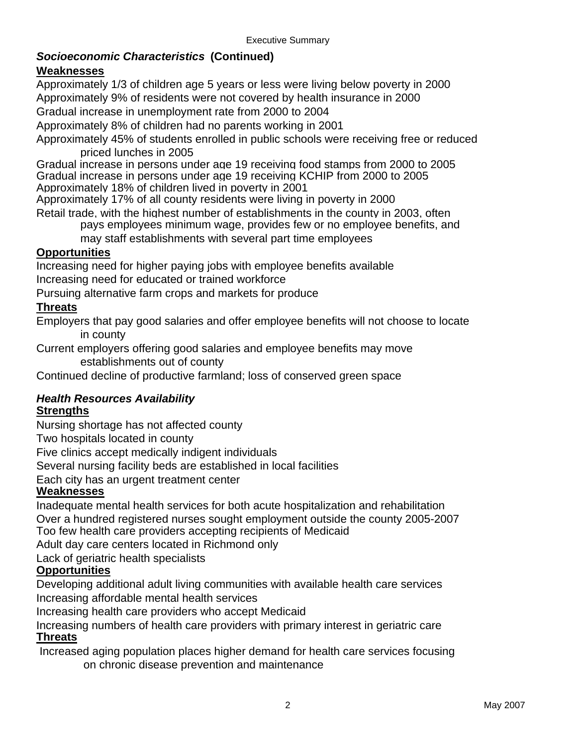## ***Socioeconomic Characteristics* (Continued)**

### Weaknesses

Approximately 1/3 of children age 5 years or less were living below poverty in 2000
Approximately 9% of residents were not covered by health insurance in 2000
Gradual increase in unemployment rate from 2000 to 2004
Approximately 8% of children had no parents working in 2001
Approximately 45% of students enrolled in public schools were receiving free or reduced priced lunches in 2005
Gradual increase in persons under age 19 receiving food stamps from 2000 to 2005
Gradual increase in persons under age 19 receiving KCHIP from 2000 to 2005
Approximately 18% of children lived in poverty in 2001
Approximately 17% of all county residents were living in poverty in 2000
Retail trade, with the highest number of establishments in the county in 2003, often pays employees minimum wage, provides few or no employee benefits, and may staff establishments with several part time employees

### Opportunities

Increasing need for higher paying jobs with employee benefits available
Increasing need for educated or trained workforce
Pursuing alternative farm crops and markets for produce

### Threats

Employers that pay good salaries and offer employee benefits will not choose to locate in county
Current employers offering good salaries and employee benefits may move establishments out of county
Continued decline of productive farmland; loss of conserved green space

## ***Health Resources Availability***

### Strengths

Nursing shortage has not affected county
Two hospitals located in county
Five clinics accept medically indigent individuals
Several nursing facility beds are established in local facilities
Each city has an urgent treatment center

### Weaknesses

Inadequate mental health services for both acute hospitalization and rehabilitation
Over a hundred registered nurses sought employment outside the county 2005-2007
Too few health care providers accepting recipients of Medicaid
Adult day care centers located in Richmond only
Lack of geriatric health specialists

### Opportunities

Developing additional adult living communities with available health care services
Increasing affordable mental health services
Increasing health care providers who accept Medicaid
Increasing numbers of health care providers with primary interest in geriatric care

### Threats

Increased aging population places higher demand for health care services focusing on chronic disease prevention and maintenance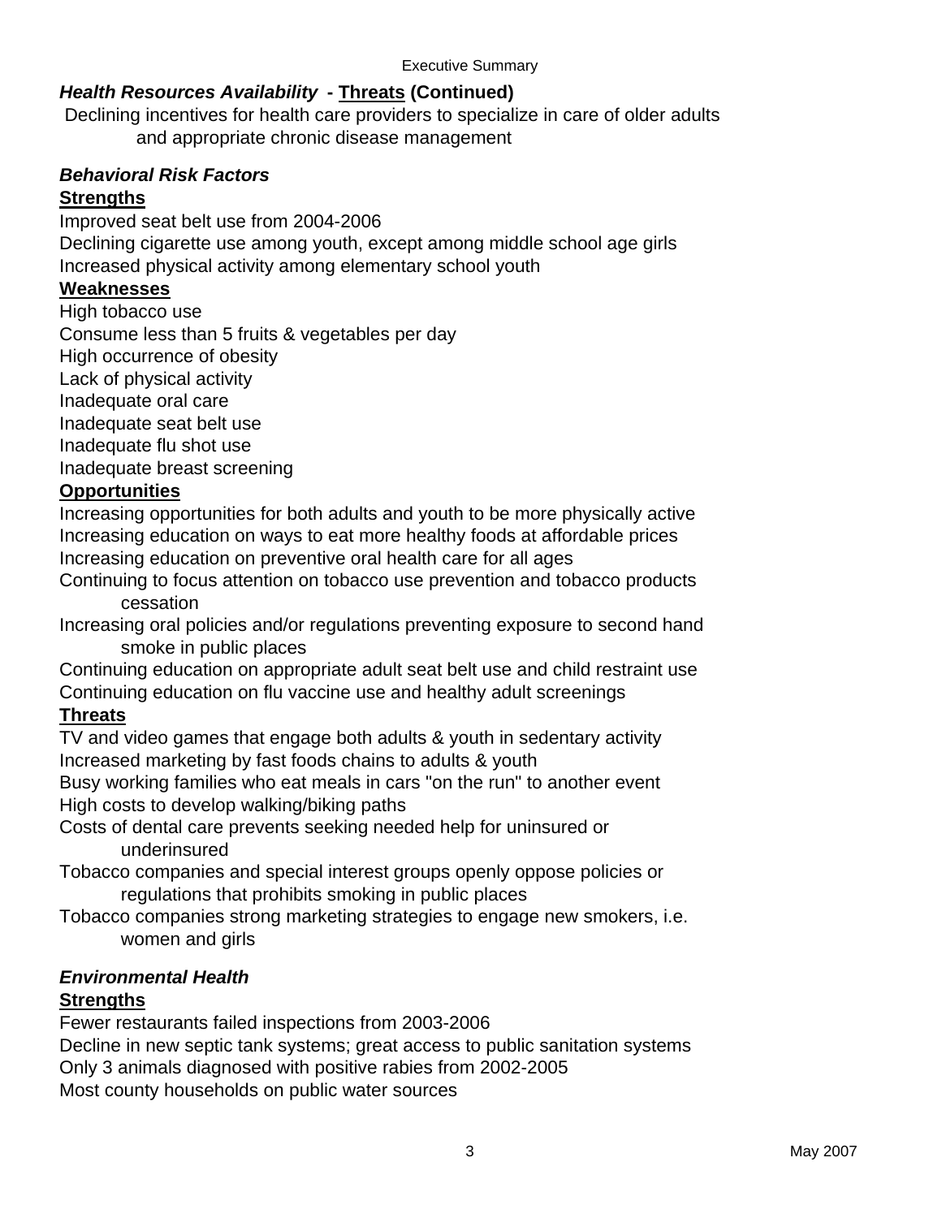### ***Health Resources Availability* - Threats (Continued)**

Declining incentives for health care providers to specialize in care of older adults and appropriate chronic disease management

### ***Behavioral Risk Factors***

**Strengths**

Improved seat belt use from 2004-2006
Declining cigarette use among youth, except among middle school age girls
Increased physical activity among elementary school youth

**Weaknesses**

High tobacco use
Consume less than 5 fruits & vegetables per day
High occurrence of obesity
Lack of physical activity
Inadequate oral care
Inadequate seat belt use
Inadequate flu shot use
Inadequate breast screening

**Opportunities**

Increasing opportunities for both adults and youth to be more physically active
Increasing education on ways to eat more healthy foods at affordable prices
Increasing education on preventive oral health care for all ages
Continuing to focus attention on tobacco use prevention and tobacco products cessation
Increasing oral policies and/or regulations preventing exposure to second hand smoke in public places
Continuing education on appropriate adult seat belt use and child restraint use
Continuing education on flu vaccine use and healthy adult screenings

**Threats**

TV and video games that engage both adults & youth in sedentary activity
Increased marketing by fast foods chains to adults & youth
Busy working families who eat meals in cars "on the run" to another event
High costs to develop walking/biking paths
Costs of dental care prevents seeking needed help for uninsured or underinsured
Tobacco companies and special interest groups openly oppose policies or regulations that prohibits smoking in public places
Tobacco companies strong marketing strategies to engage new smokers, i.e. women and girls

### ***Environmental Health***

**Strengths**

Fewer restaurants failed inspections from 2003-2006
Decline in new septic tank systems; great access to public sanitation systems
Only 3 animals diagnosed with positive rabies from 2002-2005
Most county households on public water sources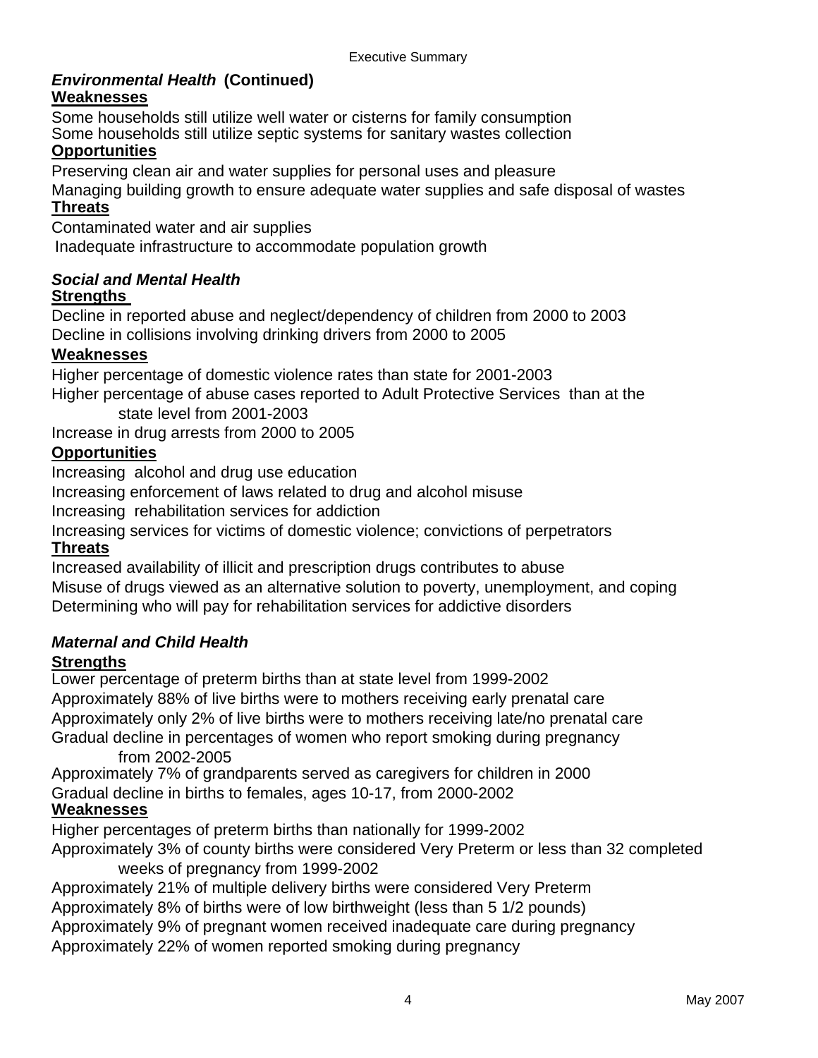### *Environmental Health* (Continued)

**Weaknesses**

Some households still utilize well water or cisterns for family consumption
Some households still utilize septic systems for sanitary wastes collection

**Opportunities**

Preserving clean air and water supplies for personal uses and pleasure
Managing building growth to ensure adequate water supplies and safe disposal of wastes

**Threats**

Contaminated water and air supplies
Inadequate infrastructure to accommodate population growth

### *Social and Mental Health*

**Strengths**

Decline in reported abuse and neglect/dependency of children from 2000 to 2003
Decline in collisions involving drinking drivers from 2000 to 2005

**Weaknesses**

Higher percentage of domestic violence rates than state for 2001-2003
Higher percentage of abuse cases reported to Adult Protective Services than at the state level from 2001-2003
Increase in drug arrests from 2000 to 2005

**Opportunities**

Increasing alcohol and drug use education
Increasing enforcement of laws related to drug and alcohol misuse
Increasing rehabilitation services for addiction
Increasing services for victims of domestic violence; convictions of perpetrators

**Threats**

Increased availability of illicit and prescription drugs contributes to abuse
Misuse of drugs viewed as an alternative solution to poverty, unemployment, and coping
Determining who will pay for rehabilitation services for addictive disorders

### *Maternal and Child Health*

**Strengths**

Lower percentage of preterm births than at state level from 1999-2002
Approximately 88% of live births were to mothers receiving early prenatal care
Approximately only 2% of live births were to mothers receiving late/no prenatal care
Gradual decline in percentages of women who report smoking during pregnancy from 2002-2005
Approximately 7% of grandparents served as caregivers for children in 2000
Gradual decline in births to females, ages 10-17, from 2000-2002

**Weaknesses**

Higher percentages of preterm births than nationally for 1999-2002
Approximately 3% of county births were considered Very Preterm or less than 32 completed weeks of pregnancy from 1999-2002
Approximately 21% of multiple delivery births were considered Very Preterm
Approximately 8% of births were of low birthweight (less than 5 1/2 pounds)
Approximately 9% of pregnant women received inadequate care during pregnancy
Approximately 22% of women reported smoking during pregnancy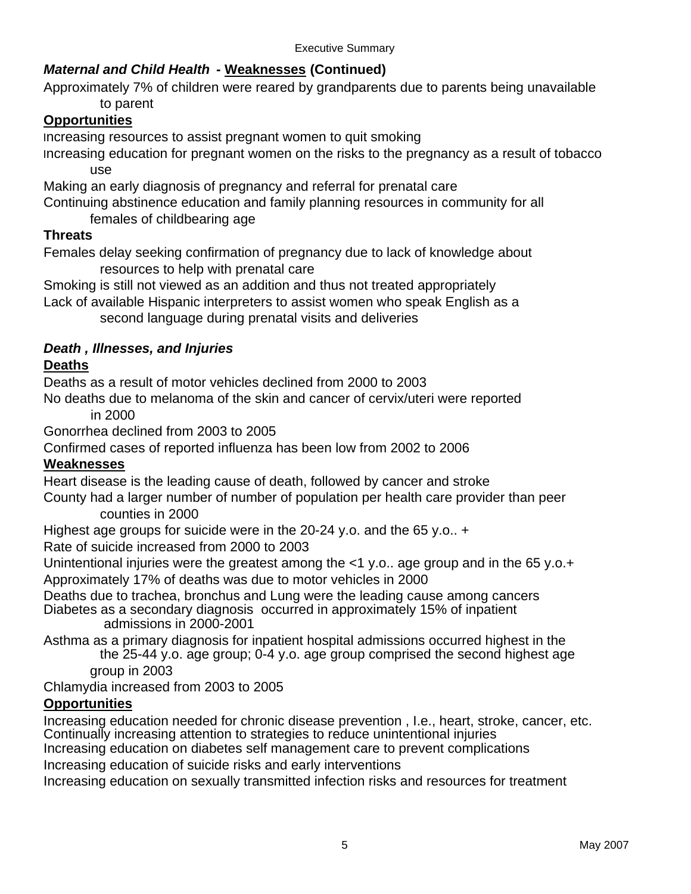### ***Maternal and Child Health*** **- <u>Weaknesses</u> (Continued)**

Approximately 7% of children were reared by grandparents due to parents being unavailable to parent

**<u>Opportunities</u>**

Increasing resources to assist pregnant women to quit smoking

Increasing education for pregnant women on the risks to the pregnancy as a result of tobacco use

Making an early diagnosis of pregnancy and referral for prenatal care

Continuing abstinence education and family planning resources in community for all females of childbearing age

**Threats**

Females delay seeking confirmation of pregnancy due to lack of knowledge about resources to help with prenatal care

Smoking is still not viewed as an addition and thus not treated appropriately

Lack of available Hispanic interpreters to assist women who speak English as a second language during prenatal visits and deliveries

### ***Death , Illnesses, and Injuries***

**<u>Deaths</u>**

Deaths as a result of motor vehicles declined from 2000 to 2003

No deaths due to melanoma of the skin and cancer of cervix/uteri were reported in 2000

Gonorrhea declined from 2003 to 2005

Confirmed cases of reported influenza has been low from 2002 to 2006

**<u>Weaknesses</u>**

Heart disease is the leading cause of death, followed by cancer and stroke

County had a larger number of number of population per health care provider than peer counties in 2000

Highest age groups for suicide were in the 20-24 y.o. and the 65 y.o.. +

Rate of suicide increased from 2000 to 2003

Unintentional injuries were the greatest among the <1 y.o.. age group and in the 65 y.o.+

Approximately 17% of deaths was due to motor vehicles in 2000

Deaths due to trachea, bronchus and Lung were the leading cause among cancers

Diabetes as a secondary diagnosis occurred in approximately 15% of inpatient admissions in 2000-2001

Asthma as a primary diagnosis for inpatient hospital admissions occurred highest in the the 25-44 y.o. age group; 0-4 y.o. age group comprised the second highest age group in 2003

Chlamydia increased from 2003 to 2005

**<u>Opportunities</u>**

Increasing education needed for chronic disease prevention , I.e., heart, stroke, cancer, etc.

Continually increasing attention to strategies to reduce unintentional injuries

Increasing education on diabetes self management care to prevent complications

Increasing education of suicide risks and early interventions

Increasing education on sexually transmitted infection risks and resources for treatment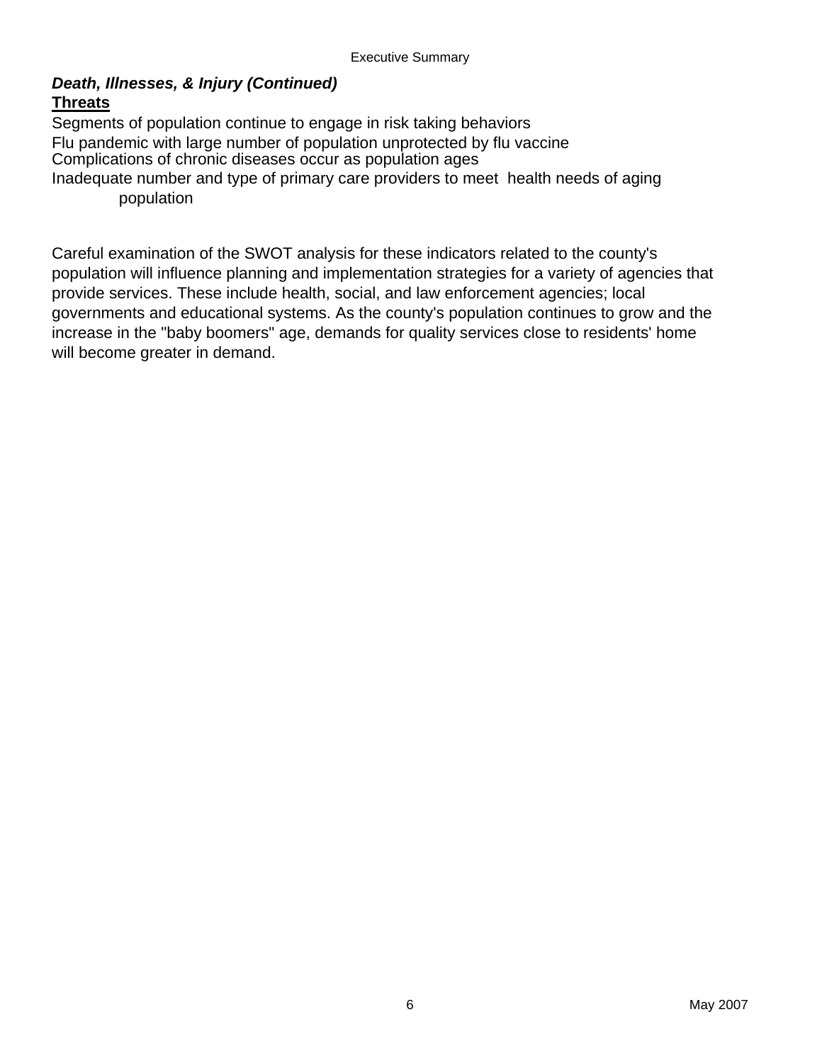***Death, Illnesses, & Injury (Continued)***

**Threats**

Segments of population continue to engage in risk taking behaviors
Flu pandemic with large number of population unprotected by flu vaccine
Complications of chronic diseases occur as population ages
Inadequate number and type of primary care providers to meet health needs of aging population

Careful examination of the SWOT analysis for these indicators related to the county's population will influence planning and implementation strategies for a variety of agencies that provide services. These include health, social, and law enforcement agencies; local governments and educational systems. As the county's population continues to grow and the increase in the "baby boomers" age, demands for quality services close to residents' home will become greater in demand.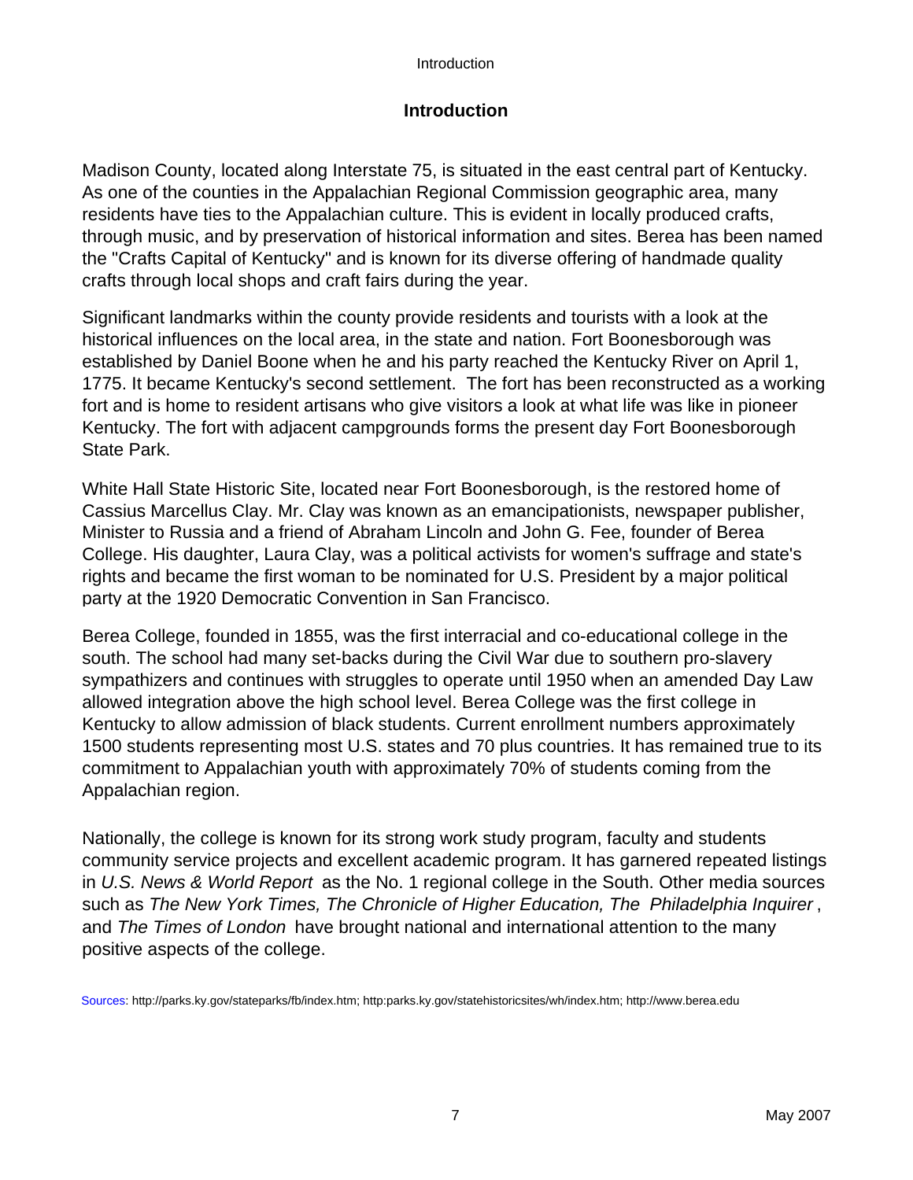# Introduction

Madison County, located along Interstate 75, is situated in the east central part of Kentucky. As one of the counties in the Appalachian Regional Commission geographic area, many residents have ties to the Appalachian culture. This is evident in locally produced crafts, through music, and by preservation of historical information and sites. Berea has been named the "Crafts Capital of Kentucky" and is known for its diverse offering of handmade quality crafts through local shops and craft fairs during the year.

Significant landmarks within the county provide residents and tourists with a look at the historical influences on the local area, in the state and nation. Fort Boonesborough was established by Daniel Boone when he and his party reached the Kentucky River on April 1, 1775. It became Kentucky's second settlement. The fort has been reconstructed as a working fort and is home to resident artisans who give visitors a look at what life was like in pioneer Kentucky. The fort with adjacent campgrounds forms the present day Fort Boonesborough State Park.

White Hall State Historic Site, located near Fort Boonesborough, is the restored home of Cassius Marcellus Clay. Mr. Clay was known as an emancipationists, newspaper publisher, Minister to Russia and a friend of Abraham Lincoln and John G. Fee, founder of Berea College. His daughter, Laura Clay, was a political activists for women's suffrage and state's rights and became the first woman to be nominated for U.S. President by a major political party at the 1920 Democratic Convention in San Francisco.

Berea College, founded in 1855, was the first interracial and co-educational college in the south. The school had many set-backs during the Civil War due to southern pro-slavery sympathizers and continues with struggles to operate until 1950 when an amended Day Law allowed integration above the high school level. Berea College was the first college in Kentucky to allow admission of black students. Current enrollment numbers approximately 1500 students representing most U.S. states and 70 plus countries. It has remained true to its commitment to Appalachian youth with approximately 70% of students coming from the Appalachian region.

Nationally, the college is known for its strong work study program, faculty and students community service projects and excellent academic program. It has garnered repeated listings in *U.S. News & World Report* as the No. 1 regional college in the South. Other media sources such as *The New York Times, The Chronicle of Higher Education, The Philadelphia Inquirer*, and *The Times of London* have brought national and international attention to the many positive aspects of the college.

Sources: http://parks.ky.gov/stateparks/fb/index.htm; http:parks.ky.gov/statehistoricsites/wh/index.htm; http://www.berea.edu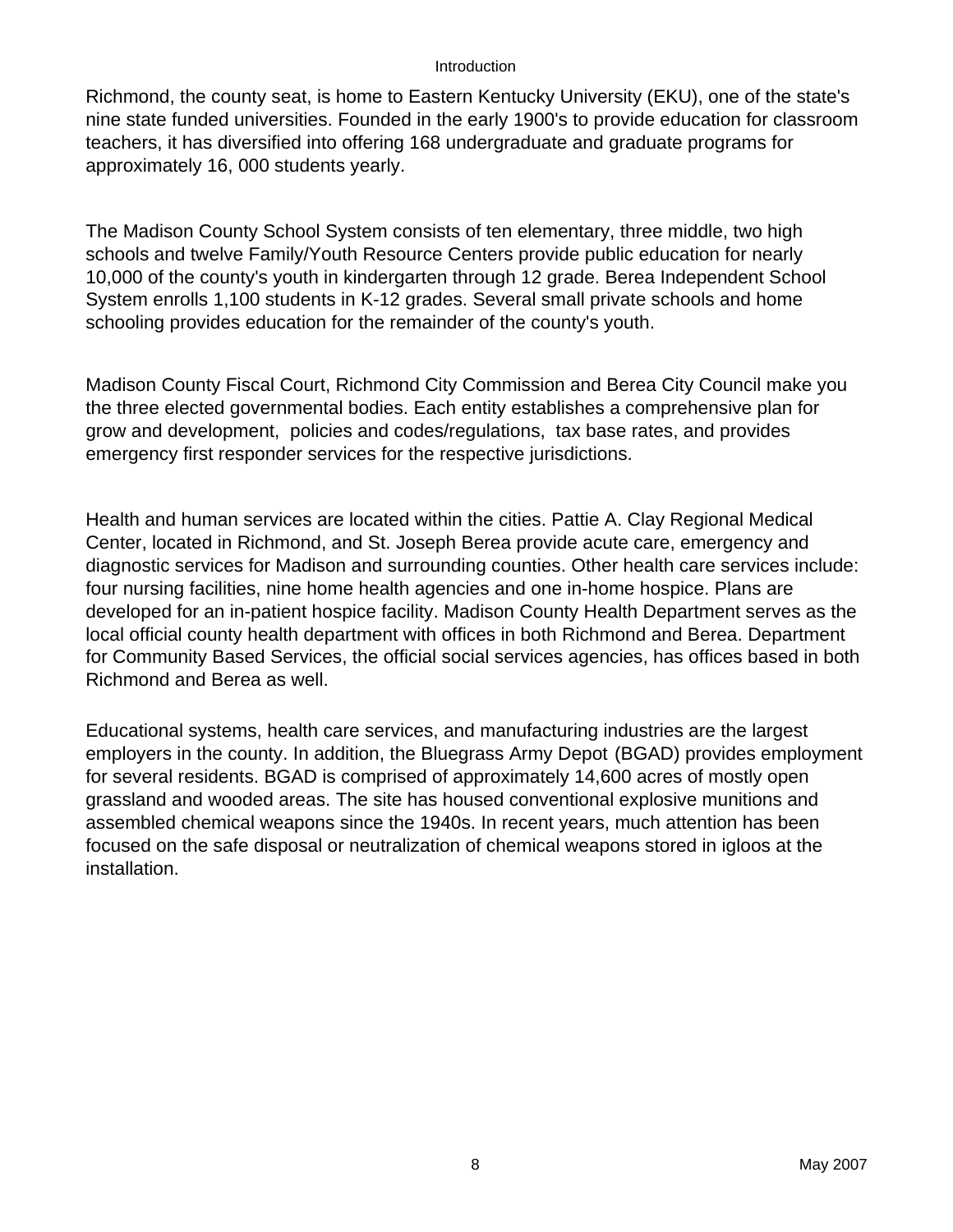Richmond, the county seat, is home to Eastern Kentucky University (EKU), one of the state's nine state funded universities. Founded in the early 1900's to provide education for classroom teachers, it has diversified into offering 168 undergraduate and graduate programs for approximately 16, 000 students yearly.

The Madison County School System consists of ten elementary, three middle, two high schools and twelve Family/Youth Resource Centers provide public education for nearly 10,000 of the county's youth in kindergarten through 12 grade. Berea Independent School System enrolls 1,100 students in K-12 grades. Several small private schools and home schooling provides education for the remainder of the county's youth.

Madison County Fiscal Court, Richmond City Commission and Berea City Council make you the three elected governmental bodies. Each entity establishes a comprehensive plan for grow and development, policies and codes/regulations, tax base rates, and provides emergency first responder services for the respective jurisdictions.

Health and human services are located within the cities. Pattie A. Clay Regional Medical Center, located in Richmond, and St. Joseph Berea provide acute care, emergency and diagnostic services for Madison and surrounding counties. Other health care services include: four nursing facilities, nine home health agencies and one in-home hospice. Plans are developed for an in-patient hospice facility. Madison County Health Department serves as the local official county health department with offices in both Richmond and Berea. Department for Community Based Services, the official social services agencies, has offices based in both Richmond and Berea as well.

Educational systems, health care services, and manufacturing industries are the largest employers in the county. In addition, the Bluegrass Army Depot (BGAD) provides employment for several residents. BGAD is comprised of approximately 14,600 acres of mostly open grassland and wooded areas. The site has housed conventional explosive munitions and assembled chemical weapons since the 1940s. In recent years, much attention has been focused on the safe disposal or neutralization of chemical weapons stored in igloos at the installation.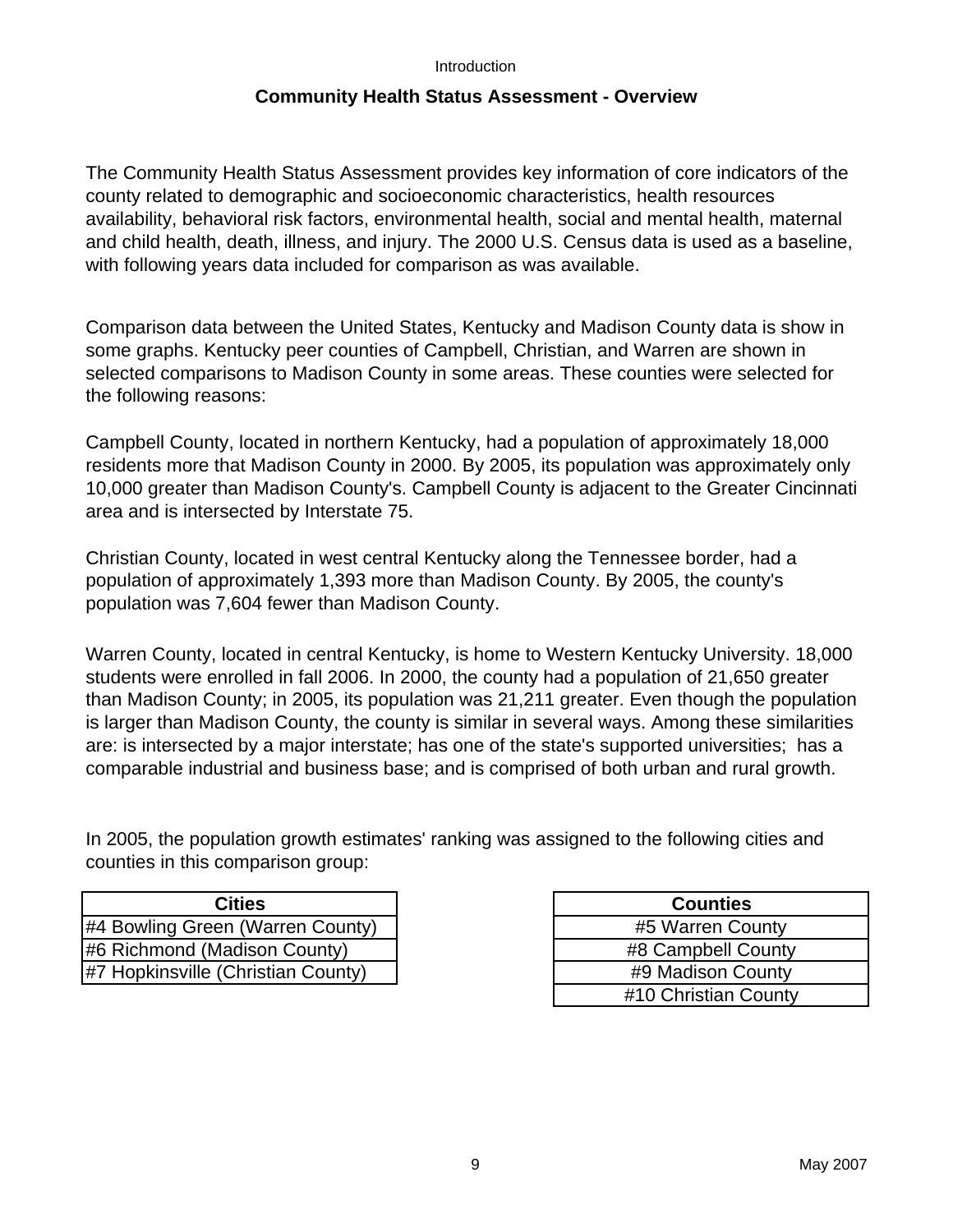## Community Health Status Assessment - Overview

The Community Health Status Assessment provides key information of core indicators of the county related to demographic and socioeconomic characteristics, health resources availability, behavioral risk factors, environmental health, social and mental health, maternal and child health, death, illness, and injury. The 2000 U.S. Census data is used as a baseline, with following years data included for comparison as was available.

Comparison data between the United States, Kentucky and Madison County data is show in some graphs. Kentucky peer counties of Campbell, Christian, and Warren are shown in selected comparisons to Madison County in some areas. These counties were selected for the following reasons:

Campbell County, located in northern Kentucky, had a population of approximately 18,000 residents more that Madison County in 2000. By 2005, its population was approximately only 10,000 greater than Madison County's. Campbell County is adjacent to the Greater Cincinnati area and is intersected by Interstate 75.

Christian County, located in west central Kentucky along the Tennessee border, had a population of approximately 1,393 more than Madison County. By 2005, the county's population was 7,604 fewer than Madison County.

Warren County, located in central Kentucky, is home to Western Kentucky University. 18,000 students were enrolled in fall 2006. In 2000, the county had a population of 21,650 greater than Madison County; in 2005, its population was 21,211 greater. Even though the population is larger than Madison County, the county is similar in several ways. Among these similarities are: is intersected by a major interstate; has one of the state's supported universities; has a comparable industrial and business base; and is comprised of both urban and rural growth.

In 2005, the population growth estimates' ranking was assigned to the following cities and counties in this comparison group:

| Cities |
|---|
| #4 Bowling Green (Warren County) |
| #6 Richmond (Madison County) |
| #7 Hopkinsville (Christian County) |

| Counties |
|---|
| #5 Warren County |
| #8 Campbell County |
| #9 Madison County |
| #10 Christian County |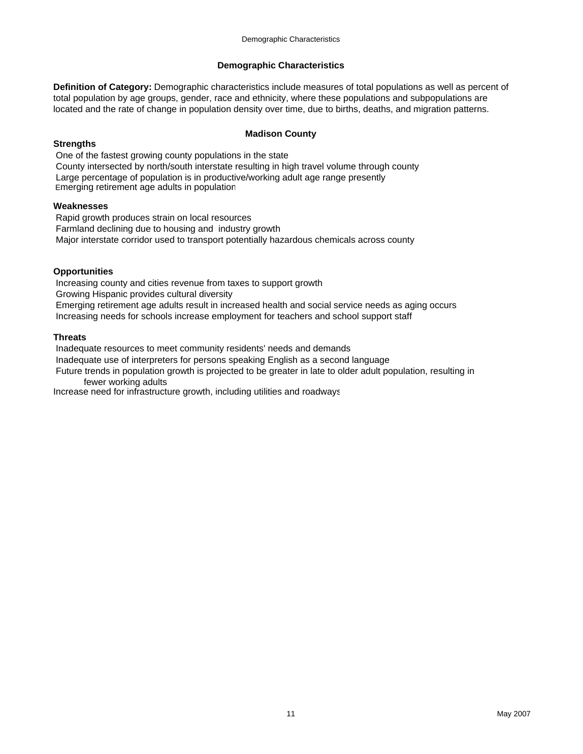# Demographic Characteristics

**Definition of Category:** Demographic characteristics include measures of total populations as well as percent of total population by age groups, gender, race and ethnicity, where these populations and subpopulations are located and the rate of change in population density over time, due to births, deaths, and migration patterns.

## Madison County

**Strengths**

- One of the fastest growing county populations in the state
- County intersected by north/south interstate resulting in high travel volume through county
- Large percentage of population is in productive/working adult age range presently
- Emerging retirement age adults in population

**Weaknesses**

- Rapid growth produces strain on local resources
- Farmland declining due to housing and industry growth
- Major interstate corridor used to transport potentially hazardous chemicals across county

**Opportunities**

- Increasing county and cities revenue from taxes to support growth
- Growing Hispanic provides cultural diversity
- Emerging retirement age adults result in increased health and social service needs as aging occurs
- Increasing needs for schools increase employment for teachers and school support staff

**Threats**

- Inadequate resources to meet community residents' needs and demands
- Inadequate use of interpreters for persons speaking English as a second language
- Future trends in population growth is projected to be greater in late to older adult population, resulting in fewer working adults
- Increase need for infrastructure growth, including utilities and roadways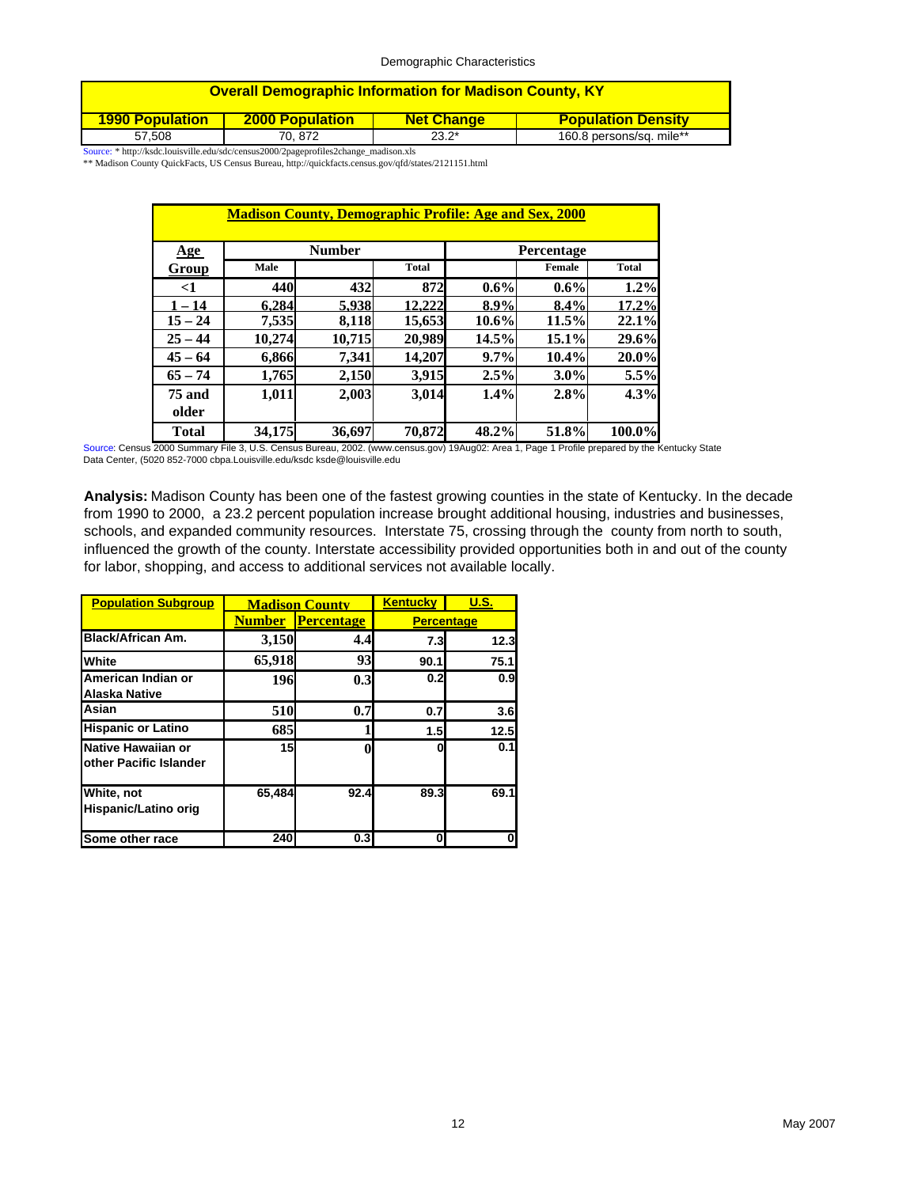Demographic Characteristics

| Overall Demographic Information for Madison County, KY | | | |
|---|---|---|---|
| **1990 Population** | **2000 Population** | **Net Change** | **Population Density** |
| 57,508 | 70, 872 | 23.2* | 160.8 persons/sq. mile** |

Source: * http://ksdc.louisville.edu/sdc/census2000/2pageprofiles2change_madison.xls

** Madison County QuickFacts, US Census Bureau, http://quickfacts.census.gov/qfd/states/2121151.html

| Madison County, Demographic Profile: Age and Sex, 2000 | | | | | | |
|---|---|---|---|---|---|---|
| **Age Group** | **Number** | | | **Percentage** | | |
| | Male | | Total | | Female | Total |
| <1 | 440 | 432 | 872 | 0.6% | 0.6% | 1.2% |
| 1 – 14 | 6,284 | 5,938 | 12,222 | 8.9% | 8.4% | 17.2% |
| 15 – 24 | 7,535 | 8,118 | 15,653 | 10.6% | 11.5% | 22.1% |
| 25 – 44 | 10,274 | 10,715 | 20,989 | 14.5% | 15.1% | 29.6% |
| 45 – 64 | 6,866 | 7,341 | 14,207 | 9.7% | 10.4% | 20.0% |
| 65 – 74 | 1,765 | 2,150 | 3,915 | 2.5% | 3.0% | 5.5% |
| 75 and older | 1,011 | 2,003 | 3,014 | 1.4% | 2.8% | 4.3% |
| Total | 34,175 | 36,697 | 70,872 | 48.2% | 51.8% | 100.0% |

Source: Census 2000 Summary File 3, U.S. Census Bureau, 2002. (www.census.gov) 19Aug02: Area 1, Page 1 Profile prepared by the Kentucky State Data Center, (5020 852-7000 cbpa.Louisville.edu/ksdc ksde@louisville.edu

**Analysis:** Madison County has been one of the fastest growing counties in the state of Kentucky. In the decade from 1990 to 2000, a 23.2 percent population increase brought additional housing, industries and businesses, schools, and expanded community resources. Interstate 75, crossing through the county from north to south, influenced the growth of the county. Interstate accessibility provided opportunities both in and out of the county for labor, shopping, and access to additional services not available locally.

| Population Subgroup | Madison County | | Kentucky | U.S. |
|---|---|---|---|---|
| | **Number** | **Percentage** | **Percentage** | |
| Black/African Am. | 3,150 | 4.4 | 7.3 | 12.3 |
| White | 65,918 | 93 | 90.1 | 75.1 |
| American Indian or Alaska Native | 196 | 0.3 | 0.2 | 0.9 |
| Asian | 510 | 0.7 | 0.7 | 3.6 |
| Hispanic or Latino | 685 | 1 | 1.5 | 12.5 |
| Native Hawaiian or other Pacific Islander | 15 | 0 | 0 | 0.1 |
| White, not Hispanic/Latino orig | 65,484 | 92.4 | 89.3 | 69.1 |
| Some other race | 240 | 0.3 | 0 | 0 |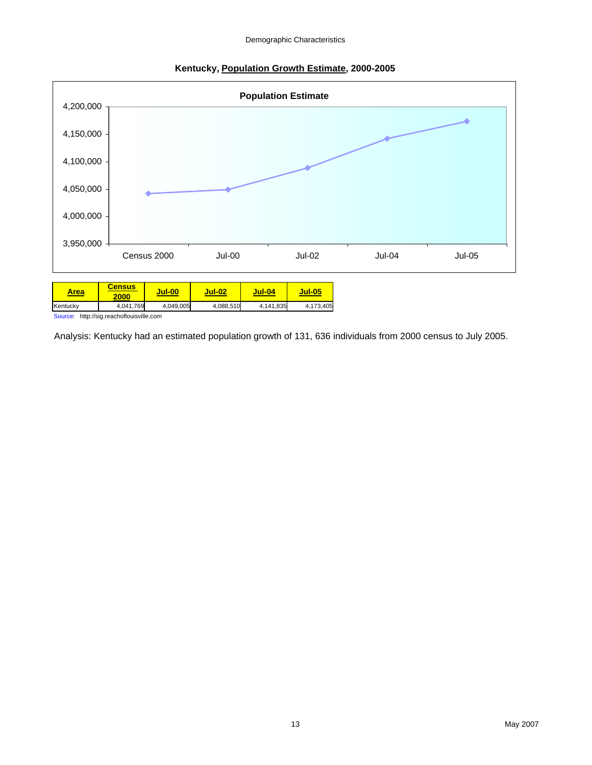## Kentucky, Population Growth Estimate, 2000-2005

**Population Estimate**

| Area | Census 2000 | Jul-00 | Jul-02 | Jul-04 | Jul-05 |
|---|---|---|---|---|---|
| Kentucky | 4,041,769 | 4,049,005 | 4,088,510 | 4,141,835 | 4,173,405 |

Source: http://sig.reachoflouisville.com

Analysis: Kentucky had an estimated population growth of 131, 636 individuals from 2000 census to July 2005.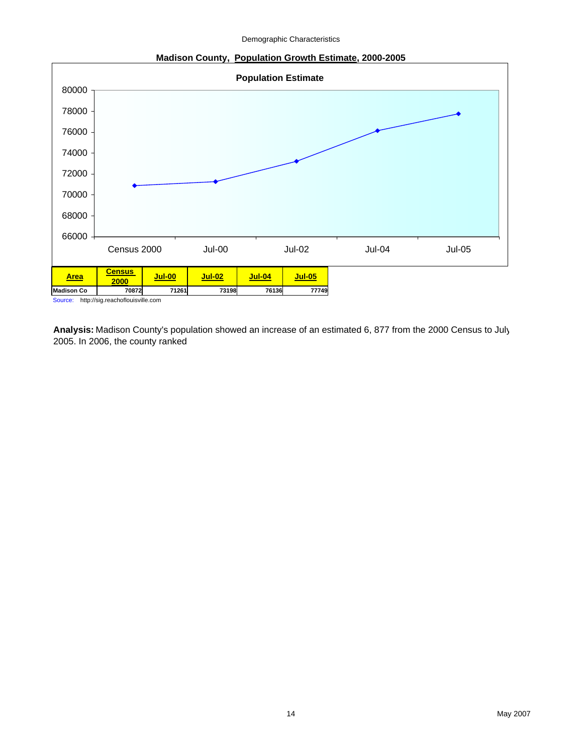## Madison County, Population Growth Estimate, 2000-2005

| Area | Census 2000 | Jul-00 | Jul-02 | Jul-04 | Jul-05 |
|---|---|---|---|---|---|
| Madison Co | 70872 | 71261 | 73198 | 76136 | 77749 |

Source: http://sig.reachoflouisville.com

**Analysis:** Madison County's population showed an increase of an estimated 6, 877 from the 2000 Census to July 2005. In 2006, the county ranked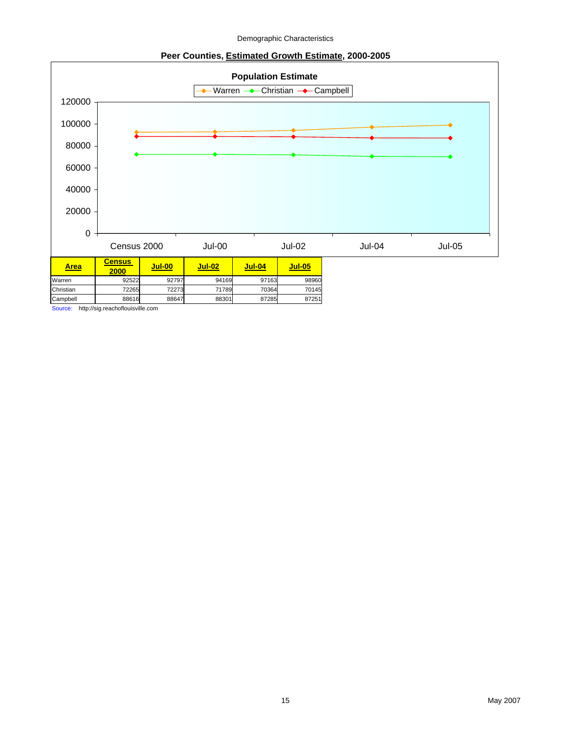## Peer Counties, Estimated Growth Estimate, 2000-2005

**Population Estimate**

Warren — Christian — Campbell

120000
100000
80000
60000
40000
20000
0

Census 2000 Jul-00 Jul-02 Jul-04 Jul-05

| Area | Census 2000 | Jul-00 | Jul-02 | Jul-04 | Jul-05 |
|---|---|---|---|---|---|
| Warren | 92522 | 92797 | 94169 | 97163 | 98960 |
| Christian | 72265 | 72273 | 71789 | 70364 | 70145 |
| Campbell | 88616 | 88647 | 88301 | 87285 | 87251 |

Source: http://sig.reachoflouisville.com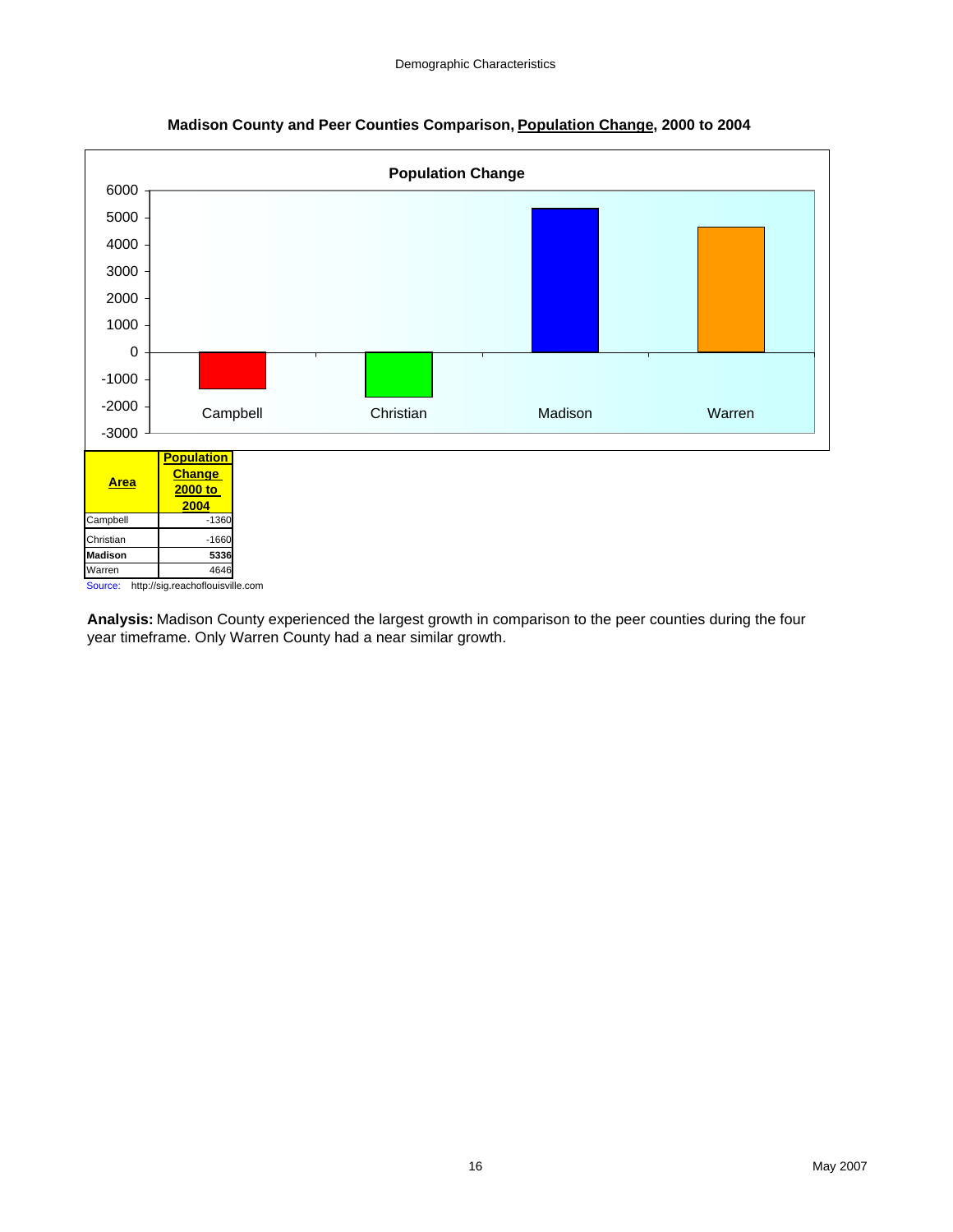**Madison County and Peer Counties Comparison, Population Change, 2000 to 2004**

**Population Change**

| Area | Population Change 2000 to 2004 |
|---|---|
| Campbell | -1360 |
| Christian | -1660 |
| **Madison** | **5336** |
| Warren | 4646 |

Source: http://sig.reachoflouisville.com

**Analysis:** Madison County experienced the largest growth in comparison to the peer counties during the four year timeframe. Only Warren County had a near similar growth.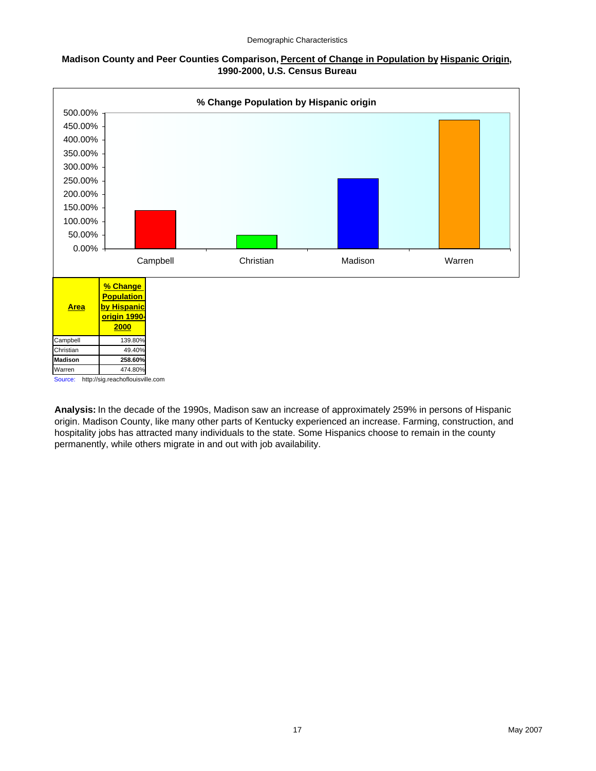**Madison County and Peer Counties Comparison, Percent of Change in Population by Hispanic Origin, 1990-2000, U.S. Census Bureau**

**% Change Population by Hispanic origin**

| Area | % Change Population by Hispanic origin 1990-2000 |
|---|---|
| Campbell | 139.80% |
| Christian | 49.40% |
| **Madison** | **258.60%** |
| Warren | 474.80% |

Source: http://sig.reachoflouisville.com

**Analysis:** In the decade of the 1990s, Madison saw an increase of approximately 259% in persons of Hispanic origin. Madison County, like many other parts of Kentucky experienced an increase. Farming, construction, and hospitality jobs has attracted many individuals to the state. Some Hispanics choose to remain in the county permanently, while others migrate in and out with job availability.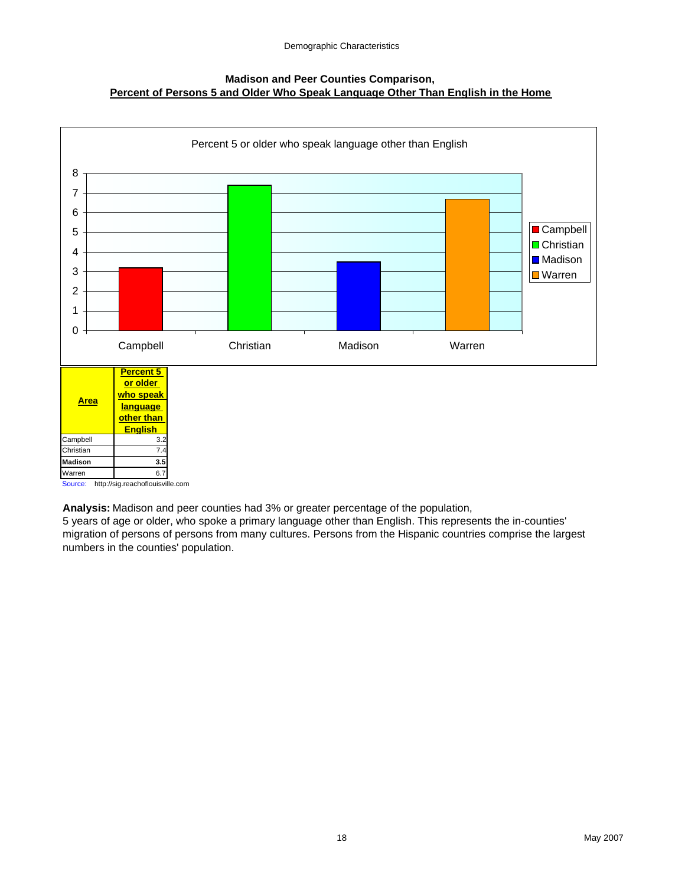## Madison and Peer Counties Comparison, Percent of Persons 5 and Older Who Speak Language Other Than English in the Home

Percent 5 or older who speak language other than English

| Area | Percent 5 or older who speak language other than English |
|---|---|
| Campbell | 3.2 |
| Christian | 7.4 |
| **Madison** | **3.5** |
| Warren | 6.7 |

Source: http://sig.reachoflouisville.com

**Analysis:** Madison and peer counties had 3% or greater percentage of the population, 5 years of age or older, who spoke a primary language other than English. This represents the in-counties' migration of persons of persons from many cultures. Persons from the Hispanic countries comprise the largest numbers in the counties' population.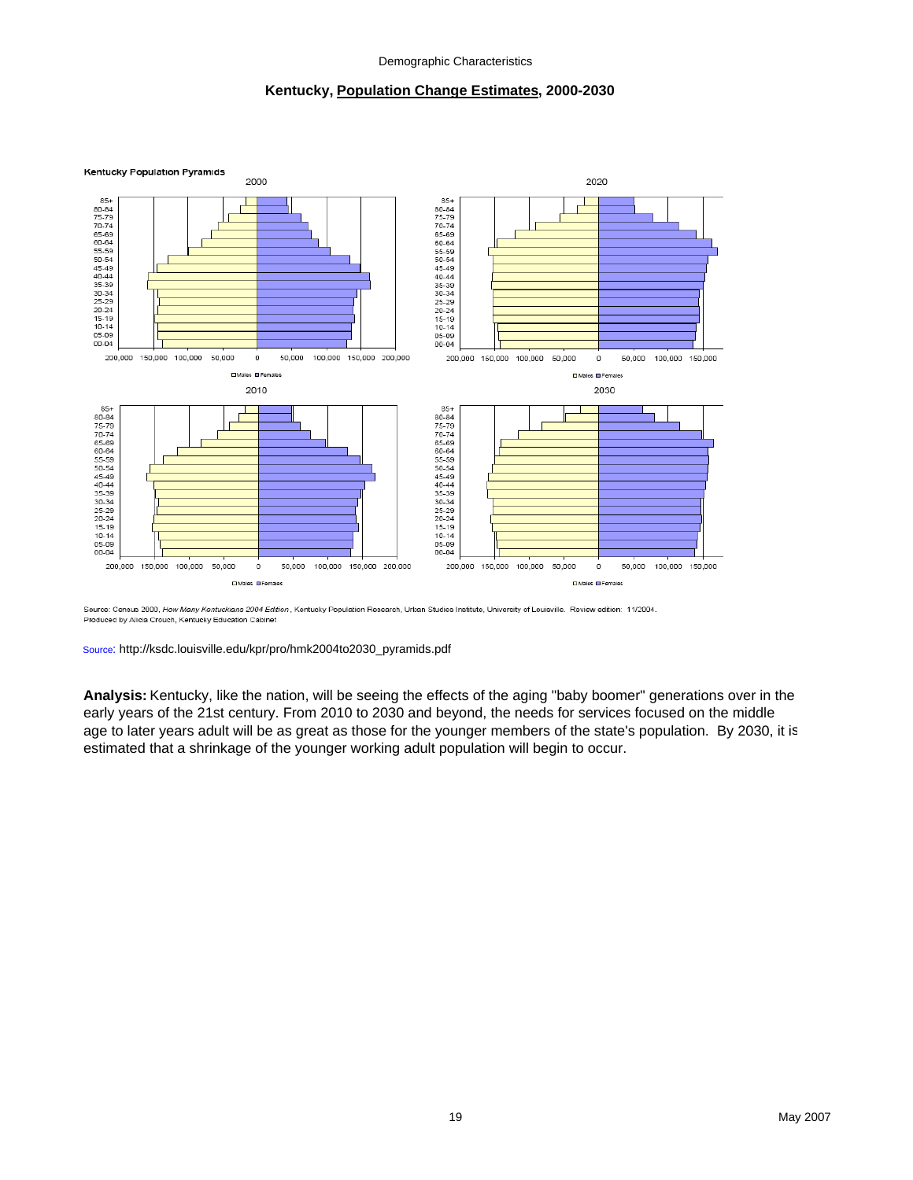Demographic Characteristics

## Kentucky, Population Change Estimates, 2000-2030

Kentucky Population Pyramids

Source: Census 2000, *How Many Kentuckians 2004 Edition*, Kentucky Population Research, Urban Studies Institute, University of Louisville. Review edition: 11/2004.
Produced by Alicia Crouch, Kentucky Education Cabinet

Source: http://ksdc.louisville.edu/kpr/pro/hmk2004to2030_pyramids.pdf

**Analysis:** Kentucky, like the nation, will be seeing the effects of the aging "baby boomer" generations over in the early years of the 21st century. From 2010 to 2030 and beyond, the needs for services focused on the middle age to later years adult will be as great as those for the younger members of the state's population. By 2030, it is estimated that a shrinkage of the younger working adult population will begin to occur.

May 2007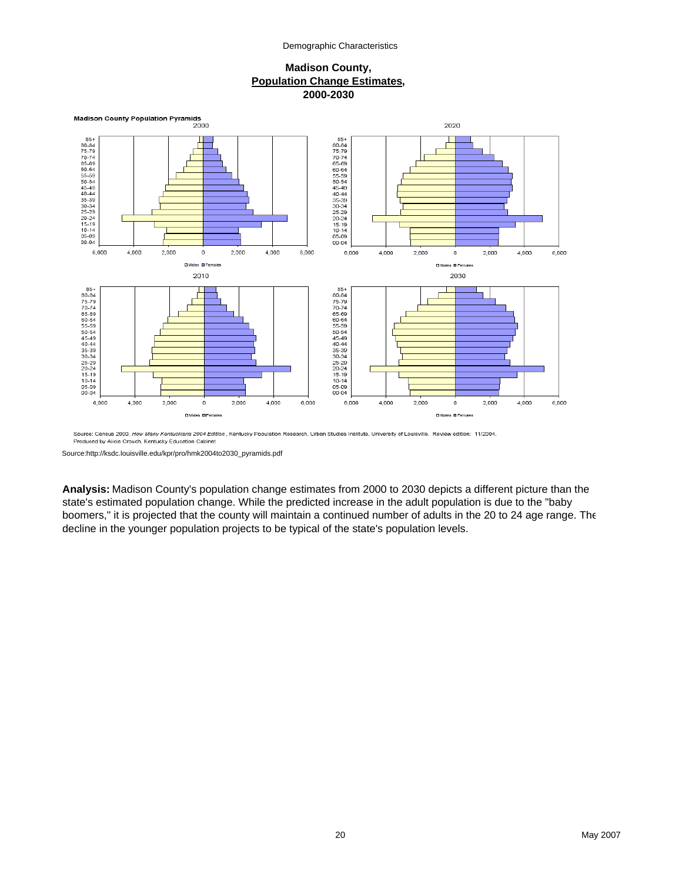**Madison County,**
**Population Change Estimates,**
**2000-2030**

**Madison County Population Pyramids**

Source: Census 2000, *How Many Kentuckians 2004 Edition*, Kentucky Population Research, Urban Studies Institute, University of Louisville. Review edition: 11/2004.
Produced by Alicia Crouch, Kentucky Education Cabinet

Source:http://ksdc.louisville.edu/kpr/pro/hmk2004to2030_pyramids.pdf

**Analysis:** Madison County's population change estimates from 2000 to 2030 depicts a different picture than the state's estimated population change. While the predicted increase in the adult population is due to the "baby boomers," it is projected that the county will maintain a continued number of adults in the 20 to 24 age range. The decline in the younger population projects to be typical of the state's population levels.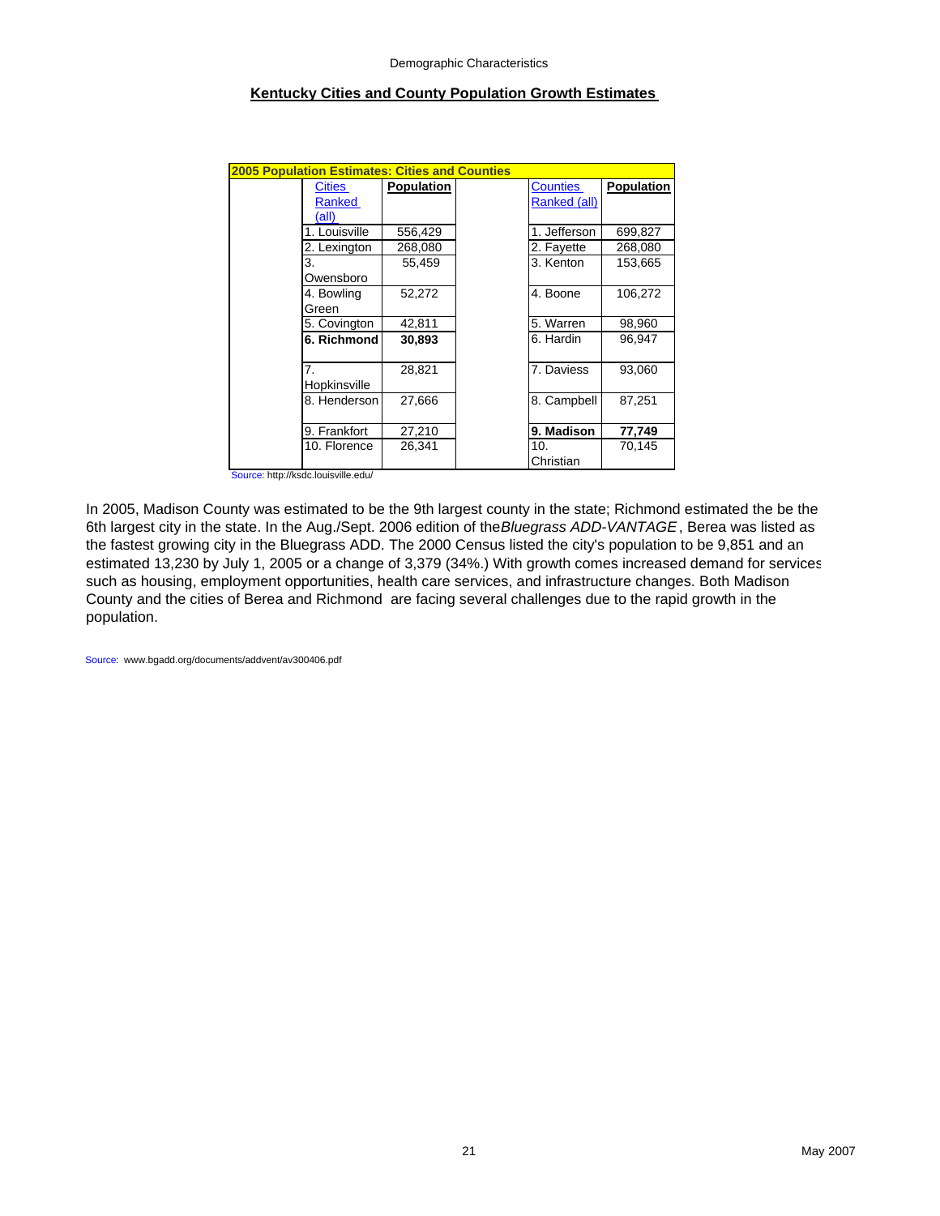## Kentucky Cities and County Population Growth Estimates

| 2005 Population Estimates: Cities and Counties | | | | |
|---|---|---|---|---|
| Cities Ranked (all) | **Population** | | Counties Ranked (all) | **Population** |
| 1. Louisville | 556,429 | | 1. Jefferson | 699,827 |
| 2. Lexington | 268,080 | | 2. Fayette | 268,080 |
| 3. Owensboro | 55,459 | | 3. Kenton | 153,665 |
| 4. Bowling Green | 52,272 | | 4. Boone | 106,272 |
| 5. Covington | 42,811 | | 5. Warren | 98,960 |
| **6. Richmond** | **30,893** | | 6. Hardin | 96,947 |
| 7. Hopkinsville | 28,821 | | 7. Daviess | 93,060 |
| 8. Henderson | 27,666 | | 8. Campbell | 87,251 |
| 9. Frankfort | 27,210 | | **9. Madison** | **77,749** |
| 10. Florence | 26,341 | | 10. Christian | 70,145 |

Source: http://ksdc.louisville.edu/

In 2005, Madison County was estimated to be the 9th largest county in the state; Richmond estimated the be the 6th largest city in the state. In the Aug./Sept. 2006 edition of the *Bluegrass ADD-VANTAGE*, Berea was listed as the fastest growing city in the Bluegrass ADD. The 2000 Census listed the city's population to be 9,851 and an estimated 13,230 by July 1, 2005 or a change of 3,379 (34%.) With growth comes increased demand for services such as housing, employment opportunities, health care services, and infrastructure changes. Both Madison County and the cities of Berea and Richmond are facing several challenges due to the rapid growth in the population.

Source: www.bgadd.org/documents/addvent/av300406.pdf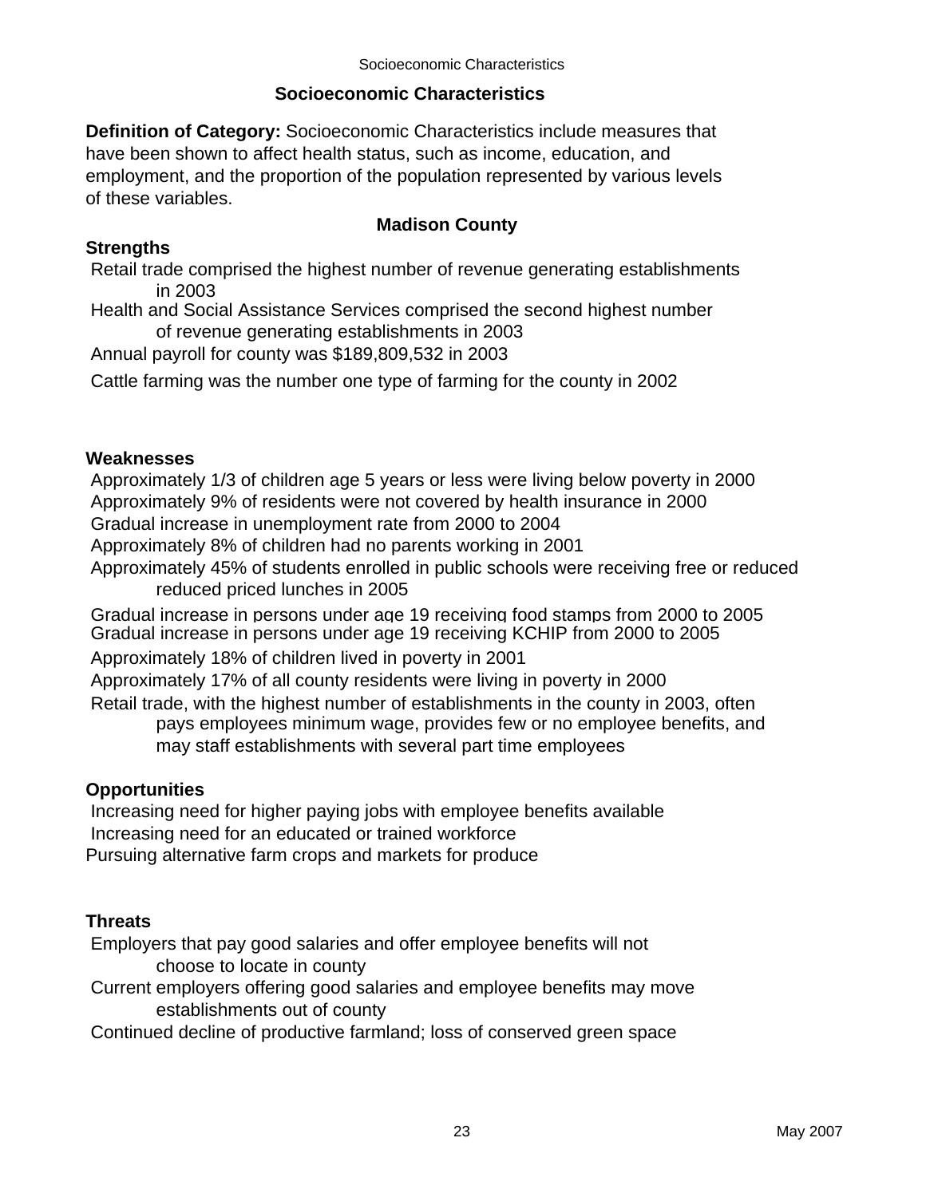## Socioeconomic Characteristics

**Definition of Category:** Socioeconomic Characteristics include measures that have been shown to affect health status, such as income, education, and employment, and the proportion of the population represented by various levels of these variables.

### Madison County

**Strengths**

- Retail trade comprised the highest number of revenue generating establishments in 2003
- Health and Social Assistance Services comprised the second highest number of revenue generating establishments in 2003
- Annual payroll for county was $189,809,532 in 2003
- Cattle farming was the number one type of farming for the county in 2002

**Weaknesses**

- Approximately 1/3 of children age 5 years or less were living below poverty in 2000
- Approximately 9% of residents were not covered by health insurance in 2000
- Gradual increase in unemployment rate from 2000 to 2004
- Approximately 8% of children had no parents working in 2001
- Approximately 45% of students enrolled in public schools were receiving free or reduced reduced priced lunches in 2005
- Gradual increase in persons under age 19 receiving food stamps from 2000 to 2005
- Gradual increase in persons under age 19 receiving KCHIP from 2000 to 2005
- Approximately 18% of children lived in poverty in 2001
- Approximately 17% of all county residents were living in poverty in 2000
- Retail trade, with the highest number of establishments in the county in 2003, often pays employees minimum wage, provides few or no employee benefits, and may staff establishments with several part time employees

**Opportunities**

- Increasing need for higher paying jobs with employee benefits available
- Increasing need for an educated or trained workforce
- Pursuing alternative farm crops and markets for produce

**Threats**

- Employers that pay good salaries and offer employee benefits will not choose to locate in county
- Current employers offering good salaries and employee benefits may move establishments out of county
- Continued decline of productive farmland; loss of conserved green space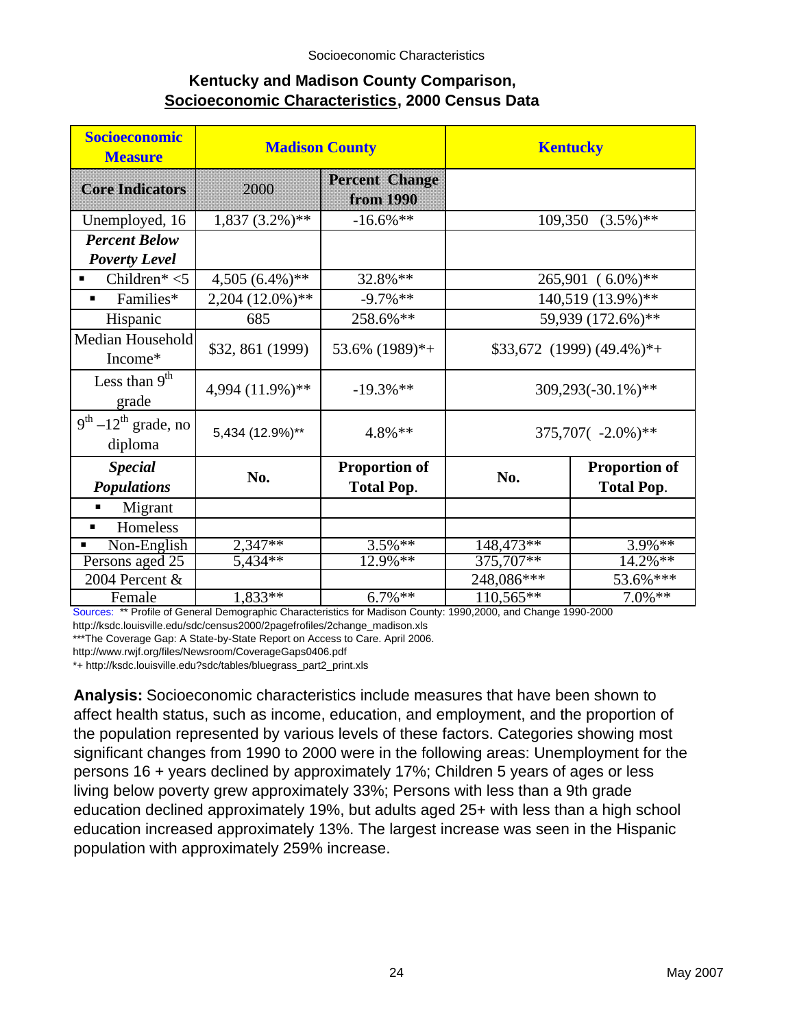## Kentucky and Madison County Comparison, Socioeconomic Characteristics, 2000 Census Data

| Socioeconomic Measure | Madison County | | Kentucky | |
|---|---|---|---|---|
| **Core Indicators** | **2000** | **Percent Change from 1990** | | |
| Unemployed, 16 | 1,837 (3.2%)** | -16.6%** | 109,350 (3.5%)** | |
| ***Percent Below Poverty Level*** | | | | |
| ▪ Children* <5 | 4,505 (6.4%)** | 32.8%** | 265,901 ( 6.0%)** | |
| ▪ Families* | 2,204 (12.0%)** | -9.7%** | 140,519 (13.9%)** | |
| Hispanic | 685 | 258.6%** | 59,939 (172.6%)** | |
| Median Household Income* | $32, 861 (1999) | 53.6% (1989)*+ | $33,672 (1999) (49.4%)*+ | |
| Less than 9th grade | 4,994 (11.9%)** | -19.3%** | 309,293(-30.1%)** | |
| 9th –12th grade, no diploma | 5,434 (12.9%)** | 4.8%** | 375,707( -2.0%)** | |
| ***Special Populations*** | **No.** | **Proportion of Total Pop.** | **No.** | **Proportion of Total Pop.** |
| ▪ Migrant | | | | |
| ▪ Homeless | | | | |
| ▪ Non-English | 2,347** | 3.5%** | 148,473** | 3.9%** |
| Persons aged 25 | 5,434** | 12.9%** | 375,707** | 14.2%** |
| 2004 Percent & | | | 248,086*** | 53.6%*** |
| Female | 1,833** | 6.7%** | 110,565** | 7.0%** |

Sources: ** Profile of General Demographic Characteristics for Madison County: 1990,2000, and Change 1990-2000
http://ksdc.louisville.edu/sdc/census2000/2pagefrofiles/2change_madison.xls
***The Coverage Gap: A State-by-State Report on Access to Care. April 2006.
http://www.rwjf.org/files/Newsroom/CoverageGaps0406.pdf
*+ http://ksdc.louisville.edu?sdc/tables/bluegrass_part2_print.xls

**Analysis:** Socioeconomic characteristics include measures that have been shown to affect health status, such as income, education, and employment, and the proportion of the population represented by various levels of these factors. Categories showing most significant changes from 1990 to 2000 were in the following areas: Unemployment for the persons 16 + years declined by approximately 17%; Children 5 years of ages or less living below poverty grew approximately 33%; Persons with less than a 9th grade education declined approximately 19%, but adults aged 25+ with less than a high school education increased approximately 13%. The largest increase was seen in the Hispanic population with approximately 259% increase.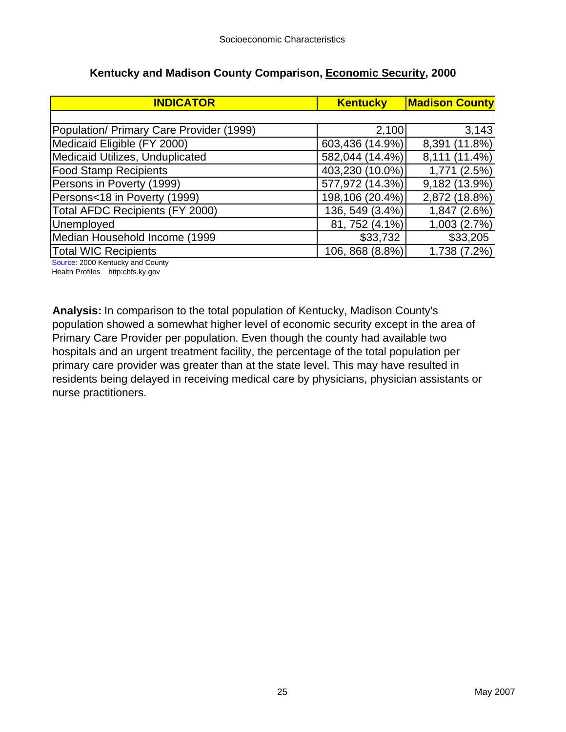Socioeconomic Characteristics

## Kentucky and Madison County Comparison, Economic Security, 2000

| INDICATOR | Kentucky | Madison County |
|---|---|---|
| | | |
| Population/ Primary Care Provider (1999) | 2,100 | 3,143 |
| Medicaid Eligible (FY 2000) | 603,436 (14.9%) | 8,391 (11.8%) |
| Medicaid Utilizes, Unduplicated | 582,044 (14.4%) | 8,111 (11.4%) |
| Food Stamp Recipients | 403,230 (10.0%) | 1,771 (2.5%) |
| Persons in Poverty (1999) | 577,972 (14.3%) | 9,182 (13.9%) |
| Persons<18 in Poverty (1999) | 198,106 (20.4%) | 2,872 (18.8%) |
| Total AFDC Recipients (FY 2000) | 136, 549 (3.4%) | 1,847 (2.6%) |
| Unemployed | 81, 752 (4.1%) | 1,003 (2.7%) |
| Median Household Income (1999 | $33,732 | $33,205 |
| Total WIC Recipients | 106, 868 (8.8%) | 1,738 (7.2%) |

Source: 2000 Kentucky and County Health Profiles http:chfs.ky.gov

**Analysis:** In comparison to the total population of Kentucky, Madison County's population showed a somewhat higher level of economic security except in the area of Primary Care Provider per population. Even though the county had available two hospitals and an urgent treatment facility, the percentage of the total population per primary care provider was greater than at the state level. This may have resulted in residents being delayed in receiving medical care by physicians, physician assistants or nurse practitioners.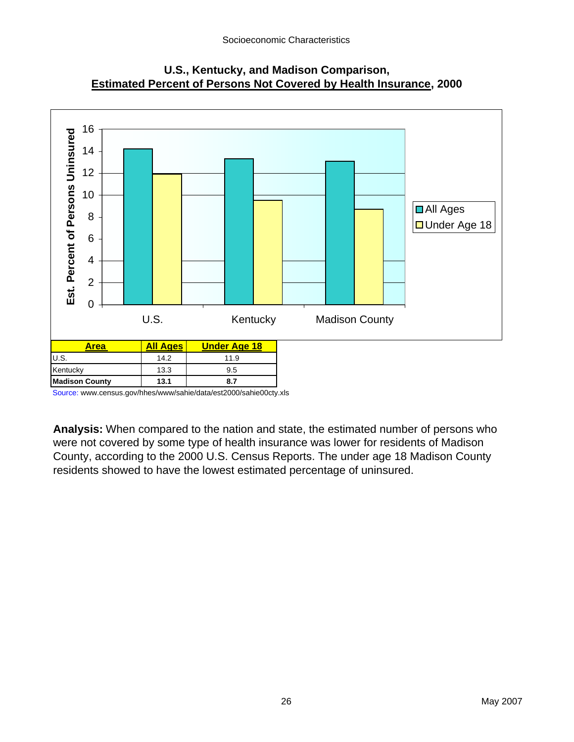## U.S., Kentucky, and Madison Comparison, Estimated Percent of Persons Not Covered by Health Insurance, 2000

| Area | All Ages | Under Age 18 |
|---|---|---|
| U.S. | 14.2 | 11.9 |
| Kentucky | 13.3 | 9.5 |
| **Madison County** | **13.1** | **8.7** |

Source: www.census.gov/hhes/www/sahie/data/est2000/sahie00cty.xls

**Analysis:** When compared to the nation and state, the estimated number of persons who were not covered by some type of health insurance was lower for residents of Madison County, according to the 2000 U.S. Census Reports. The under age 18 Madison County residents showed to have the lowest estimated percentage of uninsured.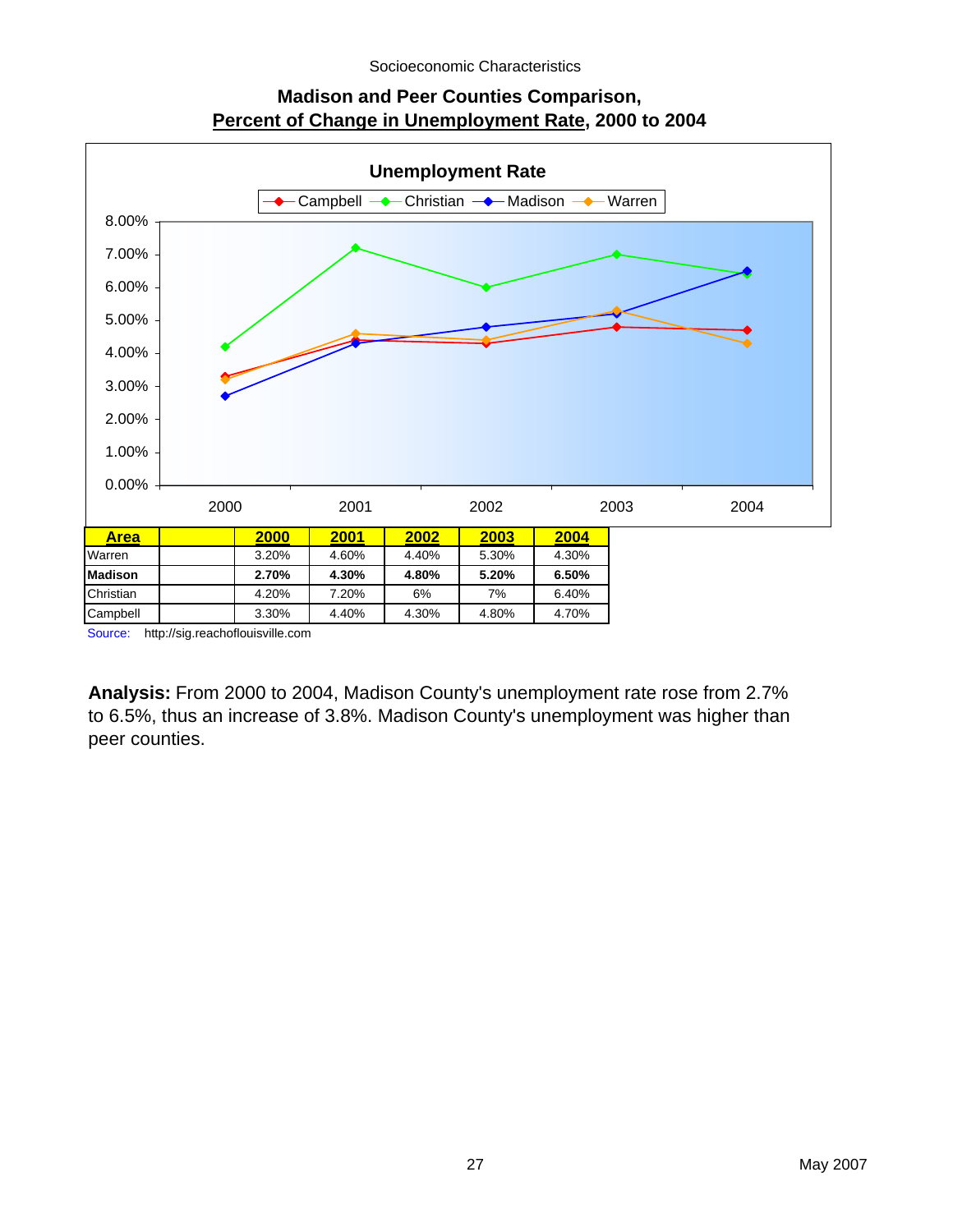## Madison and Peer Counties Comparison, Percent of Change in Unemployment Rate, 2000 to 2004

**Unemployment Rate**

| Area | | 2000 | 2001 | 2002 | 2003 | 2004 |
|---|---|---|---|---|---|---|
| Warren | | 3.20% | 4.60% | 4.40% | 5.30% | 4.30% |
| **Madison** | | **2.70%** | **4.30%** | **4.80%** | **5.20%** | **6.50%** |
| Christian | | 4.20% | 7.20% | 6% | 7% | 6.40% |
| Campbell | | 3.30% | 4.40% | 4.30% | 4.80% | 4.70% |

Source: http://sig.reachoflouisville.com

**Analysis:** From 2000 to 2004, Madison County's unemployment rate rose from 2.7% to 6.5%, thus an increase of 3.8%. Madison County's unemployment was higher than peer counties.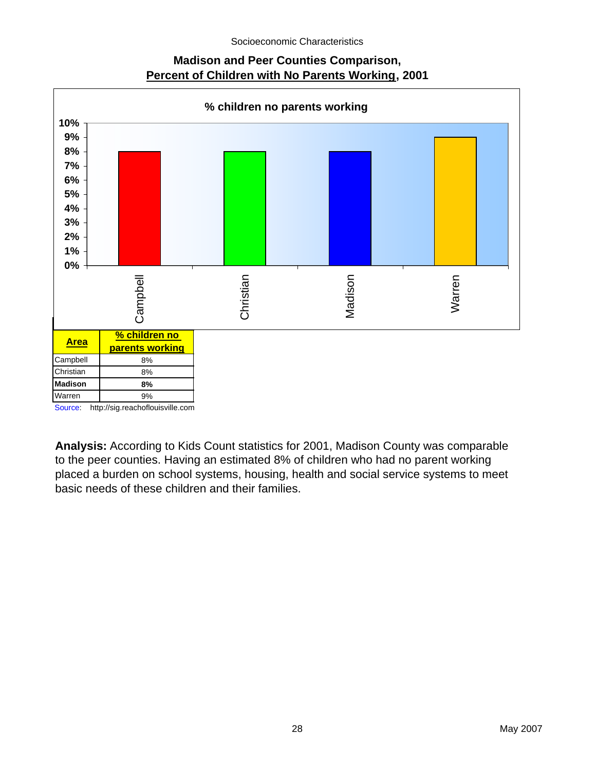## Madison and Peer Counties Comparison, Percent of Children with No Parents Working, 2001

% children no parents working

| Area | % children no parents working |
|---|---|
| Campbell | 8% |
| Christian | 8% |
| **Madison** | **8%** |
| Warren | 9% |

Source: http://sig.reachoflouisville.com

**Analysis:** According to Kids Count statistics for 2001, Madison County was comparable to the peer counties. Having an estimated 8% of children who had no parent working placed a burden on school systems, housing, health and social service systems to meet basic needs of these children and their families.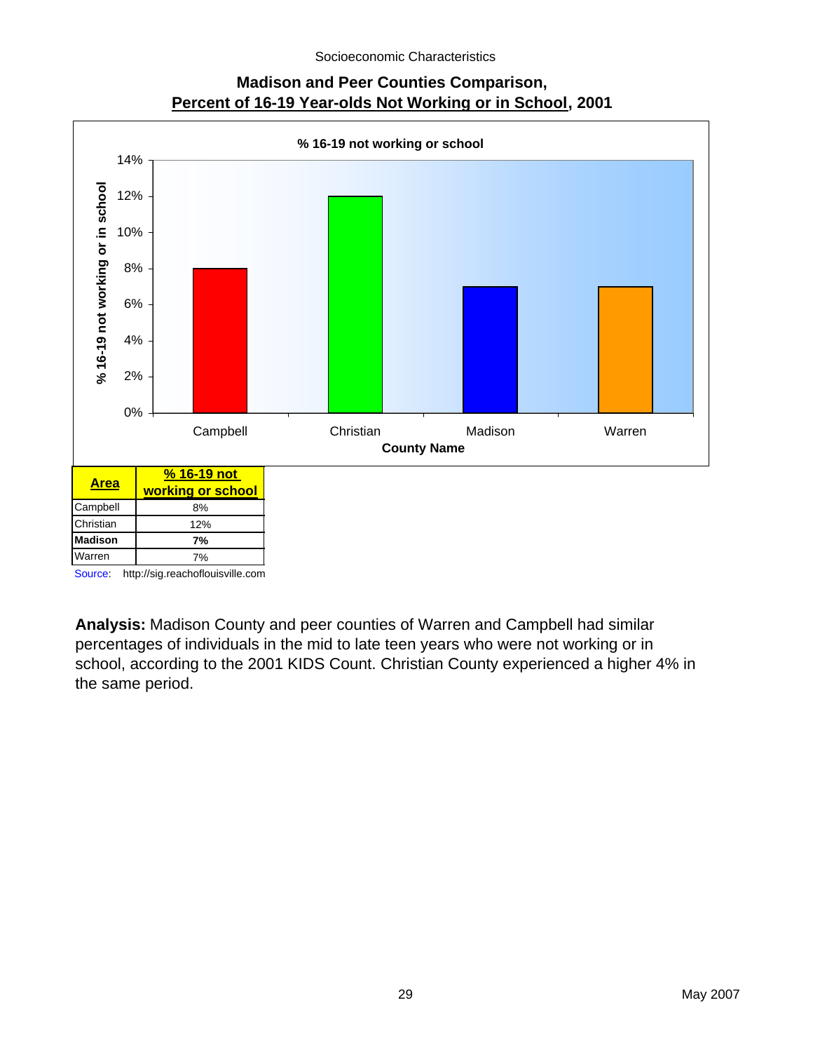## Madison and Peer Counties Comparison, Percent of 16-19 Year-olds Not Working or in School, 2001

**% 16-19 not working or school**

| Area | % 16-19 not working or school |
|---|---|
| Campbell | 8% |
| Christian | 12% |
| **Madison** | **7%** |
| Warren | 7% |

Source: http://sig.reachoflouisville.com

**Analysis:** Madison County and peer counties of Warren and Campbell had similar percentages of individuals in the mid to late teen years who were not working or in school, according to the 2001 KIDS Count. Christian County experienced a higher 4% in the same period.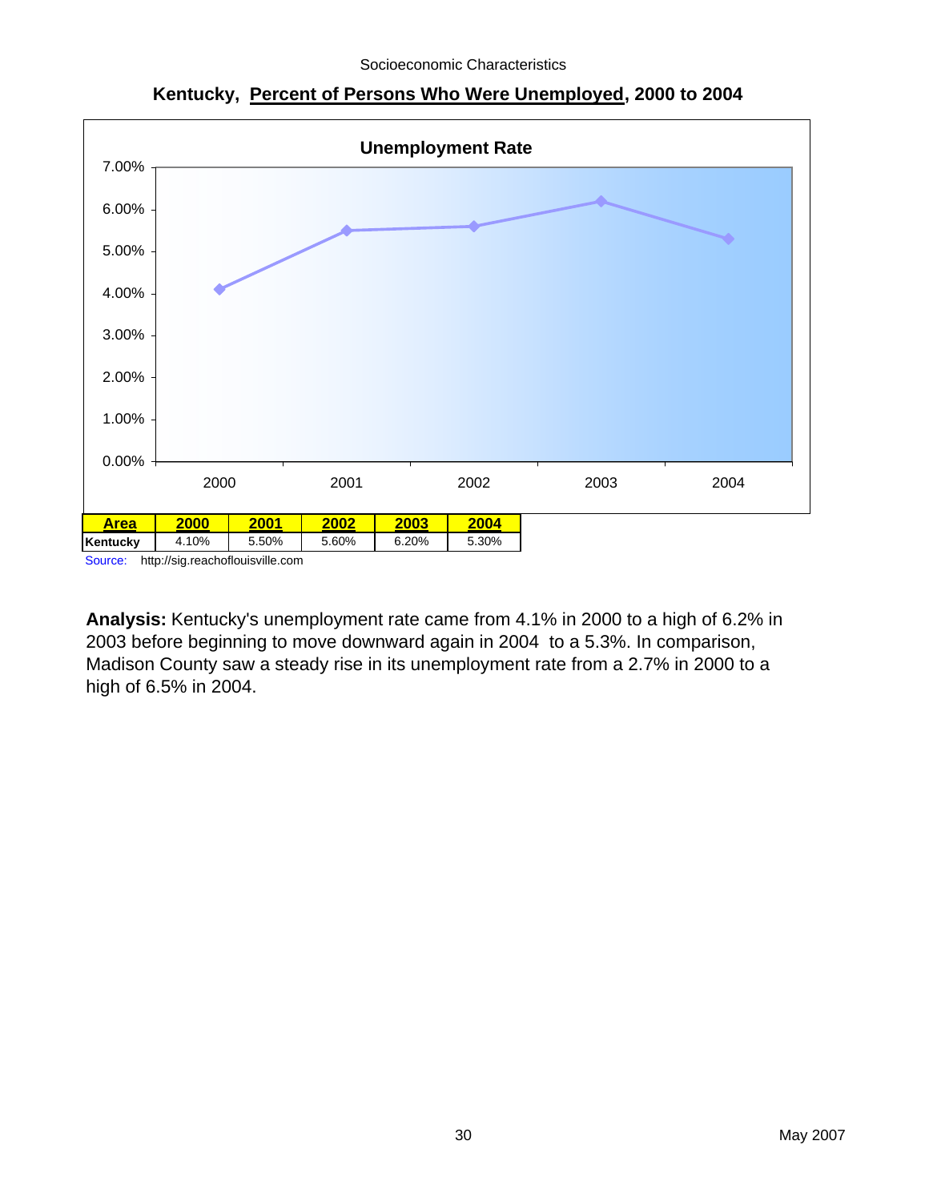Socioeconomic Characteristics

## Kentucky, Percent of Persons Who Were Unemployed, 2000 to 2004

**Unemployment Rate**

| Area | 2000 | 2001 | 2002 | 2003 | 2004 |
|---|---|---|---|---|---|
| Kentucky | 4.10% | 5.50% | 5.60% | 6.20% | 5.30% |

Source: http://sig.reachoflouisville.com

**Analysis:** Kentucky's unemployment rate came from 4.1% in 2000 to a high of 6.2% in 2003 before beginning to move downward again in 2004 to a 5.3%. In comparison, Madison County saw a steady rise in its unemployment rate from a 2.7% in 2000 to a high of 6.5% in 2004.

May 2007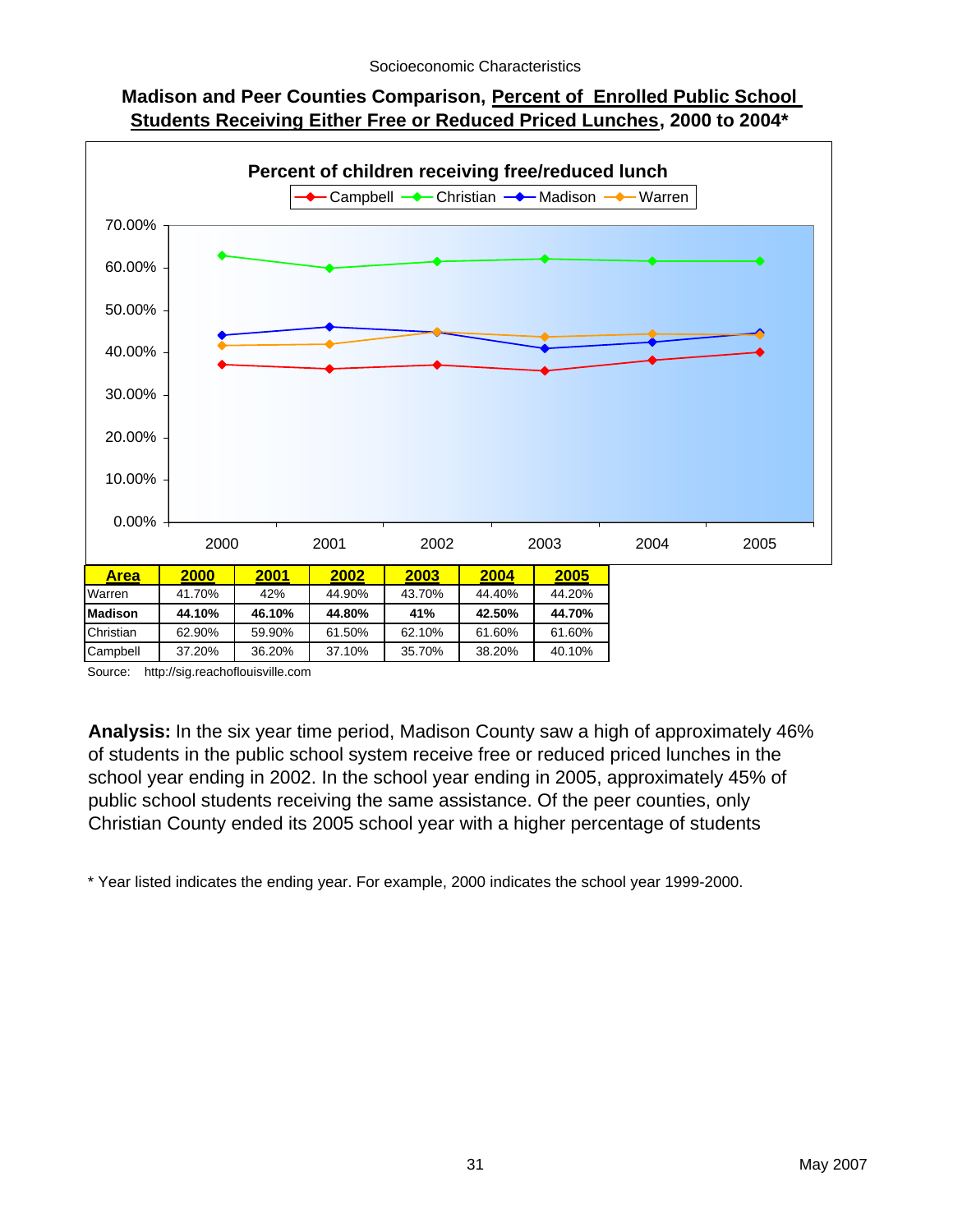Socioeconomic Characteristics

## Madison and Peer Counties Comparison, Percent of Enrolled Public School Students Receiving Either Free or Reduced Priced Lunches, 2000 to 2004*

**Percent of children receiving free/reduced lunch**

| Area | 2000 | 2001 | 2002 | 2003 | 2004 | 2005 |
|---|---|---|---|---|---|---|
| Warren | 41.70% | 42% | 44.90% | 43.70% | 44.40% | 44.20% |
| **Madison** | **44.10%** | **46.10%** | **44.80%** | **41%** | **42.50%** | **44.70%** |
| Christian | 62.90% | 59.90% | 61.50% | 62.10% | 61.60% | 61.60% |
| Campbell | 37.20% | 36.20% | 37.10% | 35.70% | 38.20% | 40.10% |

Source: http://sig.reachoflouisville.com

**Analysis:** In the six year time period, Madison County saw a high of approximately 46% of students in the public school system receive free or reduced priced lunches in the school year ending in 2002. In the school year ending in 2005, approximately 45% of public school students receiving the same assistance. Of the peer counties, only Christian County ended its 2005 school year with a higher percentage of students

* Year listed indicates the ending year. For example, 2000 indicates the school year 1999-2000.

May 2007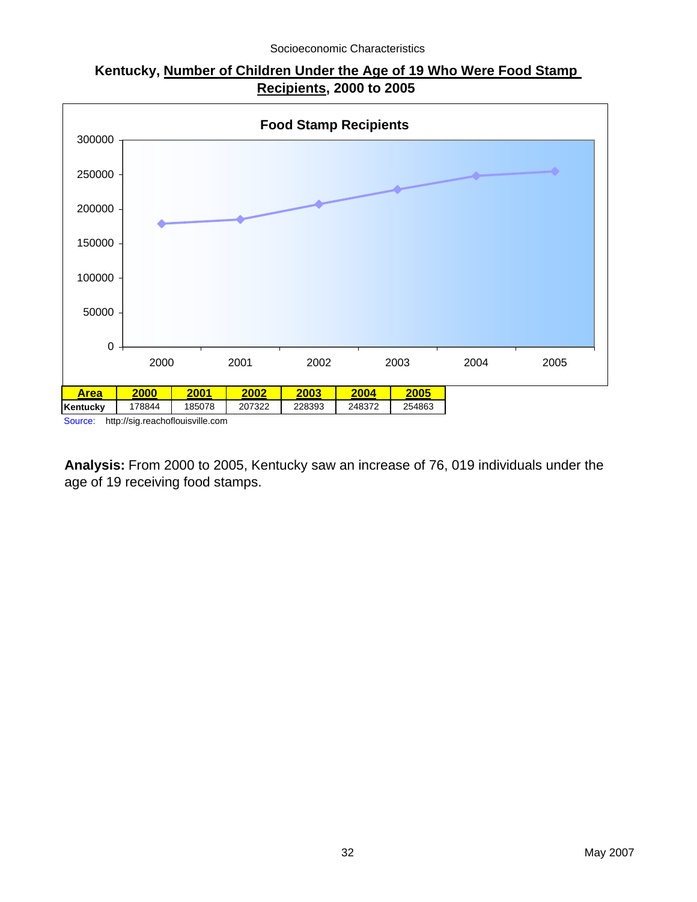## Kentucky, Number of Children Under the Age of 19 Who Were Food Stamp Recipients, 2000 to 2005

**Food Stamp Recipients**

| Area | 2000 | 2001 | 2002 | 2003 | 2004 | 2005 |
|---|---|---|---|---|---|---|
| Kentucky | 178844 | 185078 | 207322 | 228393 | 248372 | 254863 |

Source: http://sig.reachoflouisville.com

**Analysis:** From 2000 to 2005, Kentucky saw an increase of 76, 019 individuals under the age of 19 receiving food stamps.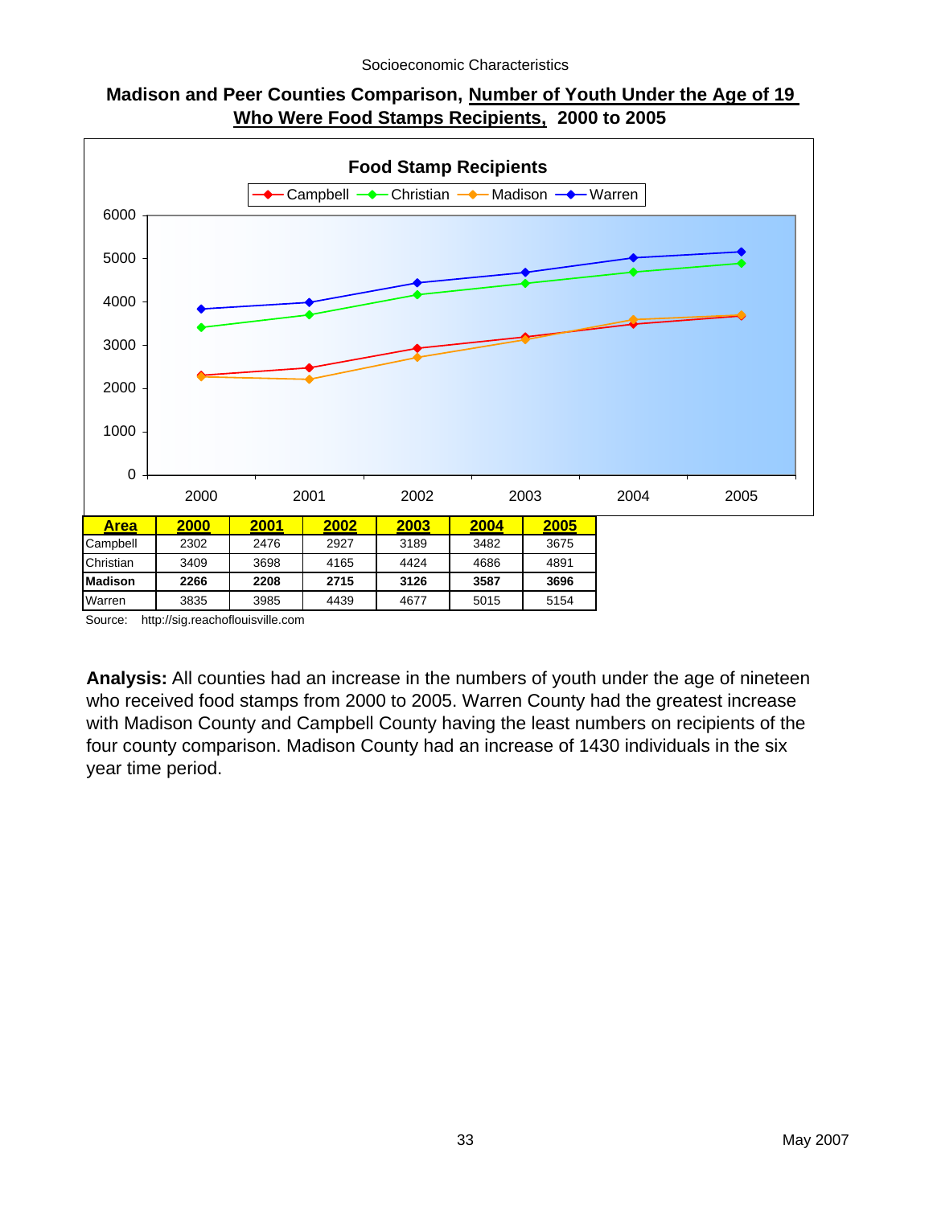Socioeconomic Characteristics

## Madison and Peer Counties Comparison, Number of Youth Under the Age of 19 Who Were Food Stamps Recipients, 2000 to 2005

**Food Stamp Recipients**

| Area | 2000 | 2001 | 2002 | 2003 | 2004 | 2005 |
|---|---|---|---|---|---|---|
| Campbell | 2302 | 2476 | 2927 | 3189 | 3482 | 3675 |
| Christian | 3409 | 3698 | 4165 | 4424 | 4686 | 4891 |
| **Madison** | **2266** | **2208** | **2715** | **3126** | **3587** | **3696** |
| Warren | 3835 | 3985 | 4439 | 4677 | 5015 | 5154 |

Source: http://sig.reachoflouisville.com

**Analysis:** All counties had an increase in the numbers of youth under the age of nineteen who received food stamps from 2000 to 2005. Warren County had the greatest increase with Madison County and Campbell County having the least numbers on recipients of the four county comparison. Madison County had an increase of 1430 individuals in the six year time period.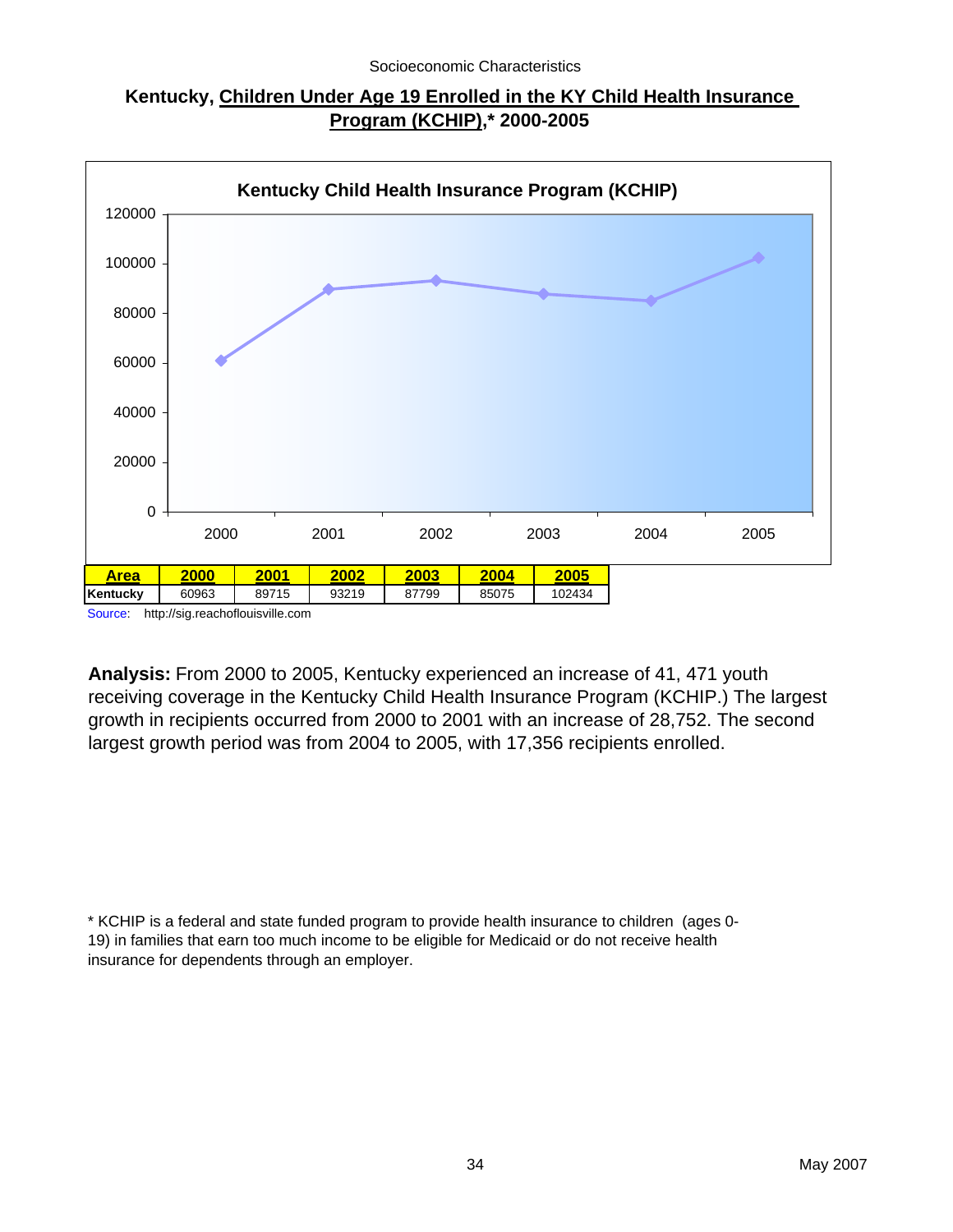## Kentucky, Children Under Age 19 Enrolled in the KY Child Health Insurance Program (KCHIP),* 2000-2005

| Area | 2000 | 2001 | 2002 | 2003 | 2004 | 2005 |
|---|---|---|---|---|---|---|
| Kentucky | 60963 | 89715 | 93219 | 87799 | 85075 | 102434 |

Source: http://sig.reachoflouisville.com

**Analysis:** From 2000 to 2005, Kentucky experienced an increase of 41, 471 youth receiving coverage in the Kentucky Child Health Insurance Program (KCHIP.) The largest growth in recipients occurred from 2000 to 2001 with an increase of 28,752. The second largest growth period was from 2004 to 2005, with 17,356 recipients enrolled.

* KCHIP is a federal and state funded program to provide health insurance to children (ages 0-19) in families that earn too much income to be eligible for Medicaid or do not receive health insurance for dependents through an employer.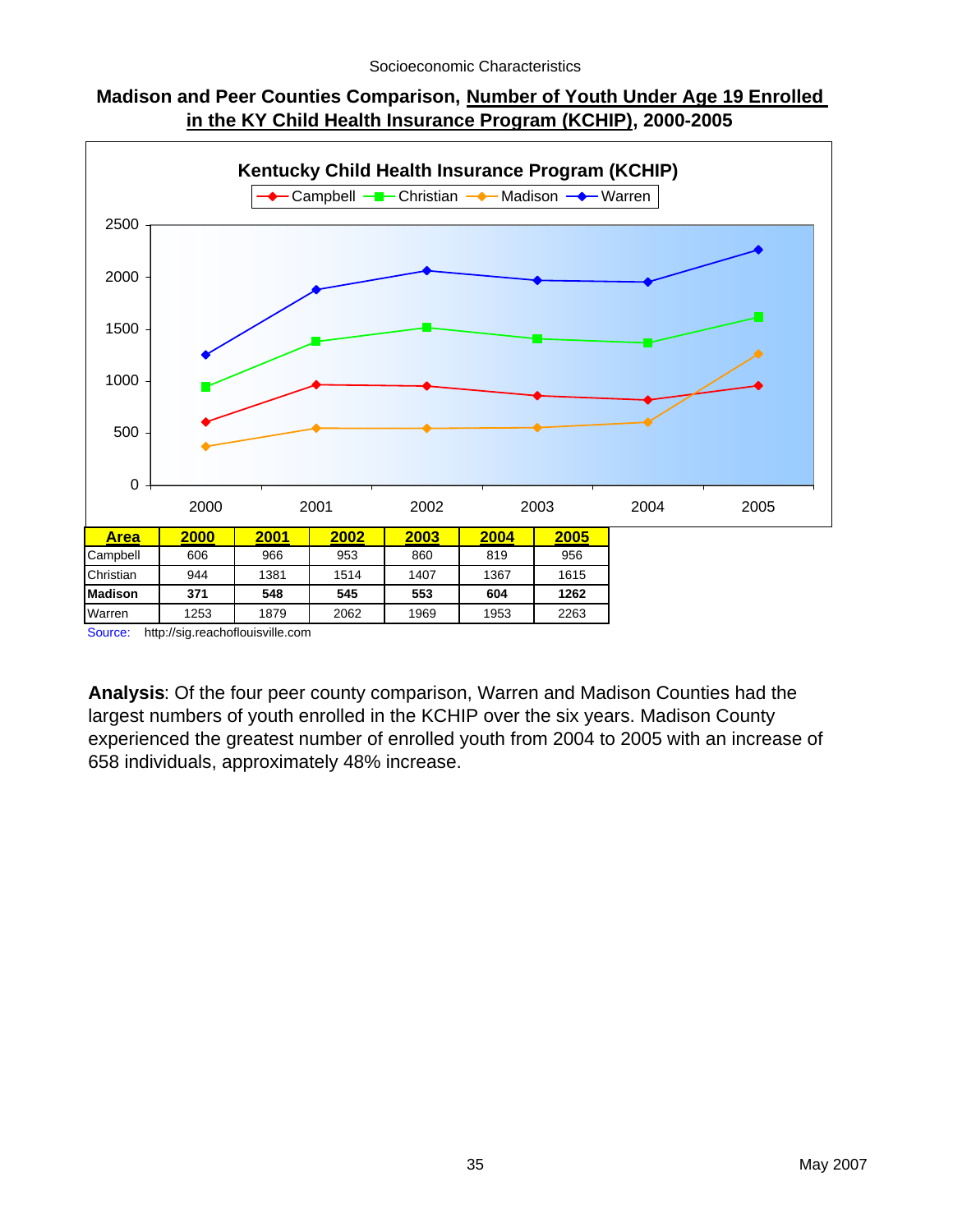## Madison and Peer Counties Comparison, Number of Youth Under Age 19 Enrolled in the KY Child Health Insurance Program (KCHIP), 2000-2005

**Kentucky Child Health Insurance Program (KCHIP)**

| Area | 2000 | 2001 | 2002 | 2003 | 2004 | 2005 |
|---|---|---|---|---|---|---|
| Campbell | 606 | 966 | 953 | 860 | 819 | 956 |
| Christian | 944 | 1381 | 1514 | 1407 | 1367 | 1615 |
| **Madison** | **371** | **548** | **545** | **553** | **604** | **1262** |
| Warren | 1253 | 1879 | 2062 | 1969 | 1953 | 2263 |

Source: http://sig.reachoflouisville.com

**Analysis**: Of the four peer county comparison, Warren and Madison Counties had the largest numbers of youth enrolled in the KCHIP over the six years. Madison County experienced the greatest number of enrolled youth from 2004 to 2005 with an increase of 658 individuals, approximately 48% increase.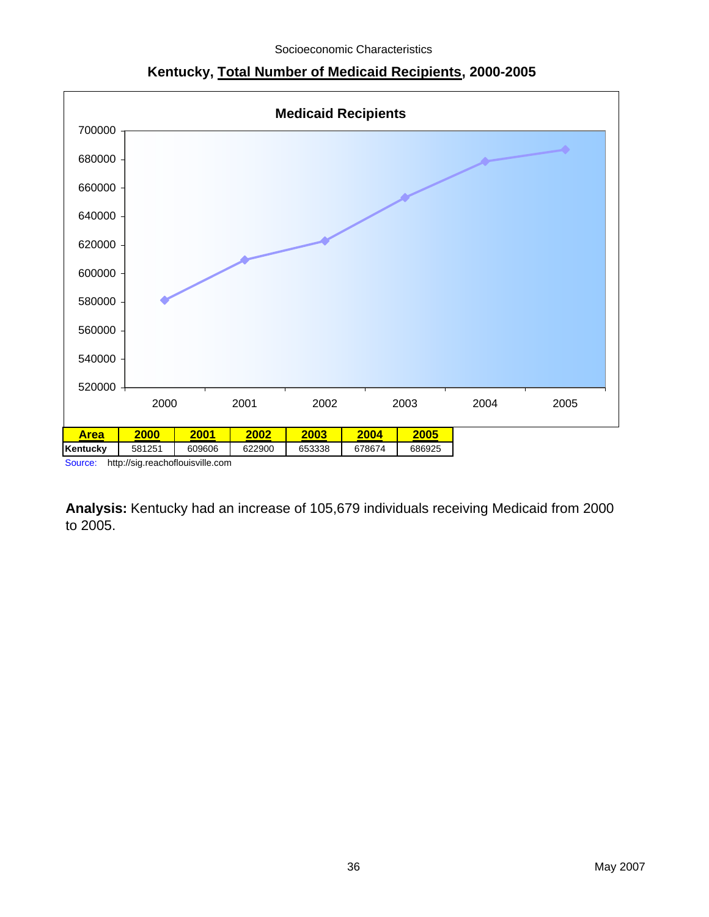Socioeconomic Characteristics

## Kentucky, Total Number of Medicaid Recipients, 2000-2005

**Medicaid Recipients**

| Area | 2000 | 2001 | 2002 | 2003 | 2004 | 2005 |
|---|---|---|---|---|---|---|
| Kentucky | 581251 | 609606 | 622900 | 653338 | 678674 | 686925 |

Source: http://sig.reachoflouisville.com

**Analysis:** Kentucky had an increase of 105,679 individuals receiving Medicaid from 2000 to 2005.

May 2007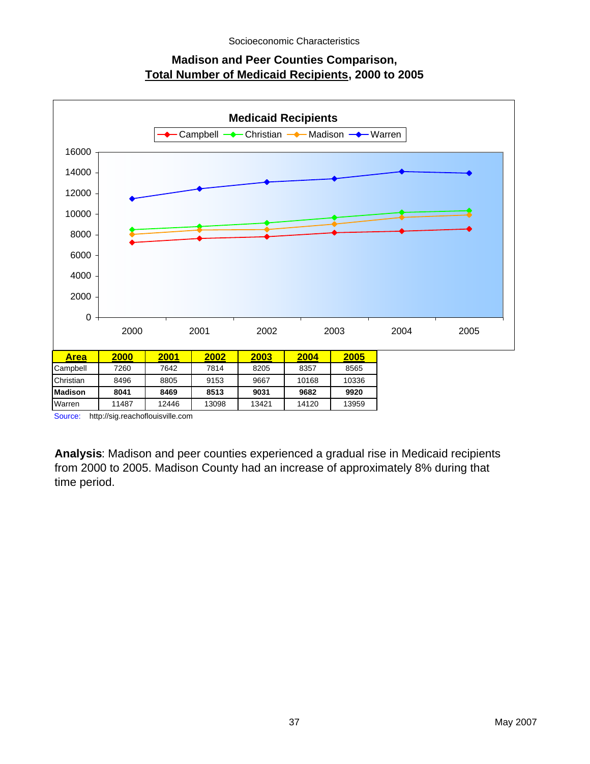Socioeconomic Characteristics

## Madison and Peer Counties Comparison, Total Number of Medicaid Recipients, 2000 to 2005

| Area | 2000 | 2001 | 2002 | 2003 | 2004 | 2005 |
|---|---|---|---|---|---|---|
| Campbell | 7260 | 7642 | 7814 | 8205 | 8357 | 8565 |
| Christian | 8496 | 8805 | 9153 | 9667 | 10168 | 10336 |
| **Madison** | **8041** | **8469** | **8513** | **9031** | **9682** | **9920** |
| Warren | 11487 | 12446 | 13098 | 13421 | 14120 | 13959 |

Source: http://sig.reachoflouisville.com

**Analysis**: Madison and peer counties experienced a gradual rise in Medicaid recipients from 2000 to 2005. Madison County had an increase of approximately 8% during that time period.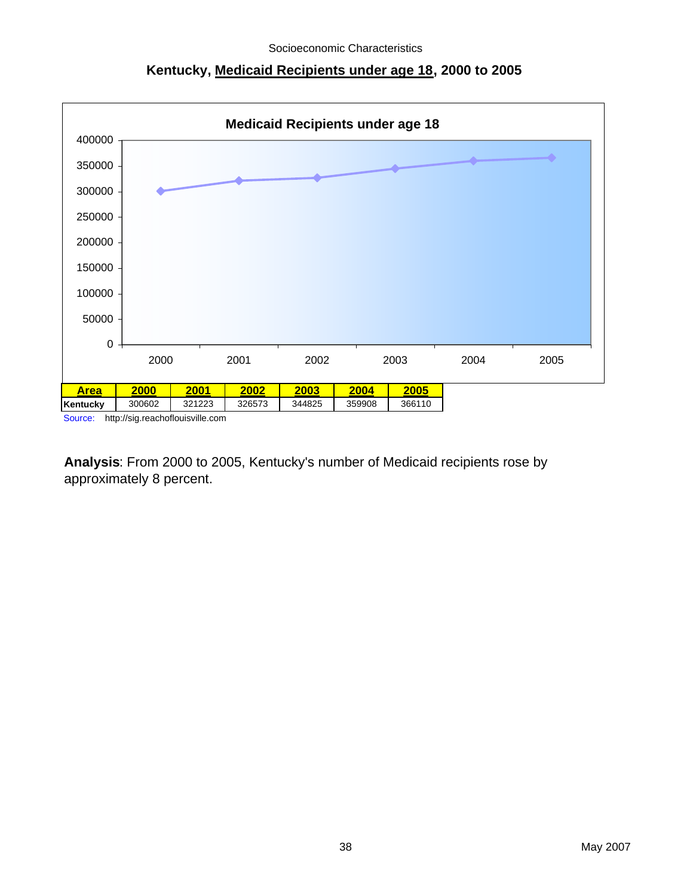# Kentucky, Medicaid Recipients under age 18, 2000 to 2005

**Medicaid Recipients under age 18**

| Area | 2000 | 2001 | 2002 | 2003 | 2004 | 2005 |
|---|---|---|---|---|---|---|
| Kentucky | 300602 | 321223 | 326573 | 344825 | 359908 | 366110 |

Source: http://sig.reachoflouisville.com

**Analysis**: From 2000 to 2005, Kentucky's number of Medicaid recipients rose by approximately 8 percent.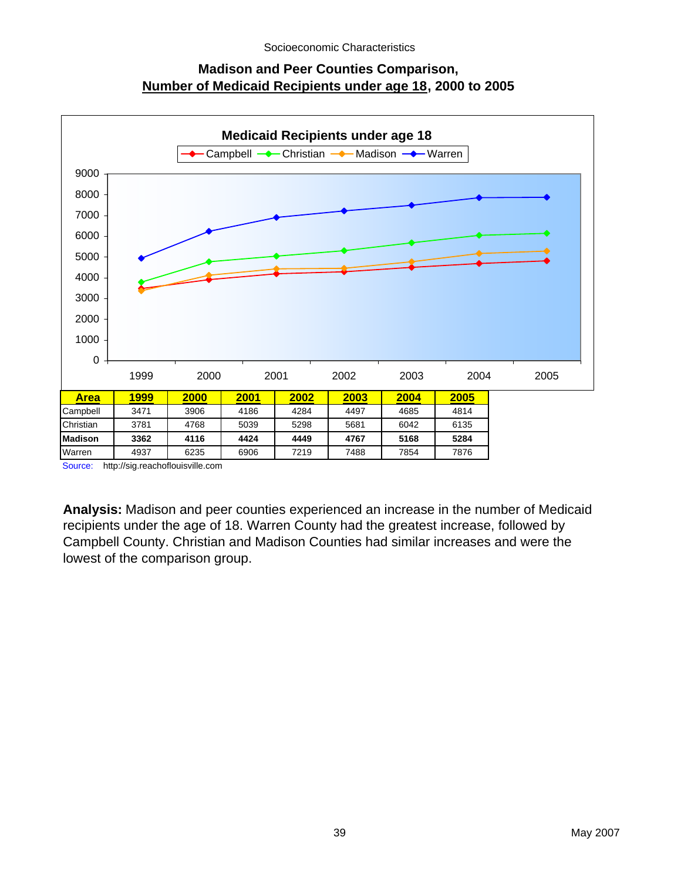Socioeconomic Characteristics

## Madison and Peer Counties Comparison, Number of Medicaid Recipients under age 18, 2000 to 2005

**Medicaid Recipients under age 18**

| Area | 1999 | 2000 | 2001 | 2002 | 2003 | 2004 | 2005 |
|---|---|---|---|---|---|---|---|
| Campbell | 3471 | 3906 | 4186 | 4284 | 4497 | 4685 | 4814 |
| Christian | 3781 | 4768 | 5039 | 5298 | 5681 | 6042 | 6135 |
| **Madison** | **3362** | **4116** | **4424** | **4449** | **4767** | **5168** | **5284** |
| Warren | 4937 | 6235 | 6906 | 7219 | 7488 | 7854 | 7876 |

Source: http://sig.reachoflouisville.com

**Analysis:** Madison and peer counties experienced an increase in the number of Medicaid recipients under the age of 18. Warren County had the greatest increase, followed by Campbell County. Christian and Madison Counties had similar increases and were the lowest of the comparison group.

May 2007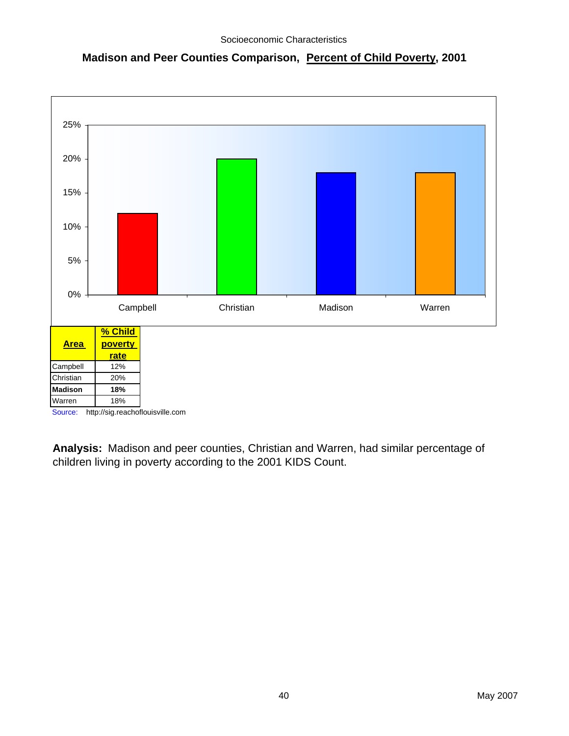Socioeconomic Characteristics

## Madison and Peer Counties Comparison, Percent of Child Poverty, 2001

| Area | % Child poverty rate |
|---|---|
| Campbell | 12% |
| Christian | 20% |
| **Madison** | **18%** |
| Warren | 18% |

Source: http://sig.reachoflouisville.com

**Analysis:** Madison and peer counties, Christian and Warren, had similar percentage of children living in poverty according to the 2001 KIDS Count.

May 2007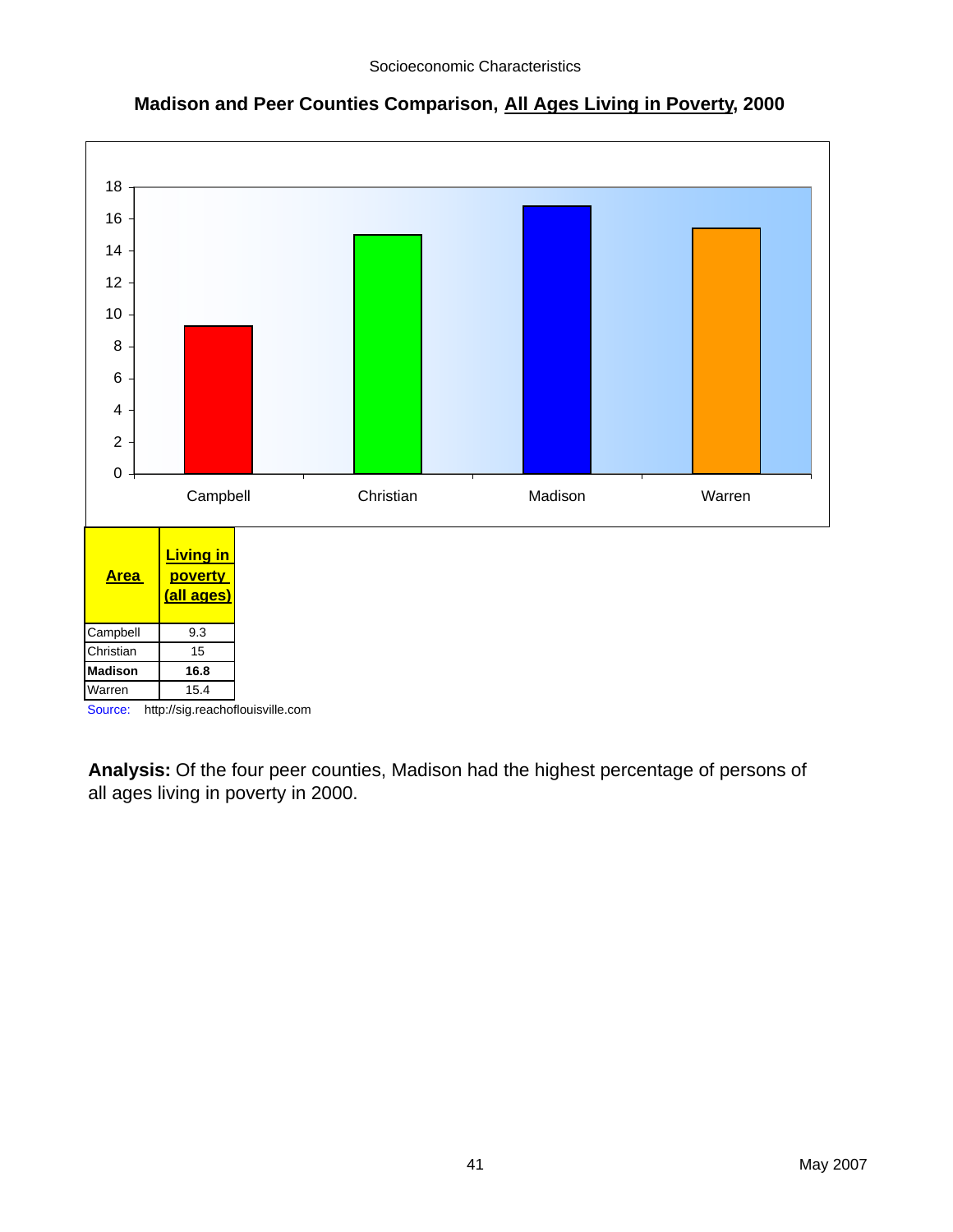## Madison and Peer Counties Comparison, All Ages Living in Poverty, 2000

| Area | Living in poverty (all ages) |
|---|---|
| Campbell | 9.3 |
| Christian | 15 |
| **Madison** | **16.8** |
| Warren | 15.4 |

Source: http://sig.reachoflouisville.com

**Analysis:** Of the four peer counties, Madison had the highest percentage of persons of all ages living in poverty in 2000.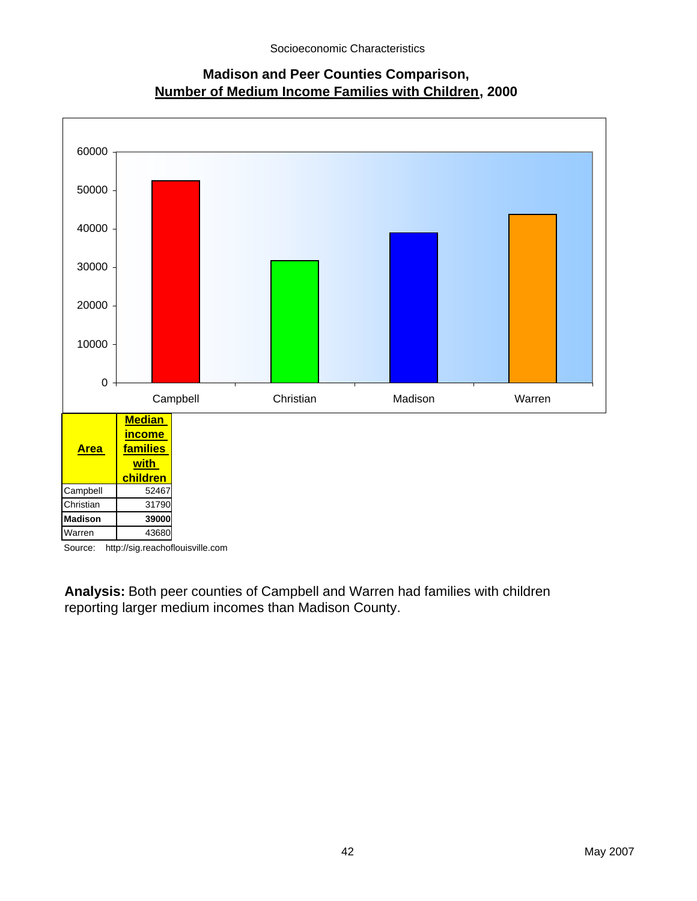## Madison and Peer Counties Comparison, Number of Medium Income Families with Children, 2000

| Area | Median income families with children |
|---|---|
| Campbell | 52467 |
| Christian | 31790 |
| **Madison** | **39000** |
| Warren | 43680 |

Source: http://sig.reachoflouisville.com

**Analysis:** Both peer counties of Campbell and Warren had families with children reporting larger medium incomes than Madison County.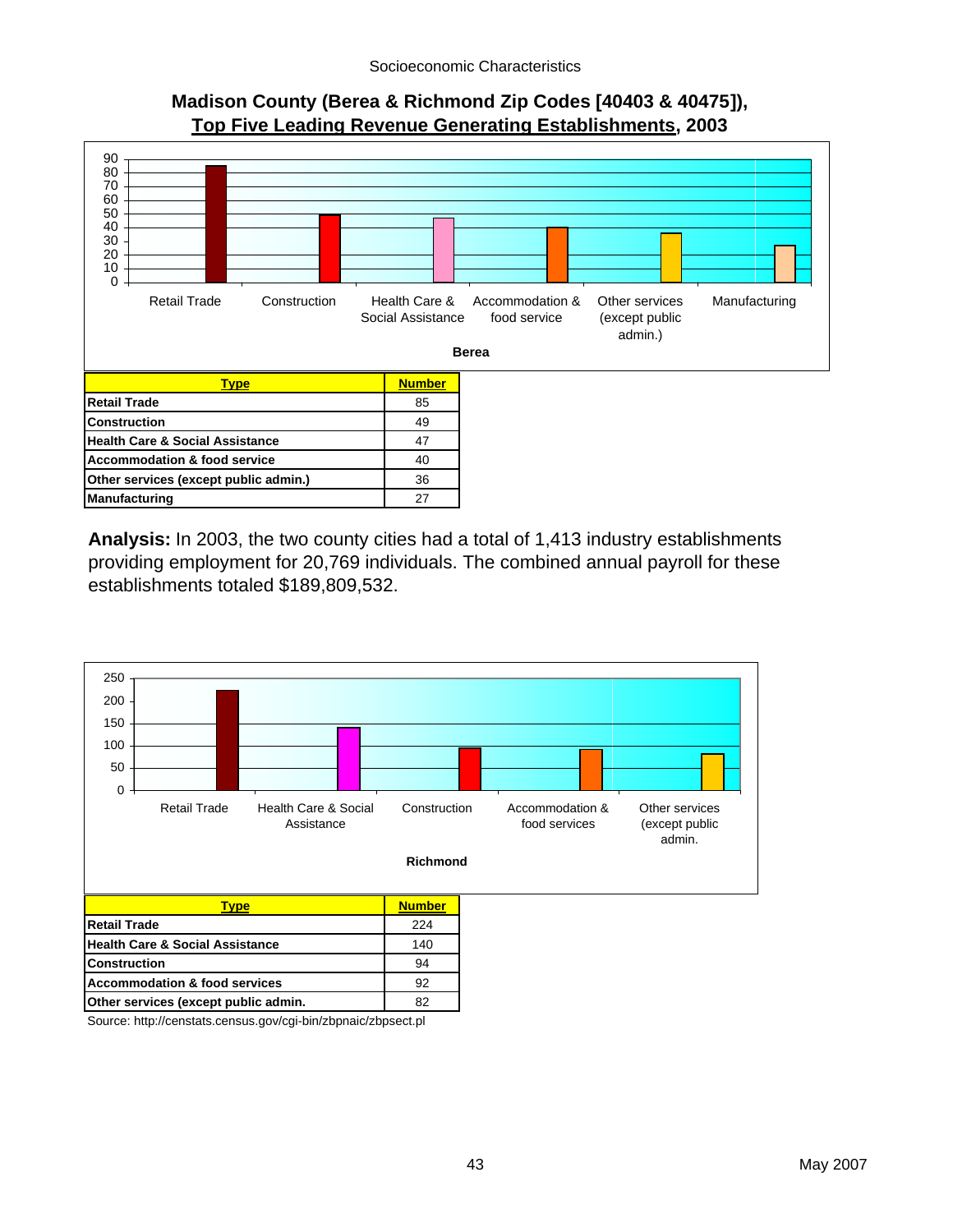## Madison County (Berea & Richmond Zip Codes [40403 & 40475]), Top Five Leading Revenue Generating Establishments, 2003

**Berea**

| Type | Number |
|---|---|
| **Retail Trade** | 85 |
| **Construction** | 49 |
| **Health Care & Social Assistance** | 47 |
| **Accommodation & food service** | 40 |
| **Other services (except public admin.)** | 36 |
| **Manufacturing** | 27 |

**Analysis:** In 2003, the two county cities had a total of 1,413 industry establishments providing employment for 20,769 individuals. The combined annual payroll for these establishments totaled $189,809,532.

**Richmond**

| Type | Number |
|---|---|
| **Retail Trade** | 224 |
| **Health Care & Social Assistance** | 140 |
| **Construction** | 94 |
| **Accommodation & food services** | 92 |
| **Other services (except public admin.** | 82 |

Source: http://censtats.census.gov/cgi-bin/zbpnaic/zbpsect.pl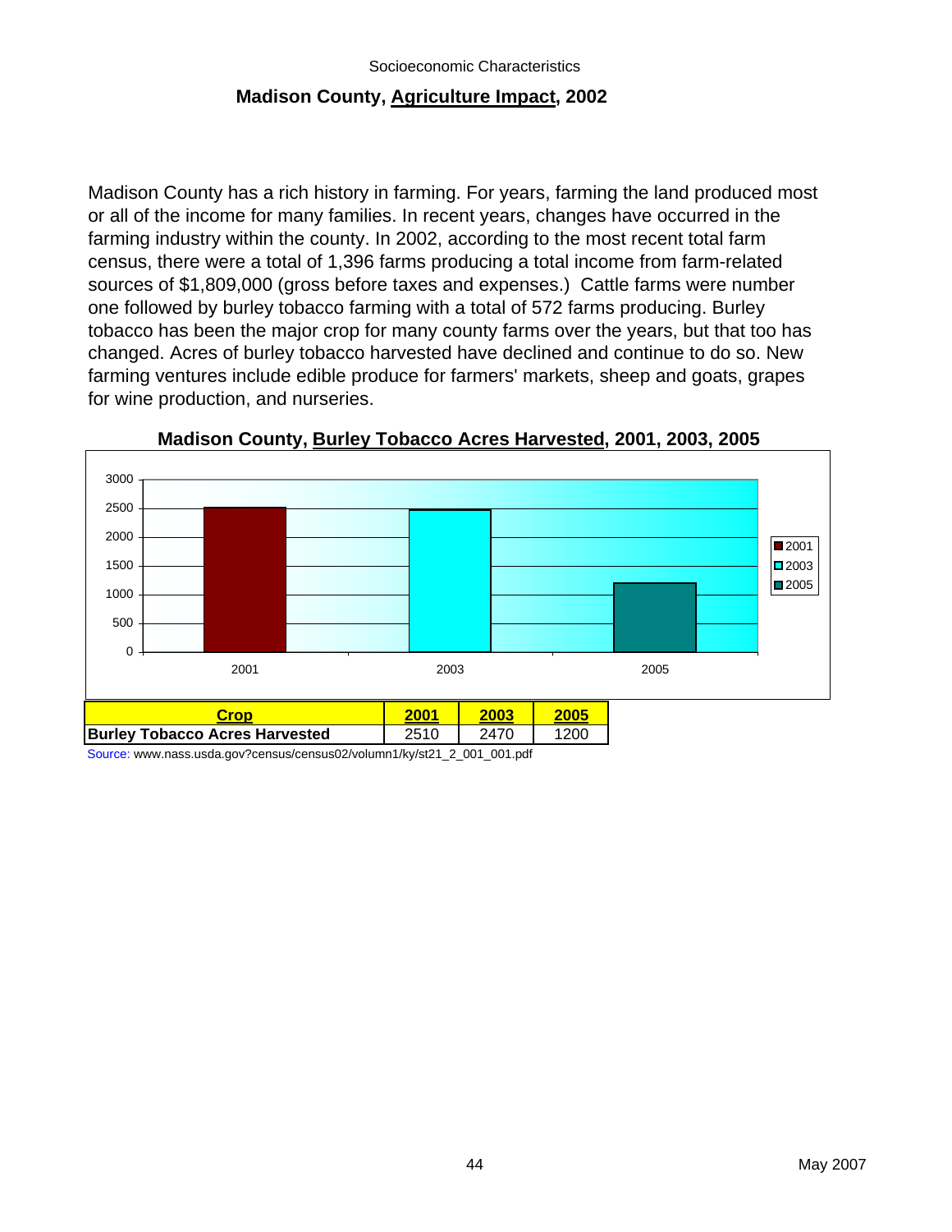## Madison County, Agriculture Impact, 2002

Madison County has a rich history in farming. For years, farming the land produced most or all of the income for many families. In recent years, changes have occurred in the farming industry within the county. In 2002, according to the most recent total farm census, there were a total of 1,396 farms producing a total income from farm-related sources of $1,809,000 (gross before taxes and expenses.) Cattle farms were number one followed by burley tobacco farming with a total of 572 farms producing. Burley tobacco has been the major crop for many county farms over the years, but that too has changed. Acres of burley tobacco harvested have declined and continue to do so. New farming ventures include edible produce for farmers' markets, sheep and goats, grapes for wine production, and nurseries.

### Madison County, Burley Tobacco Acres Harvested, 2001, 2003, 2005

| Crop | 2001 | 2003 | 2005 |
|---|---|---|---|
| **Burley Tobacco Acres Harvested** | 2510 | 2470 | 1200 |

Source: www.nass.usda.gov?census/census02/volumn1/ky/st21_2_001_001.pdf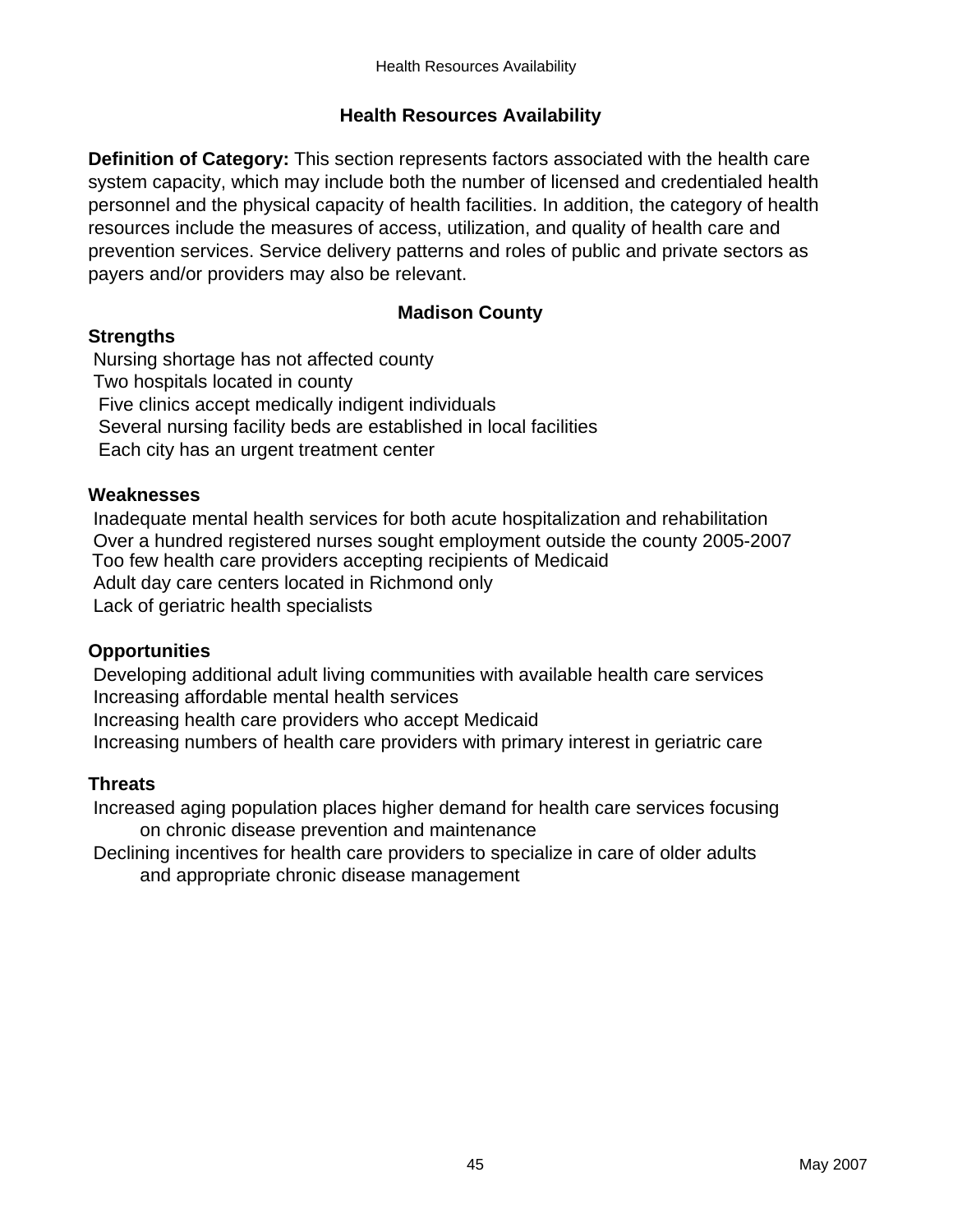# Health Resources Availability

**Definition of Category:** This section represents factors associated with the health care system capacity, which may include both the number of licensed and credentialed health personnel and the physical capacity of health facilities. In addition, the category of health resources include the measures of access, utilization, and quality of health care and prevention services. Service delivery patterns and roles of public and private sectors as payers and/or providers may also be relevant.

## Madison County

### Strengths

- Nursing shortage has not affected county
- Two hospitals located in county
- Five clinics accept medically indigent individuals
- Several nursing facility beds are established in local facilities
- Each city has an urgent treatment center

### Weaknesses

- Inadequate mental health services for both acute hospitalization and rehabilitation
- Over a hundred registered nurses sought employment outside the county 2005-2007
- Too few health care providers accepting recipients of Medicaid
- Adult day care centers located in Richmond only
- Lack of geriatric health specialists

### Opportunities

- Developing additional adult living communities with available health care services
- Increasing affordable mental health services
- Increasing health care providers who accept Medicaid
- Increasing numbers of health care providers with primary interest in geriatric care

### Threats

- Increased aging population places higher demand for health care services focusing on chronic disease prevention and maintenance
- Declining incentives for health care providers to specialize in care of older adults and appropriate chronic disease management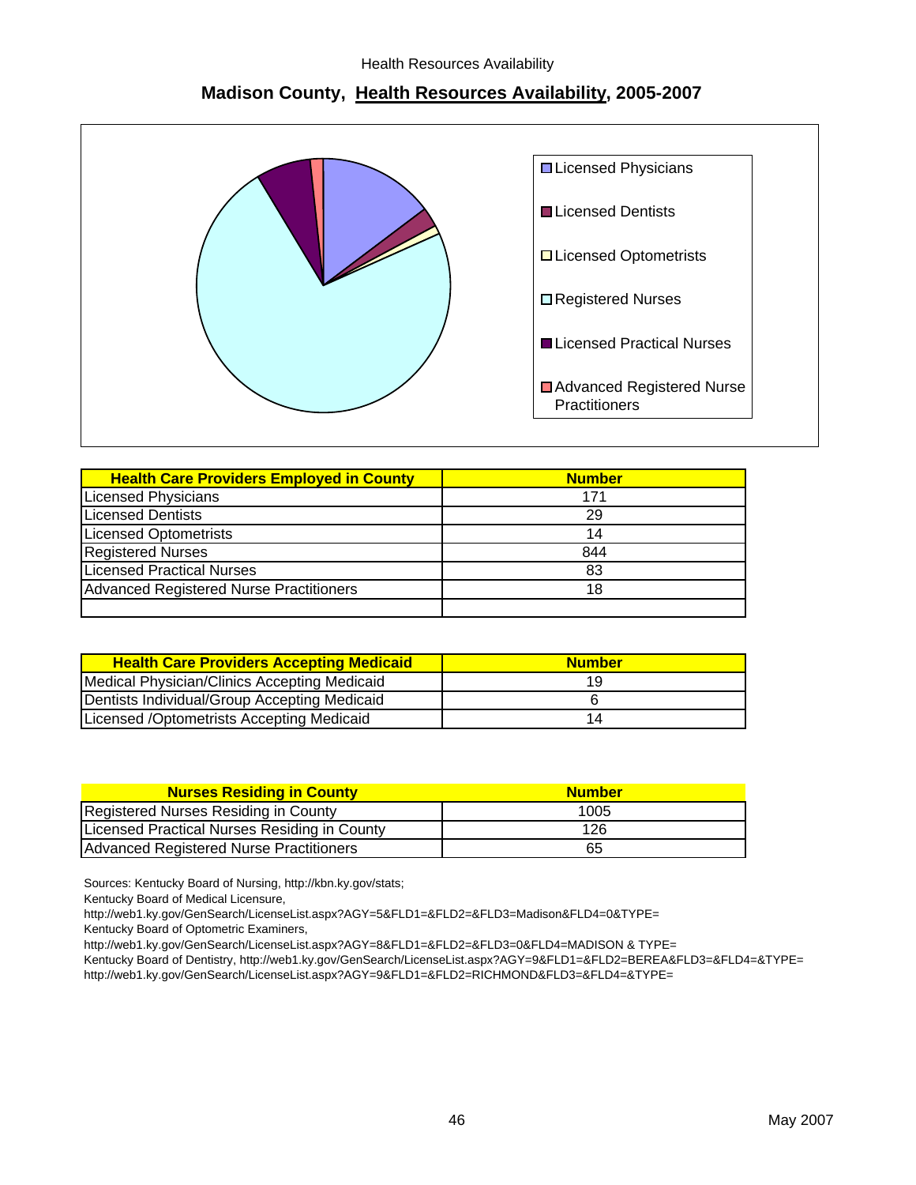# Madison County, Health Resources Availability, 2005-2007

- Licensed Physicians
- Licensed Dentists
- Licensed Optometrists
- Registered Nurses
- Licensed Practical Nurses
- Advanced Registered Nurse Practitioners

| Health Care Providers Employed in County | Number |
|---|---|
| Licensed Physicians | 171 |
| Licensed Dentists | 29 |
| Licensed Optometrists | 14 |
| Registered Nurses | 844 |
| Licensed Practical Nurses | 83 |
| Advanced Registered Nurse Practitioners | 18 |
| | |

| Health Care Providers Accepting Medicaid | Number |
|---|---|
| Medical Physician/Clinics Accepting Medicaid | 19 |
| Dentists Individual/Group Accepting Medicaid | 6 |
| Licensed /Optometrists Accepting Medicaid | 14 |

| Nurses Residing in County | Number |
|---|---|
| Registered Nurses Residing in County | 1005 |
| Licensed Practical Nurses Residing in County | 126 |
| Advanced Registered Nurse Practitioners | 65 |

Sources: Kentucky Board of Nursing, http://kbn.ky.gov/stats;
Kentucky Board of Medical Licensure,
http://web1.ky.gov/GenSearch/LicenseList.aspx?AGY=5&FLD1=&FLD2=&FLD3=Madison&FLD4=0&TYPE=
Kentucky Board of Optometric Examiners,
http://web1.ky.gov/GenSearch/LicenseList.aspx?AGY=8&FLD1=&FLD2=&FLD3=0&FLD4=MADISON & TYPE=
Kentucky Board of Dentistry, http://web1.ky.gov/GenSearch/LicenseList.aspx?AGY=9&FLD1=&FLD2=BEREA&FLD3=&FLD4=&TYPE=
http://web1.ky.gov/GenSearch/LicenseList.aspx?AGY=9&FLD1=&FLD2=RICHMOND&FLD3=&FLD4=&TYPE=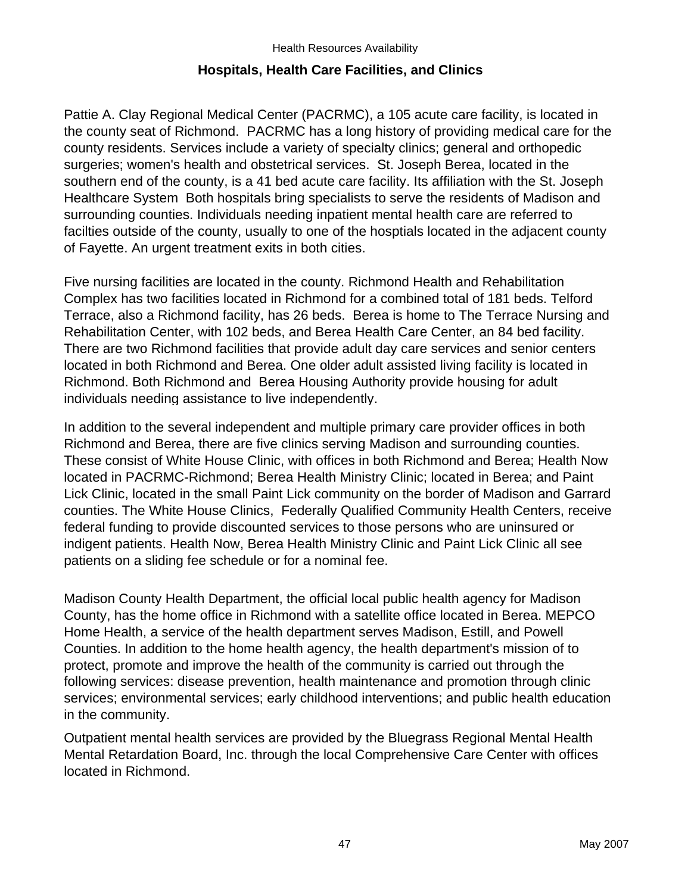## Hospitals, Health Care Facilities, and Clinics

Pattie A. Clay Regional Medical Center (PACRMC), a 105 acute care facility, is located in the county seat of Richmond. PACRMC has a long history of providing medical care for the county residents. Services include a variety of specialty clinics; general and orthopedic surgeries; women's health and obstetrical services. St. Joseph Berea, located in the southern end of the county, is a 41 bed acute care facility. Its affiliation with the St. Joseph Healthcare System Both hospitals bring specialists to serve the residents of Madison and surrounding counties. Individuals needing inpatient mental health care are referred to facilties outside of the county, usually to one of the hosptials located in the adjacent county of Fayette. An urgent treatment exits in both cities.

Five nursing facilities are located in the county. Richmond Health and Rehabilitation Complex has two facilities located in Richmond for a combined total of 181 beds. Telford Terrace, also a Richmond facility, has 26 beds. Berea is home to The Terrace Nursing and Rehabilitation Center, with 102 beds, and Berea Health Care Center, an 84 bed facility. There are two Richmond facilities that provide adult day care services and senior centers located in both Richmond and Berea. One older adult assisted living facility is located in Richmond. Both Richmond and Berea Housing Authority provide housing for adult individuals needing assistance to live independently.

In addition to the several independent and multiple primary care provider offices in both Richmond and Berea, there are five clinics serving Madison and surrounding counties. These consist of White House Clinic, with offices in both Richmond and Berea; Health Now located in PACRMC-Richmond; Berea Health Ministry Clinic; located in Berea; and Paint Lick Clinic, located in the small Paint Lick community on the border of Madison and Garrard counties. The White House Clinics, Federally Qualified Community Health Centers, receive federal funding to provide discounted services to those persons who are uninsured or indigent patients. Health Now, Berea Health Ministry Clinic and Paint Lick Clinic all see patients on a sliding fee schedule or for a nominal fee.

Madison County Health Department, the official local public health agency for Madison County, has the home office in Richmond with a satellite office located in Berea. MEPCO Home Health, a service of the health department serves Madison, Estill, and Powell Counties. In addition to the home health agency, the health department's mission of to protect, promote and improve the health of the community is carried out through the following services: disease prevention, health maintenance and promotion through clinic services; environmental services; early childhood interventions; and public health education in the community.

Outpatient mental health services are provided by the Bluegrass Regional Mental Health Mental Retardation Board, Inc. through the local Comprehensive Care Center with offices located in Richmond.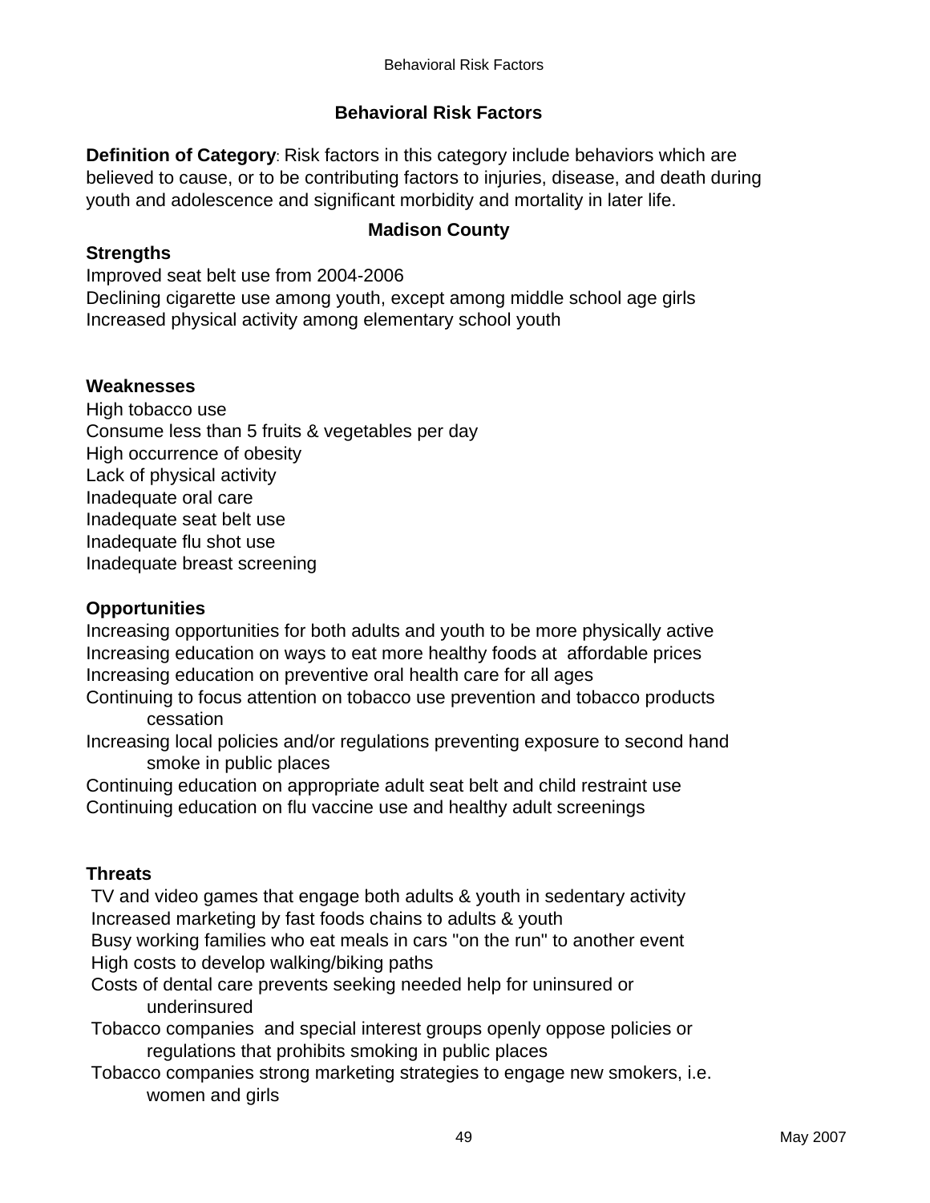## Behavioral Risk Factors

**Definition of Category**: Risk factors in this category include behaviors which are believed to cause, or to be contributing factors to injuries, disease, and death during youth and adolescence and significant morbidity and mortality in later life.

### Madison County

**Strengths**

Improved seat belt use from 2004-2006
Declining cigarette use among youth, except among middle school age girls
Increased physical activity among elementary school youth

**Weaknesses**

High tobacco use
Consume less than 5 fruits & vegetables per day
High occurrence of obesity
Lack of physical activity
Inadequate oral care
Inadequate seat belt use
Inadequate flu shot use
Inadequate breast screening

**Opportunities**

Increasing opportunities for both adults and youth to be more physically active
Increasing education on ways to eat more healthy foods at affordable prices
Increasing education on preventive oral health care for all ages
Continuing to focus attention on tobacco use prevention and tobacco products cessation
Increasing local policies and/or regulations preventing exposure to second hand smoke in public places
Continuing education on appropriate adult seat belt and child restraint use
Continuing education on flu vaccine use and healthy adult screenings

**Threats**

TV and video games that engage both adults & youth in sedentary activity
Increased marketing by fast foods chains to adults & youth
Busy working families who eat meals in cars "on the run" to another event
High costs to develop walking/biking paths
Costs of dental care prevents seeking needed help for uninsured or underinsured
Tobacco companies and special interest groups openly oppose policies or regulations that prohibits smoking in public places
Tobacco companies strong marketing strategies to engage new smokers, i.e. women and girls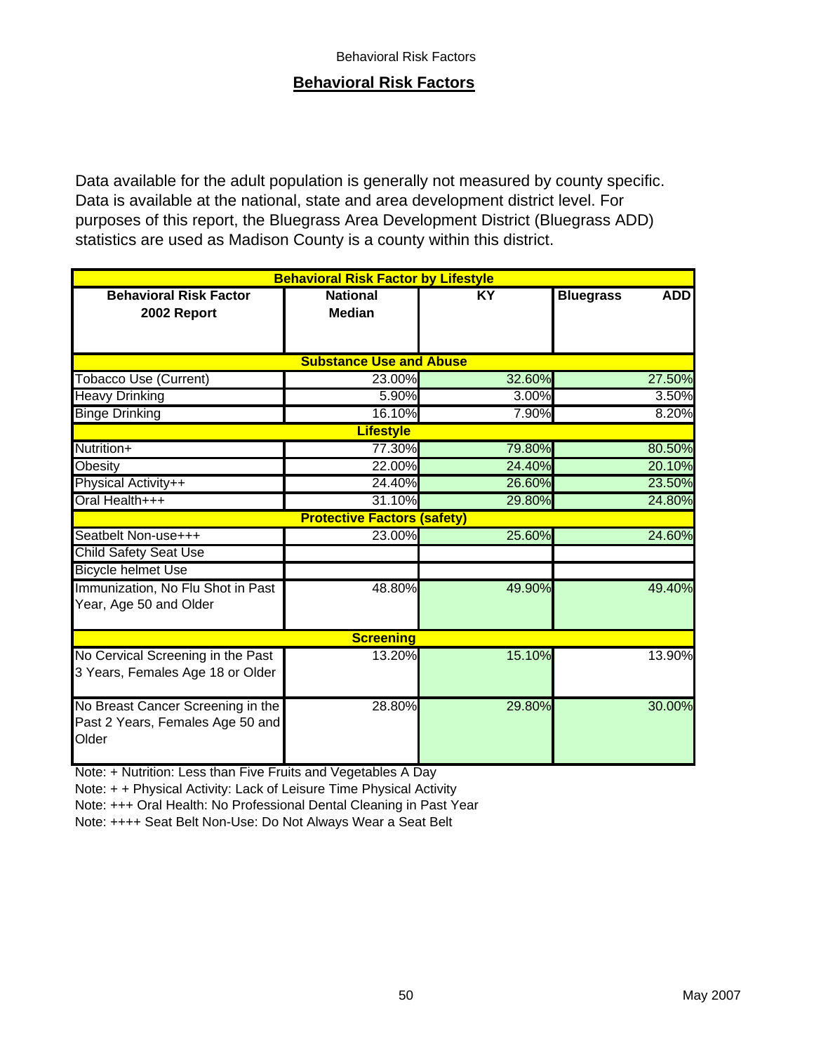## Behavioral Risk Factors

Data available for the adult population is generally not measured by county specific. Data is available at the national, state and area development district level. For purposes of this report, the Bluegrass Area Development District (Bluegrass ADD) statistics are used as Madison County is a county within this district.

| Behavioral Risk Factor by Lifestyle | | | |
|---|---|---|---|
| **Behavioral Risk Factor 2002 Report** | **National Median** | **KY** | **Bluegrass ADD** |
| **Substance Use and Abuse** | | | |
| Tobacco Use (Current) | 23.00% | 32.60% | 27.50% |
| Heavy Drinking | 5.90% | 3.00% | 3.50% |
| Binge Drinking | 16.10% | 7.90% | 8.20% |
| **Lifestyle** | | | |
| Nutrition+ | 77.30% | 79.80% | 80.50% |
| Obesity | 22.00% | 24.40% | 20.10% |
| Physical Activity++ | 24.40% | 26.60% | 23.50% |
| Oral Health+++ | 31.10% | 29.80% | 24.80% |
| **Protective Factors (safety)** | | | |
| Seatbelt Non-use+++ | 23.00% | 25.60% | 24.60% |
| Child Safety Seat Use | | | |
| Bicycle helmet Use | | | |
| Immunization, No Flu Shot in Past Year, Age 50 and Older | 48.80% | 49.90% | 49.40% |
| **Screening** | | | |
| No Cervical Screening in the Past 3 Years, Females Age 18 or Older | 13.20% | 15.10% | 13.90% |
| No Breast Cancer Screening in the Past 2 Years, Females Age 50 and Older | 28.80% | 29.80% | 30.00% |

Note: + Nutrition: Less than Five Fruits and Vegetables A Day

Note: + + Physical Activity: Lack of Leisure Time Physical Activity

Note: +++ Oral Health: No Professional Dental Cleaning in Past Year

Note: ++++ Seat Belt Non-Use: Do Not Always Wear a Seat Belt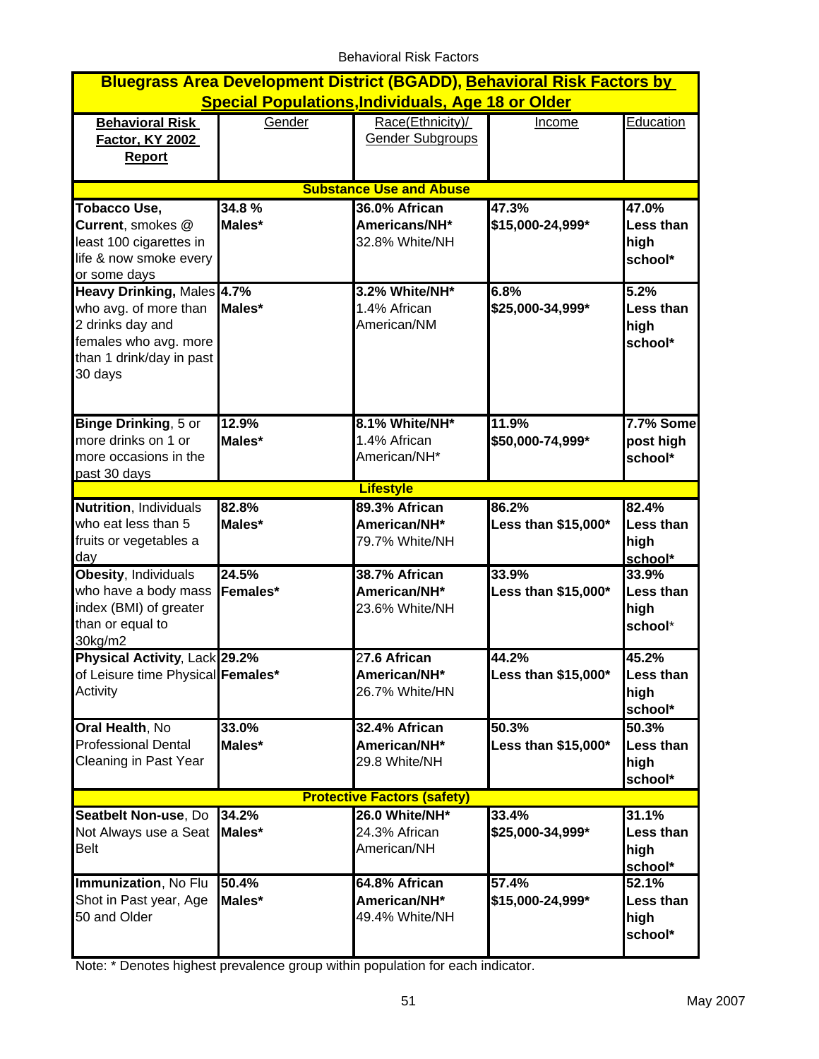## Bluegrass Area Development District (BGADD), Behavioral Risk Factors by Special Populations, Individuals, Age 18 or Older

| Behavioral Risk Factor, KY 2002 Report | Gender | Race(Ethnicity)/ Gender Subgroups | Income | Education |
|---|---|---|---|---|
| **Substance Use and Abuse** | | | | |
| **Tobacco Use, Current**, smokes @ least 100 cigarettes in life & now smoke every or some days | **34.8 % Males*** | **36.0% African Americans/NH*** 32.8% White/NH | **47.3% $15,000-24,999*** | **47.0% Less than high school*** |
| **Heavy Drinking**, Males who avg. of more than 2 drinks day and females who avg. more than 1 drink/day in past 30 days | **4.7% Males*** | **3.2% White/NH*** 1.4% African American/NM | **6.8% $25,000-34,999*** | **5.2% Less than high school*** |
| **Binge Drinking**, 5 or more drinks on 1 or more occasions in the past 30 days | **12.9% Males*** | **8.1% White/NH*** 1.4% African American/NH* | **11.9% $50,000-74,999*** | **7.7% Some post high school*** |
| **Lifestyle** | | | | |
| **Nutrition**, Individuals who eat less than 5 fruits or vegetables a day | **82.8% Males*** | **89.3% African American/NH*** 79.7% White/NH | **86.2% Less than $15,000*** | **82.4% Less than high school*** |
| **Obesity**, Individuals who have a body mass index (BMI) of greater than or equal to 30kg/m2 | **24.5% Females*** | **38.7% African American/NH*** 23.6% White/NH | **33.9% Less than $15,000*** | **33.9% Less than high school*** |
| **Physical Activity**, Lack of Leisure time Physical Activity | **29.2% Females*** | **27.6 African American/NH*** 26.7% White/HN | **44.2% Less than $15,000*** | **45.2% Less than high school*** |
| **Oral Health**, No Professional Dental Cleaning in Past Year | **33.0% Males*** | **32.4% African American/NH*** 29.8 White/NH | **50.3% Less than $15,000*** | **50.3% Less than high school*** |
| **Protective Factors (safety)** | | | | |
| **Seatbelt Non-use**, Do Not Always use a Seat Belt | **34.2% Males*** | **26.0 White/NH*** 24.3% African American/NH | **33.4% $25,000-34,999*** | **31.1% Less than high school*** |
| **Immunization**, No Flu Shot in Past year, Age 50 and Older | **50.4% Males*** | **64.8% African American/NH*** 49.4% White/NH | **57.4% $15,000-24,999*** | **52.1% Less than high school*** |

Note: * Denotes highest prevalence group within population for each indicator.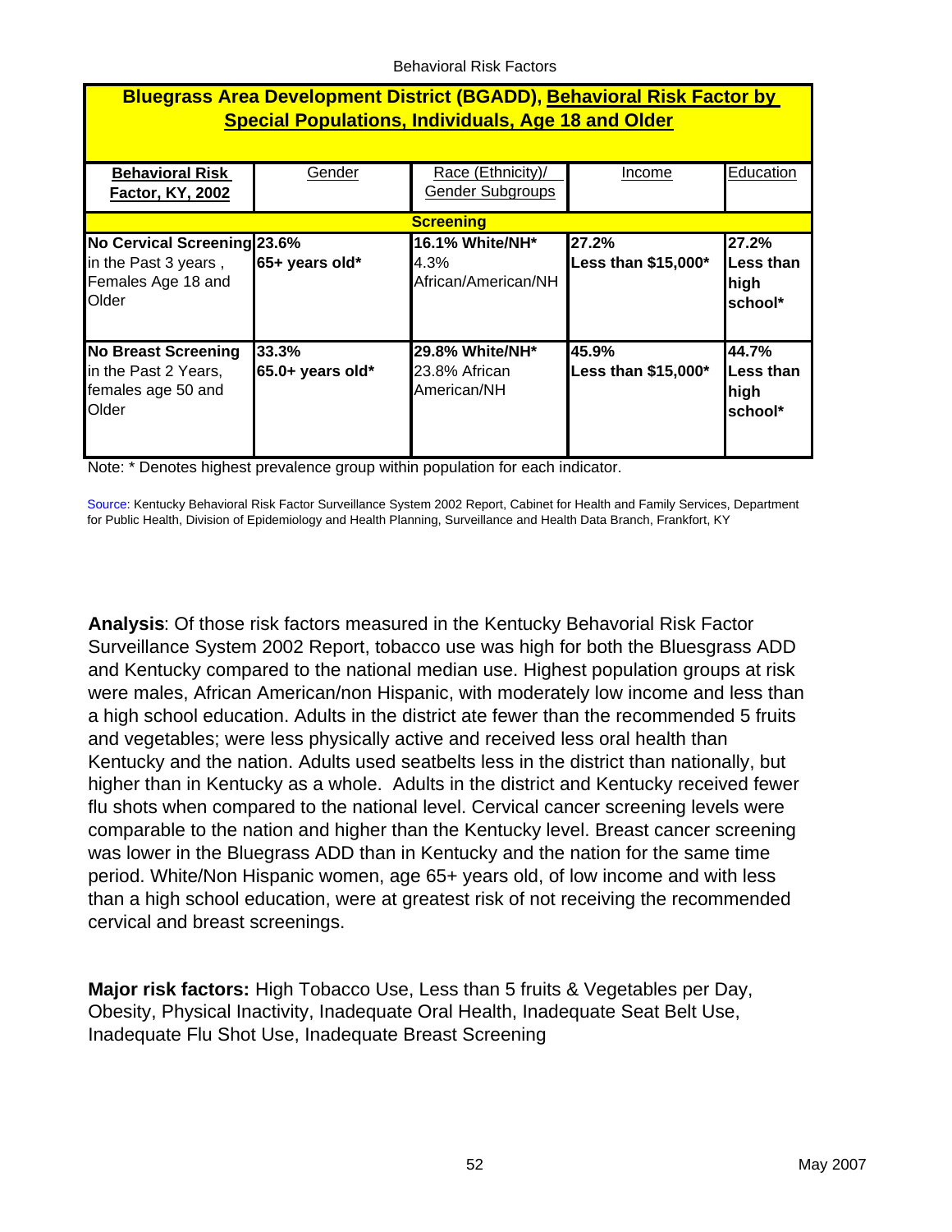## Bluegrass Area Development District (BGADD), Behavioral Risk Factor by Special Populations, Individuals, Age 18 and Older

| Behavioral Risk Factor, KY, 2002 | Gender | Race (Ethnicity)/ Gender Subgroups | Income | Education |
|---|---|---|---|---|
| **Screening** | | | | |
| **No Cervical Screening** in the Past 3 years , Females Age 18 and Older | **23.6% 65+ years old*** | **16.1% White/NH*** 4.3% African/American/NH | **27.2% Less than $15,000*** | **27.2% Less than high school*** |
| **No Breast Screening** in the Past 2 Years, females age 50 and Older | **33.3% 65.0+ years old*** | **29.8% White/NH*** 23.8% African American/NH | **45.9% Less than $15,000*** | **44.7% Less than high school*** |

Note: * Denotes highest prevalence group within population for each indicator.

Source: Kentucky Behavioral Risk Factor Surveillance System 2002 Report, Cabinet for Health and Family Services, Department for Public Health, Division of Epidemiology and Health Planning, Surveillance and Health Data Branch, Frankfort, KY

**Analysis**: Of those risk factors measured in the Kentucky Behavorial Risk Factor Surveillance System 2002 Report, tobacco use was high for both the Bluesgrass ADD and Kentucky compared to the national median use. Highest population groups at risk were males, African American/non Hispanic, with moderately low income and less than a high school education. Adults in the district ate fewer than the recommended 5 fruits and vegetables; were less physically active and received less oral health than Kentucky and the nation. Adults used seatbelts less in the district than nationally, but higher than in Kentucky as a whole. Adults in the district and Kentucky received fewer flu shots when compared to the national level. Cervical cancer screening levels were comparable to the nation and higher than the Kentucky level. Breast cancer screening was lower in the Bluegrass ADD than in Kentucky and the nation for the same time period. White/Non Hispanic women, age 65+ years old, of low income and with less than a high school education, were at greatest risk of not receiving the recommended cervical and breast screenings.

**Major risk factors:** High Tobacco Use, Less than 5 fruits & Vegetables per Day, Obesity, Physical Inactivity, Inadequate Oral Health, Inadequate Seat Belt Use, Inadequate Flu Shot Use, Inadequate Breast Screening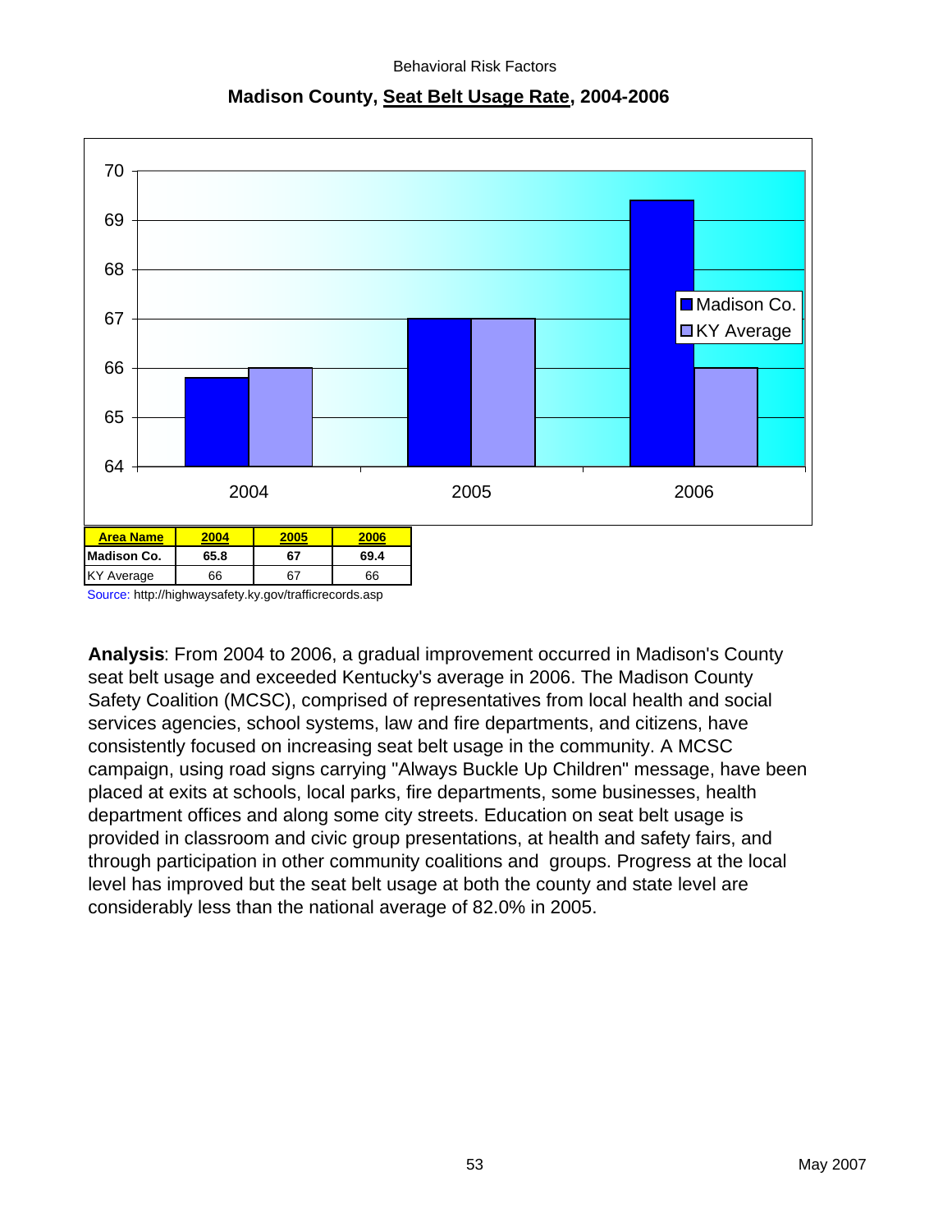Behavioral Risk Factors

## Madison County, Seat Belt Usage Rate, 2004-2006

| Area Name | 2004 | 2005 | 2006 |
|---|---|---|---|
| **Madison Co.** | **65.8** | **67** | **69.4** |
| KY Average | 66 | 67 | 66 |

Source: http://highwaysafety.ky.gov/trafficrecords.asp

**Analysis**: From 2004 to 2006, a gradual improvement occurred in Madison's County seat belt usage and exceeded Kentucky's average in 2006. The Madison County Safety Coalition (MCSC), comprised of representatives from local health and social services agencies, school systems, law and fire departments, and citizens, have consistently focused on increasing seat belt usage in the community. A MCSC campaign, using road signs carrying "Always Buckle Up Children" message, have been placed at exits at schools, local parks, fire departments, some businesses, health department offices and along some city streets. Education on seat belt usage is provided in classroom and civic group presentations, at health and safety fairs, and through participation in other community coalitions and groups. Progress at the local level has improved but the seat belt usage at both the county and state level are considerably less than the national average of 82.0% in 2005.

May 2007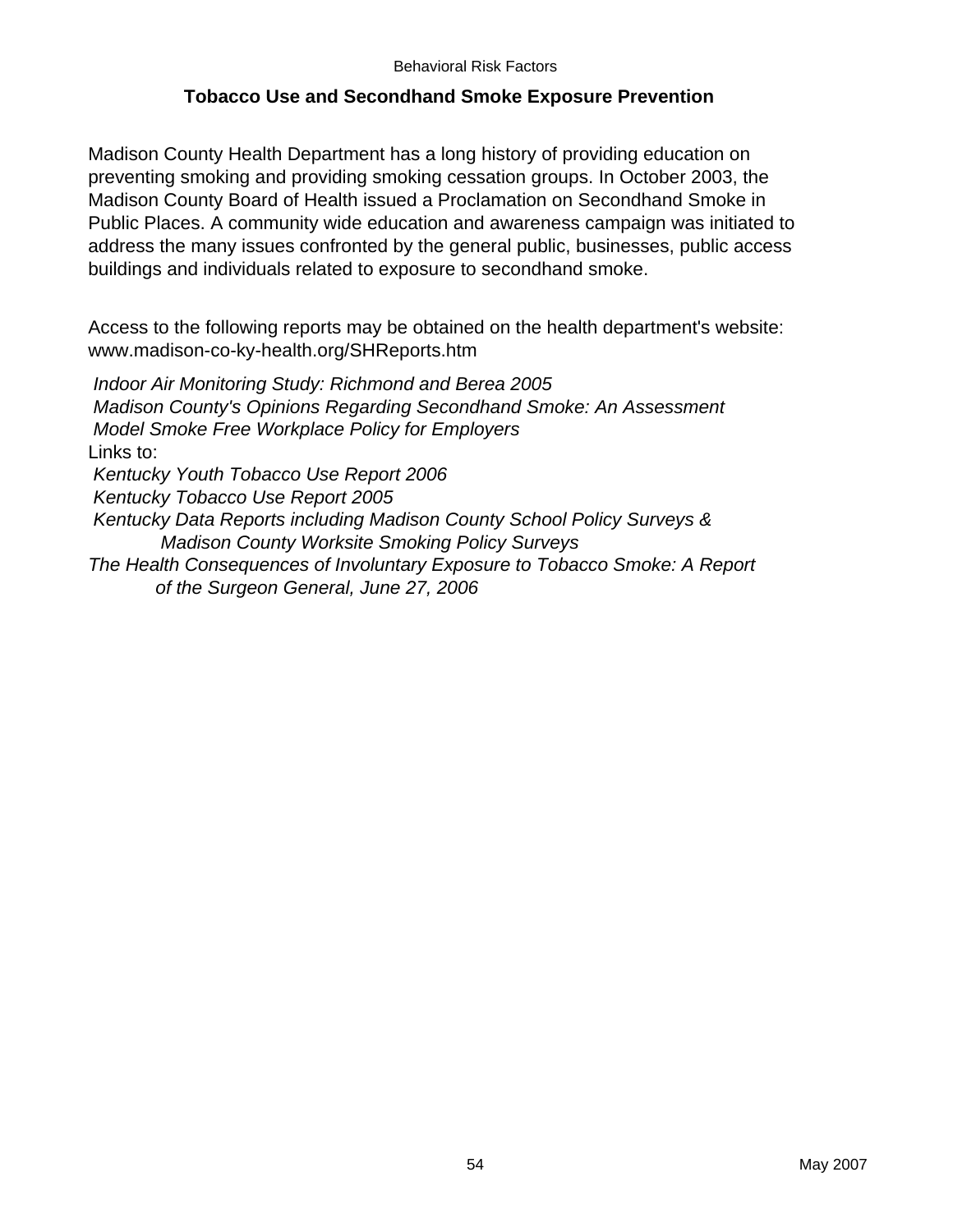## Tobacco Use and Secondhand Smoke Exposure Prevention

Madison County Health Department has a long history of providing education on preventing smoking and providing smoking cessation groups. In October 2003, the Madison County Board of Health issued a Proclamation on Secondhand Smoke in Public Places. A community wide education and awareness campaign was initiated to address the many issues confronted by the general public, businesses, public access buildings and individuals related to exposure to secondhand smoke.

Access to the following reports may be obtained on the health department's website: www.madison-co-ky-health.org/SHReports.htm

*Indoor Air Monitoring Study: Richmond and Berea 2005*
*Madison County's Opinions Regarding Secondhand Smoke: An Assessment*
*Model Smoke Free Workplace Policy for Employers*
Links to:
*Kentucky Youth Tobacco Use Report 2006*
*Kentucky Tobacco Use Report 2005*
*Kentucky Data Reports including Madison County School Policy Surveys & Madison County Worksite Smoking Policy Surveys*
*The Health Consequences of Involuntary Exposure to Tobacco Smoke: A Report of the Surgeon General, June 27, 2006*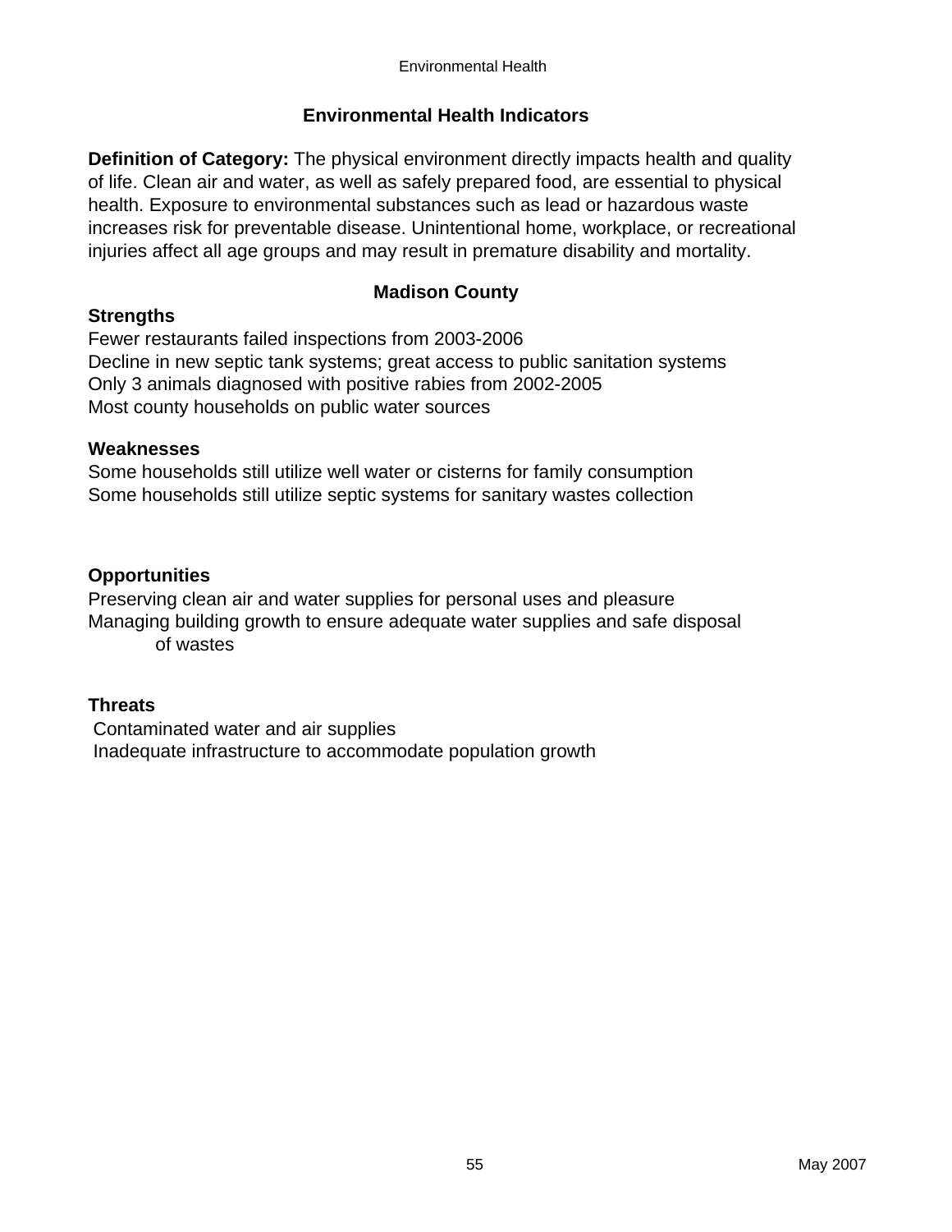## Environmental Health Indicators

**Definition of Category:** The physical environment directly impacts health and quality of life. Clean air and water, as well as safely prepared food, are essential to physical health. Exposure to environmental substances such as lead or hazardous waste increases risk for preventable disease. Unintentional home, workplace, or recreational injuries affect all age groups and may result in premature disability and mortality.

### Madison County

**Strengths**

Fewer restaurants failed inspections from 2003-2006
Decline in new septic tank systems; great access to public sanitation systems
Only 3 animals diagnosed with positive rabies from 2002-2005
Most county households on public water sources

**Weaknesses**

Some households still utilize well water or cisterns for family consumption
Some households still utilize septic systems for sanitary wastes collection

**Opportunities**

Preserving clean air and water supplies for personal uses and pleasure
Managing building growth to ensure adequate water supplies and safe disposal of wastes

**Threats**

Contaminated water and air supplies
Inadequate infrastructure to accommodate population growth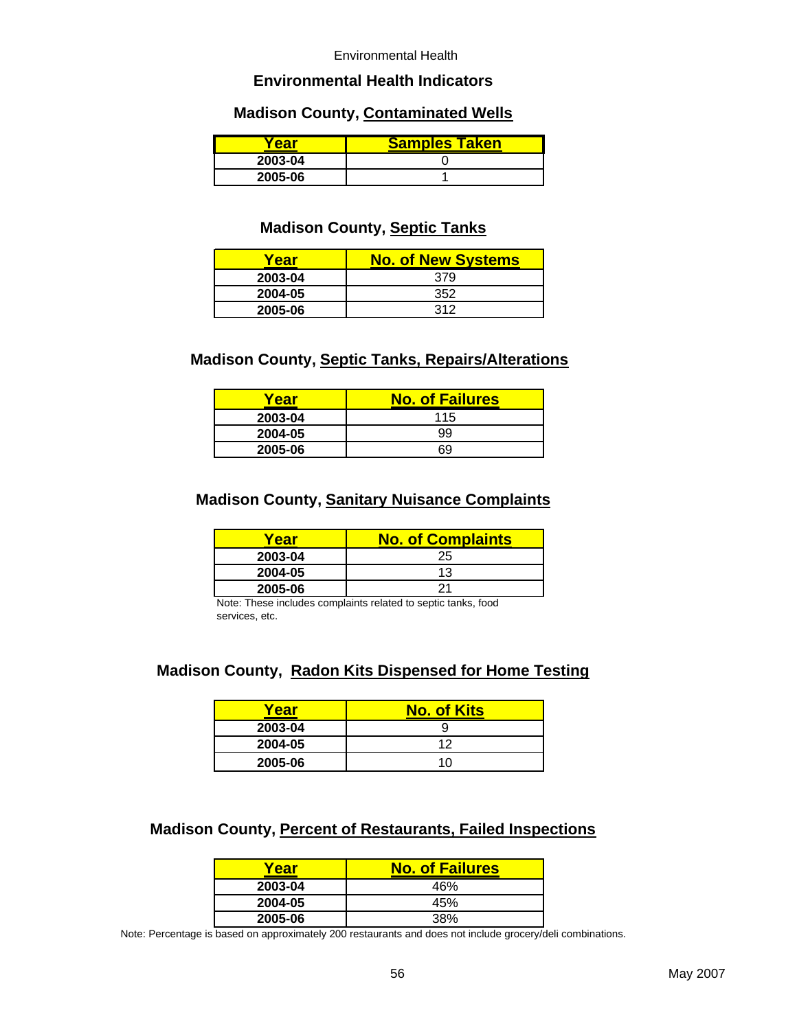## Environmental Health Indicators

### Madison County, Contaminated Wells

| Year | Samples Taken |
|---|---|
| 2003-04 | 0 |
| 2005-06 | 1 |

### Madison County, Septic Tanks

| Year | No. of New Systems |
|---|---|
| 2003-04 | 379 |
| 2004-05 | 352 |
| 2005-06 | 312 |

### Madison County, Septic Tanks, Repairs/Alterations

| Year | No. of Failures |
|---|---|
| 2003-04 | 115 |
| 2004-05 | 99 |
| 2005-06 | 69 |

### Madison County, Sanitary Nuisance Complaints

| Year | No. of Complaints |
|---|---|
| 2003-04 | 25 |
| 2004-05 | 13 |
| 2005-06 | 21 |

Note: These includes complaints related to septic tanks, food services, etc.

### Madison County, Radon Kits Dispensed for Home Testing

| Year | No. of Kits |
|---|---|
| 2003-04 | 9 |
| 2004-05 | 12 |
| 2005-06 | 10 |

### Madison County, Percent of Restaurants, Failed Inspections

| Year | No. of Failures |
|---|---|
| 2003-04 | 46% |
| 2004-05 | 45% |
| 2005-06 | 38% |

Note: Percentage is based on approximately 200 restaurants and does not include grocery/deli combinations.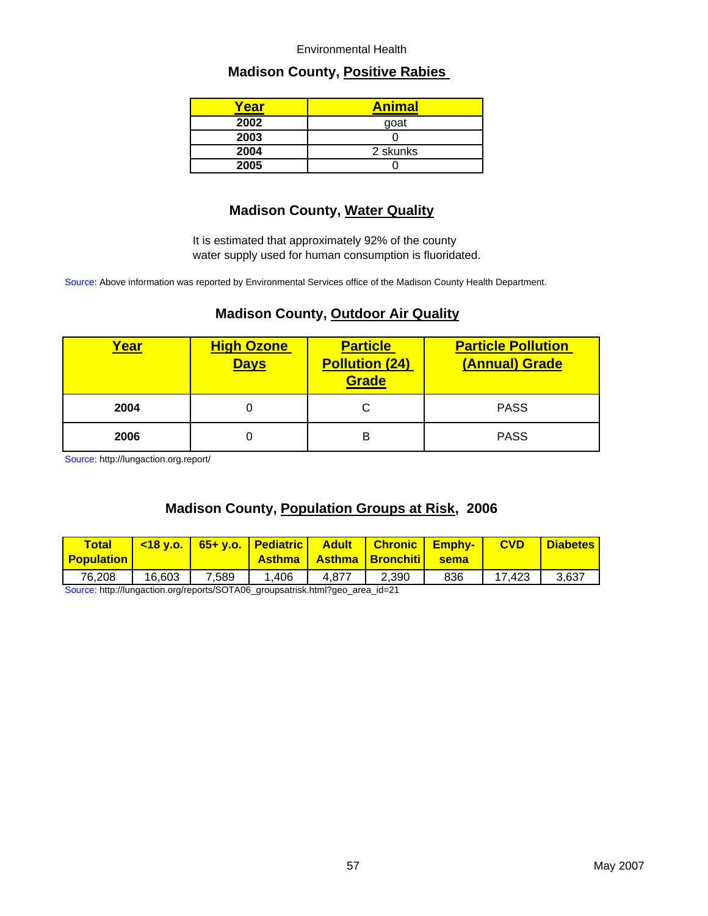Environmental Health

## Madison County, Positive Rabies

| Year | Animal |
|---|---|
| 2002 | goat |
| 2003 | 0 |
| 2004 | 2 skunks |
| 2005 | 0 |

## Madison County, Water Quality

It is estimated that approximately 92% of the county water supply used for human consumption is fluoridated.

Source: Above information was reported by Environmental Services office of the Madison County Health Department.

## Madison County, Outdoor Air Quality

| Year | High Ozone Days | Particle Pollution (24) Grade | Particle Pollution (Annual) Grade |
|---|---|---|---|
| 2004 | 0 | C | PASS |
| 2006 | 0 | B | PASS |

Source: http://lungaction.org.report/

## Madison County, Population Groups at Risk, 2006

| Total Population | <18 y.o. | 65+ y.o. | Pediatric Asthma | Adult Asthma | Chronic Bronchiti | Emphy-sema | CVD | Diabetes |
|---|---|---|---|---|---|---|---|---|
| 76,208 | 16,603 | 7,589 | 1,406 | 4,877 | 2,390 | 836 | 17,423 | 3,637 |

Source: http://lungaction.org/reports/SOTA06_groupsatrisk.html?geo_area_id=21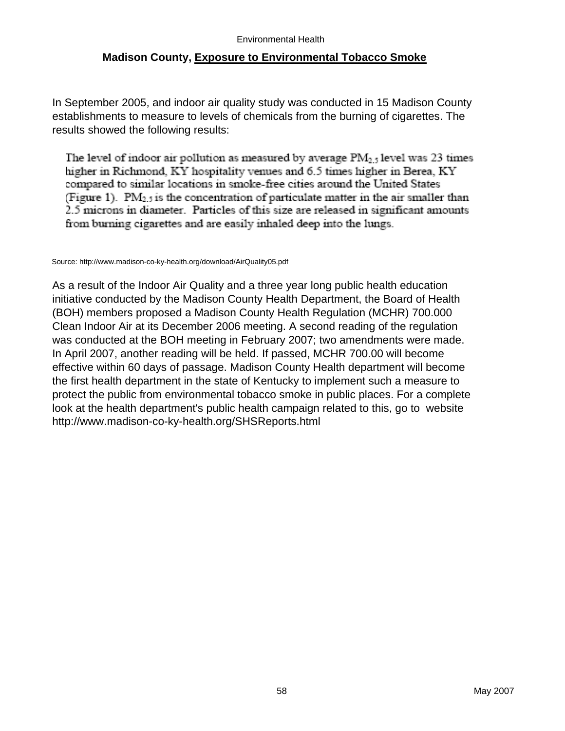## Madison County, Exposure to Environmental Tobacco Smoke

In September 2005, and indoor air quality study was conducted in 15 Madison County establishments to measure to levels of chemicals from the burning of cigarettes. The results showed the following results:

> The level of indoor air pollution as measured by average $PM_{2.5}$ level was 23 times higher in Richmond, KY hospitality venues and 6.5 times higher in Berea, KY compared to similar locations in smoke-free cities around the United States (Figure 1). $PM_{2.5}$ is the concentration of particulate matter in the air smaller than 2.5 microns in diameter. Particles of this size are released in significant amounts from burning cigarettes and are easily inhaled deep into the lungs.

Source: http://www.madison-co-ky-health.org/download/AirQuality05.pdf

As a result of the Indoor Air Quality and a three year long public health education initiative conducted by the Madison County Health Department, the Board of Health (BOH) members proposed a Madison County Health Regulation (MCHR) 700.000 Clean Indoor Air at its December 2006 meeting. A second reading of the regulation was conducted at the BOH meeting in February 2007; two amendments were made. In April 2007, another reading will be held. If passed, MCHR 700.00 will become effective within 60 days of passage. Madison County Health department will become the first health department in the state of Kentucky to implement such a measure to protect the public from environmental tobacco smoke in public places. For a complete look at the health department's public health campaign related to this, go to website http://www.madison-co-ky-health.org/SHSReports.html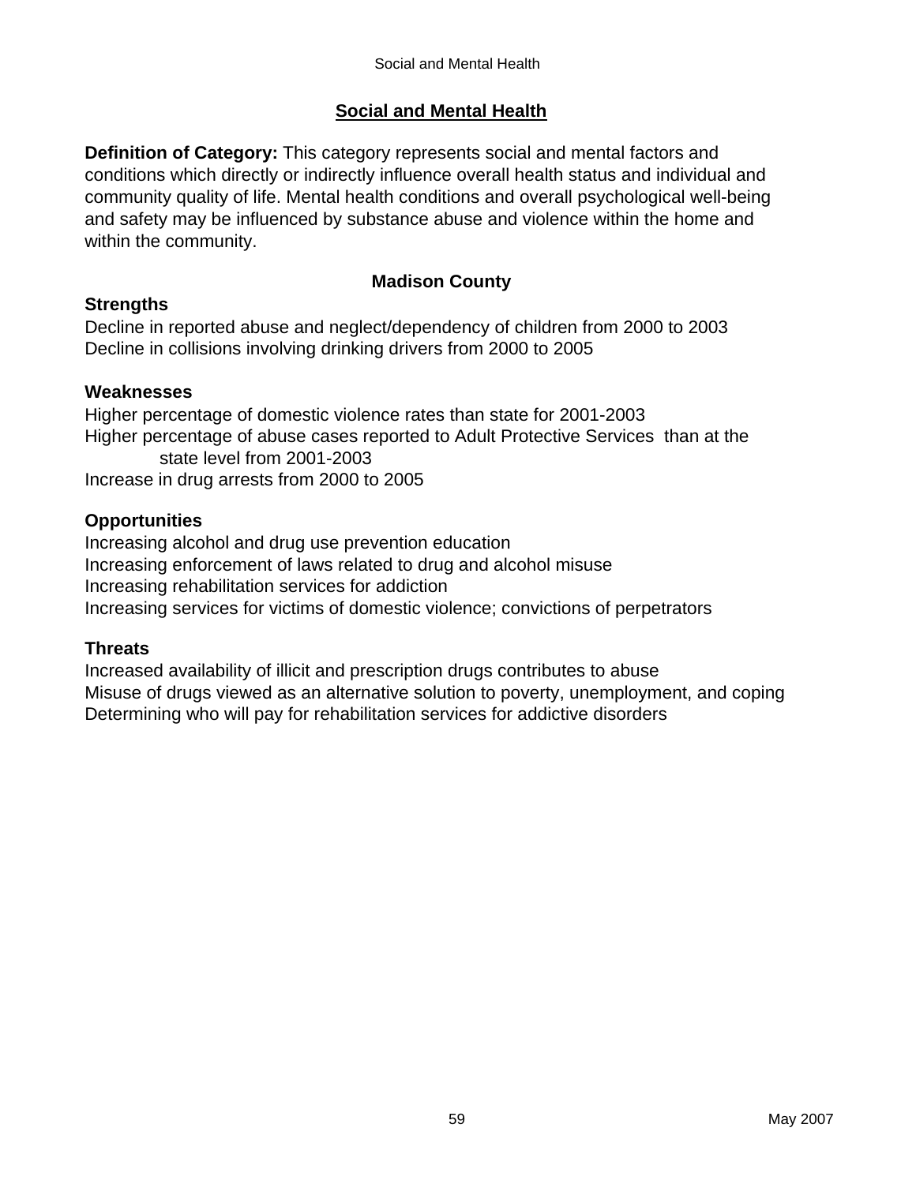## Social and Mental Health

**Definition of Category:** This category represents social and mental factors and conditions which directly or indirectly influence overall health status and individual and community quality of life. Mental health conditions and overall psychological well-being and safety may be influenced by substance abuse and violence within the home and within the community.

### Madison County

**Strengths**

Decline in reported abuse and neglect/dependency of children from 2000 to 2003
Decline in collisions involving drinking drivers from 2000 to 2005

**Weaknesses**

Higher percentage of domestic violence rates than state for 2001-2003
Higher percentage of abuse cases reported to Adult Protective Services than at the state level from 2001-2003
Increase in drug arrests from 2000 to 2005

**Opportunities**

Increasing alcohol and drug use prevention education
Increasing enforcement of laws related to drug and alcohol misuse
Increasing rehabilitation services for addiction
Increasing services for victims of domestic violence; convictions of perpetrators

**Threats**

Increased availability of illicit and prescription drugs contributes to abuse
Misuse of drugs viewed as an alternative solution to poverty, unemployment, and coping
Determining who will pay for rehabilitation services for addictive disorders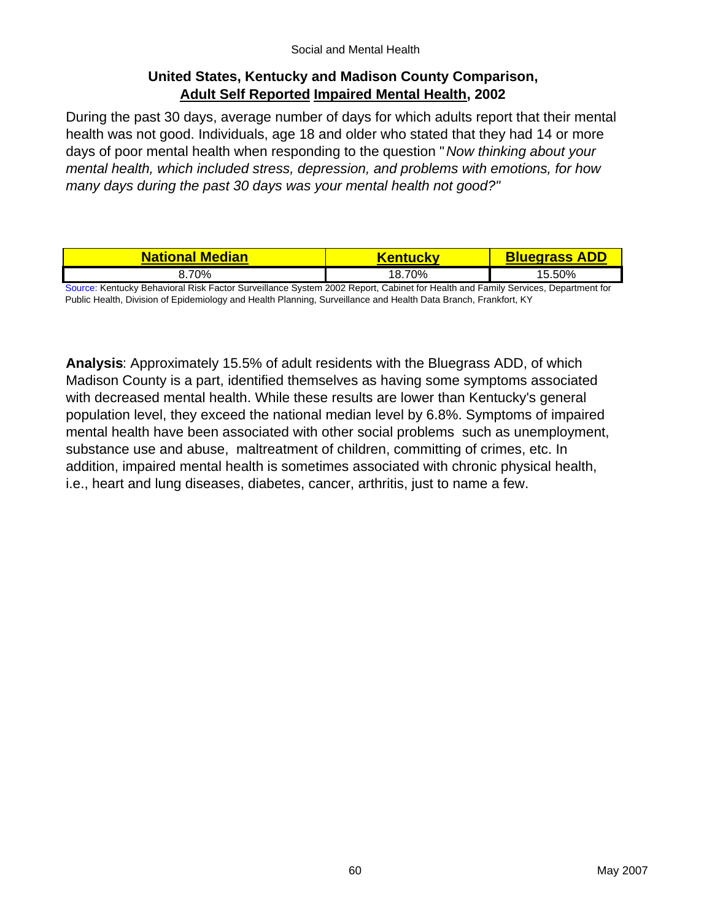## United States, Kentucky and Madison County Comparison, Adult Self Reported Impaired Mental Health, 2002

During the past 30 days, average number of days for which adults report that their mental health was not good. Individuals, age 18 and older who stated that they had 14 or more days of poor mental health when responding to the question "*Now thinking about your mental health, which included stress, depression, and problems with emotions, for how many days during the past 30 days was your mental health not good?"*

| National Median | Kentucky | Bluegrass ADD |
| --- | --- | --- |
| 8.70% | 18.70% | 15.50% |

Source: Kentucky Behavioral Risk Factor Surveillance System 2002 Report, Cabinet for Health and Family Services, Department for Public Health, Division of Epidemiology and Health Planning, Surveillance and Health Data Branch, Frankfort, KY

**Analysis**: Approximately 15.5% of adult residents with the Bluegrass ADD, of which Madison County is a part, identified themselves as having some symptoms associated with decreased mental health. While these results are lower than Kentucky's general population level, they exceed the national median level by 6.8%. Symptoms of impaired mental health have been associated with other social problems such as unemployment, substance use and abuse, maltreatment of children, committing of crimes, etc. In addition, impaired mental health is sometimes associated with chronic physical health, i.e., heart and lung diseases, diabetes, cancer, arthritis, just to name a few.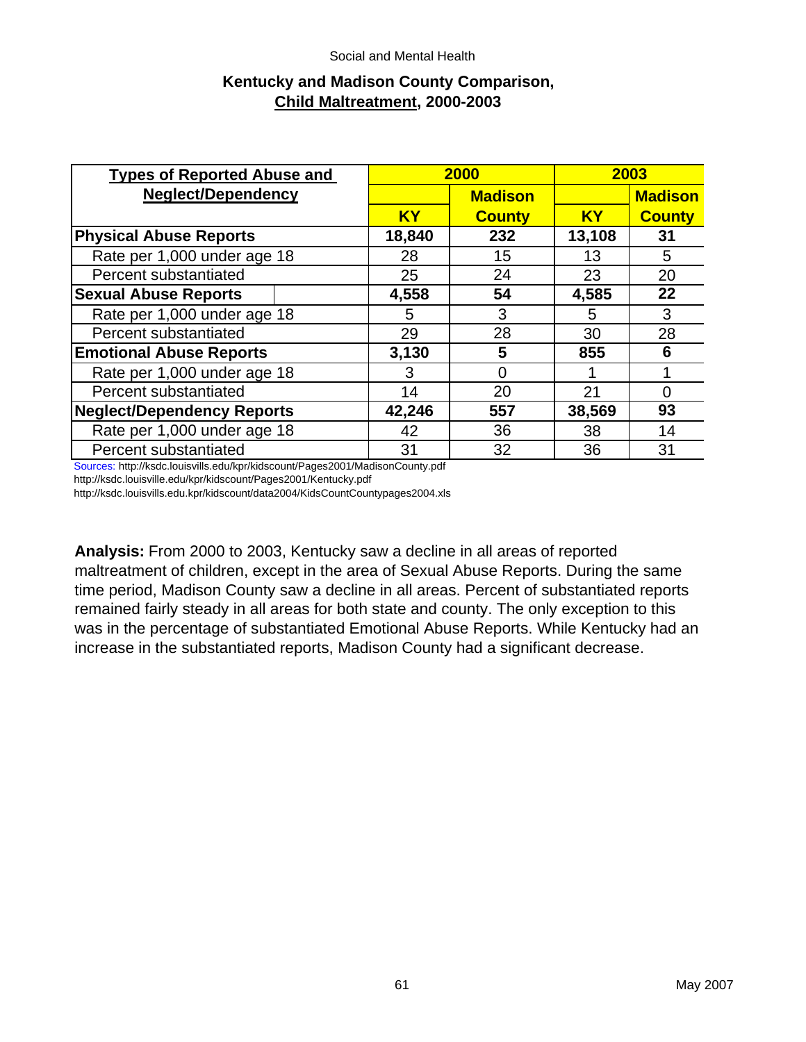Social and Mental Health

## Kentucky and Madison County Comparison, Child Maltreatment, 2000-2003

| Types of Reported Abuse and Neglect/Dependency | 2000 | | 2003 | |
|---|---|---|---|---|
| | KY | Madison County | KY | Madison County |
| **Physical Abuse Reports** | **18,840** | **232** | **13,108** | **31** |
| Rate per 1,000 under age 18 | 28 | 15 | 13 | 5 |
| Percent substantiated | 25 | 24 | 23 | 20 |
| **Sexual Abuse Reports** | **4,558** | **54** | **4,585** | **22** |
| Rate per 1,000 under age 18 | 5 | 3 | 5 | 3 |
| Percent substantiated | 29 | 28 | 30 | 28 |
| **Emotional Abuse Reports** | **3,130** | **5** | **855** | **6** |
| Rate per 1,000 under age 18 | 3 | 0 | 1 | 1 |
| Percent substantiated | 14 | 20 | 21 | 0 |
| **Neglect/Dependency Reports** | **42,246** | **557** | **38,569** | **93** |
| Rate per 1,000 under age 18 | 42 | 36 | 38 | 14 |
| Percent substantiated | 31 | 32 | 36 | 31 |

Sources: http://ksdc.louisvills.edu/kpr/kidscount/Pages2001/MadisonCounty.pdf
http://ksdc.louisville.edu/kpr/kidscount/Pages2001/Kentucky.pdf
http://ksdc.louisvills.edu.kpr/kidscount/data2004/KidsCountCountypages2004.xls

**Analysis:** From 2000 to 2003, Kentucky saw a decline in all areas of reported maltreatment of children, except in the area of Sexual Abuse Reports. During the same time period, Madison County saw a decline in all areas. Percent of substantiated reports remained fairly steady in all areas for both state and county. The only exception to this was in the percentage of substantiated Emotional Abuse Reports. While Kentucky had an increase in the substantiated reports, Madison County had a significant decrease.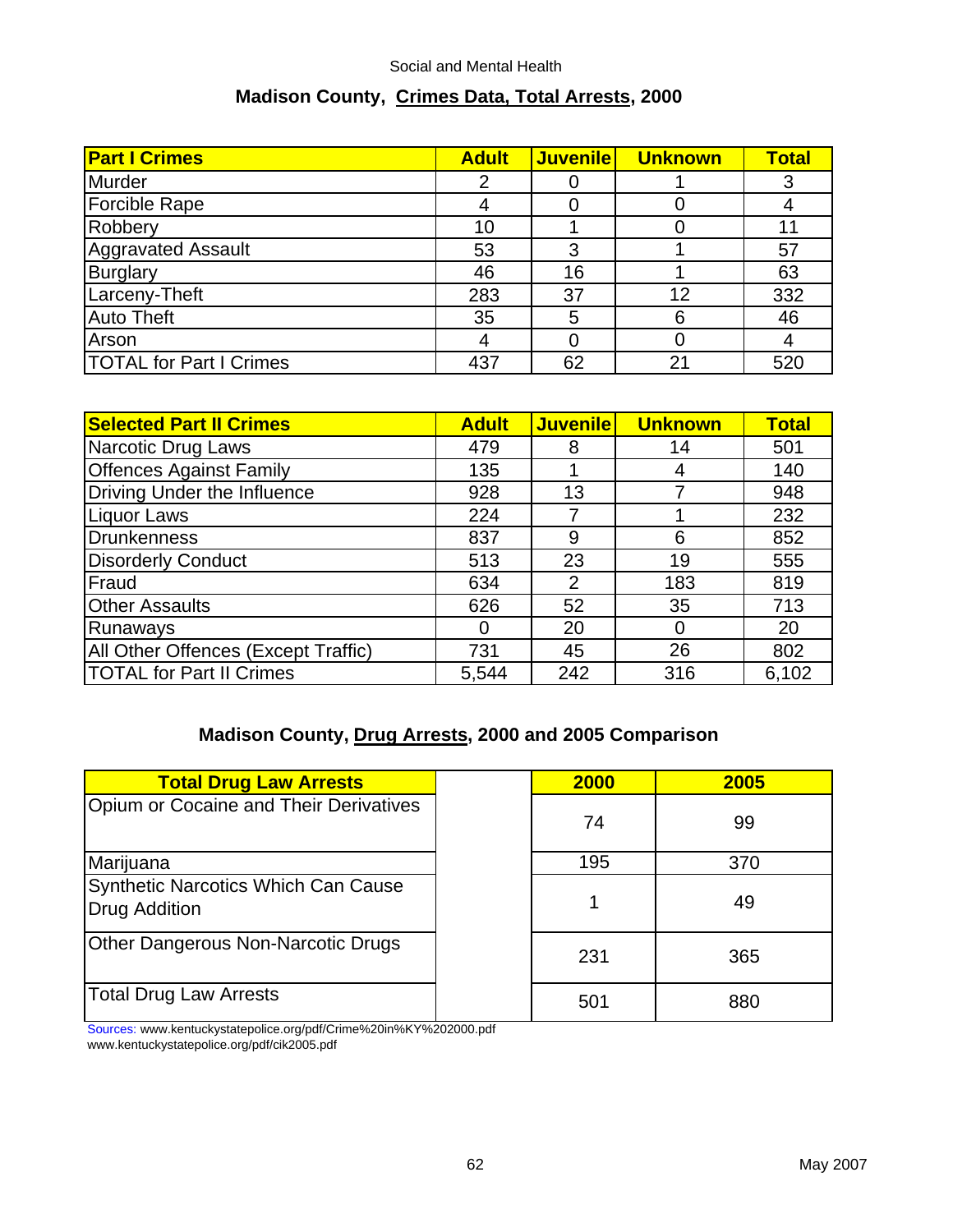Social and Mental Health

## Madison County, Crimes Data, Total Arrests, 2000

| Part I Crimes | Adult | Juvenile | Unknown | Total |
|---|---|---|---|---|
| Murder | 2 | 0 | 1 | 3 |
| Forcible Rape | 4 | 0 | 0 | 4 |
| Robbery | 10 | 1 | 0 | 11 |
| Aggravated Assault | 53 | 3 | 1 | 57 |
| Burglary | 46 | 16 | 1 | 63 |
| Larceny-Theft | 283 | 37 | 12 | 332 |
| Auto Theft | 35 | 5 | 6 | 46 |
| Arson | 4 | 0 | 0 | 4 |
| TOTAL for Part I Crimes | 437 | 62 | 21 | 520 |

| Selected Part II Crimes | Adult | Juvenile | Unknown | Total |
|---|---|---|---|---|
| Narcotic Drug Laws | 479 | 8 | 14 | 501 |
| Offences Against Family | 135 | 1 | 4 | 140 |
| Driving Under the Influence | 928 | 13 | 7 | 948 |
| Liquor Laws | 224 | 7 | 1 | 232 |
| Drunkenness | 837 | 9 | 6 | 852 |
| Disorderly Conduct | 513 | 23 | 19 | 555 |
| Fraud | 634 | 2 | 183 | 819 |
| Other Assaults | 626 | 52 | 35 | 713 |
| Runaways | 0 | 20 | 0 | 20 |
| All Other Offences (Except Traffic) | 731 | 45 | 26 | 802 |
| TOTAL for Part II Crimes | 5,544 | 242 | 316 | 6,102 |

## Madison County, Drug Arrests, 2000 and 2005 Comparison

| Total Drug Law Arrests | 2000 | 2005 |
|---|---|---|
| Opium or Cocaine and Their Derivatives | 74 | 99 |
| Marijuana | 195 | 370 |
| Synthetic Narcotics Which Can Cause Drug Addiction | 1 | 49 |
| Other Dangerous Non-Narcotic Drugs | 231 | 365 |
| Total Drug Law Arrests | 501 | 880 |

Sources: www.kentuckystatepolice.org/pdf/Crime%20in%KY%202000.pdf
www.kentuckystatepolice.org/pdf/cik2005.pdf

May 2007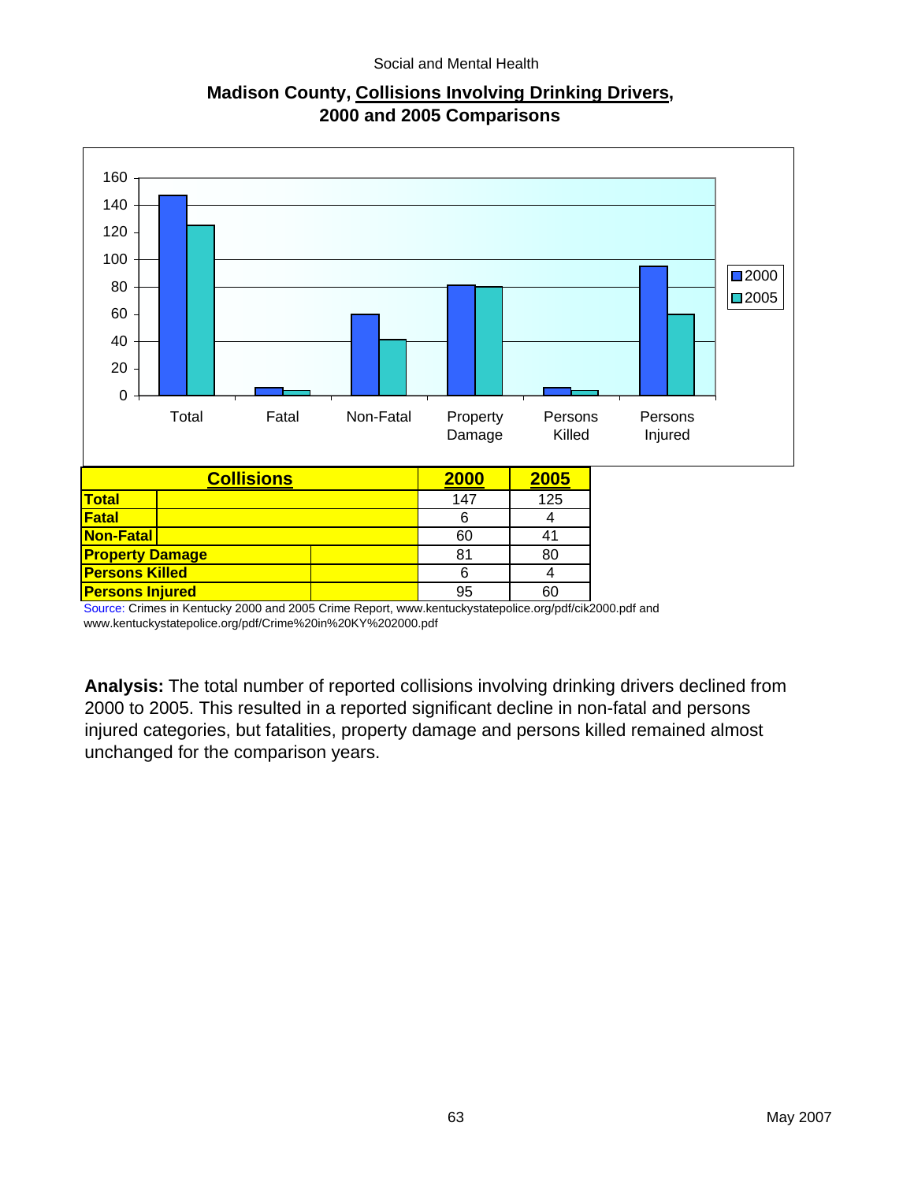## Madison County, Collisions Involving Drinking Drivers, 2000 and 2005 Comparisons

| Collisions | 2000 | 2005 |
|---|---|---|
| Total | 147 | 125 |
| Fatal | 6 | 4 |
| Non-Fatal | 60 | 41 |
| Property Damage | 81 | 80 |
| Persons Killed | 6 | 4 |
| Persons Injured | 95 | 60 |

Source: Crimes in Kentucky 2000 and 2005 Crime Report, www.kentuckystatepolice.org/pdf/cik2000.pdf and www.kentuckystatepolice.org/pdf/Crime%20in%20KY%202000.pdf

**Analysis:** The total number of reported collisions involving drinking drivers declined from 2000 to 2005. This resulted in a reported significant decline in non-fatal and persons injured categories, but fatalities, property damage and persons killed remained almost unchanged for the comparison years.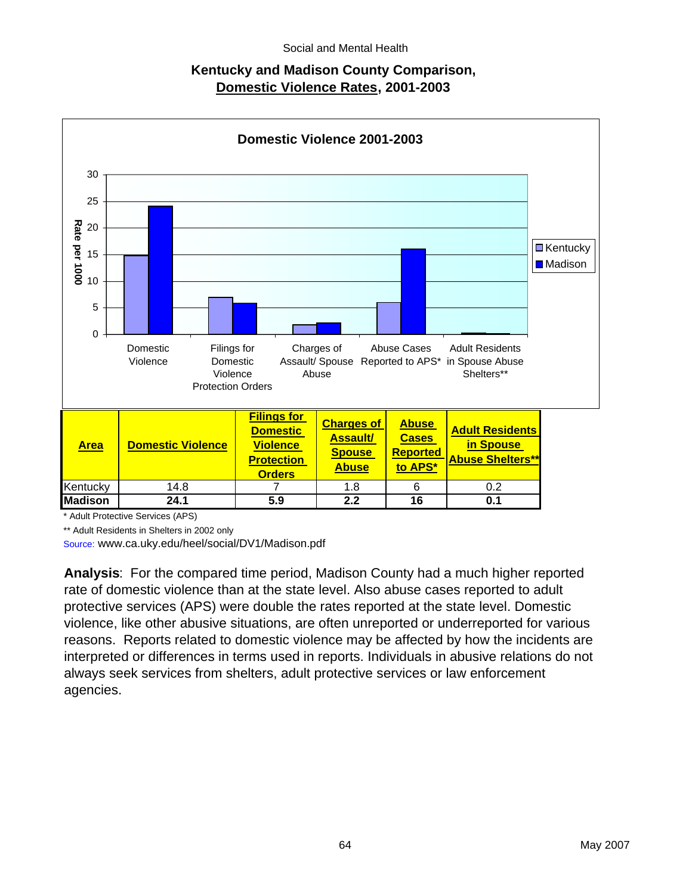Social and Mental Health

## Kentucky and Madison County Comparison, Domestic Violence Rates, 2001-2003

| Area | Domestic Violence | Filings for Domestic Violence Protection Orders | Charges of Assault/ Spouse Abuse | Abuse Cases Reported to APS* | Adult Residents in Spouse Abuse Shelters** |
|---|---|---|---|---|---|
| Kentucky | 14.8 | 7 | 1.8 | 6 | 0.2 |
| **Madison** | **24.1** | **5.9** | **2.2** | **16** | **0.1** |

\* Adult Protective Services (APS)

** Adult Residents in Shelters in 2002 only

Source: www.ca.uky.edu/heel/social/DV1/Madison.pdf

**Analysis**: For the compared time period, Madison County had a much higher reported rate of domestic violence than at the state level. Also abuse cases reported to adult protective services (APS) were double the rates reported at the state level. Domestic violence, like other abusive situations, are often unreported or underreported for various reasons. Reports related to domestic violence may be affected by how the incidents are interpreted or differences in terms used in reports. Individuals in abusive relations do not always seek services from shelters, adult protective services or law enforcement agencies.

May 2007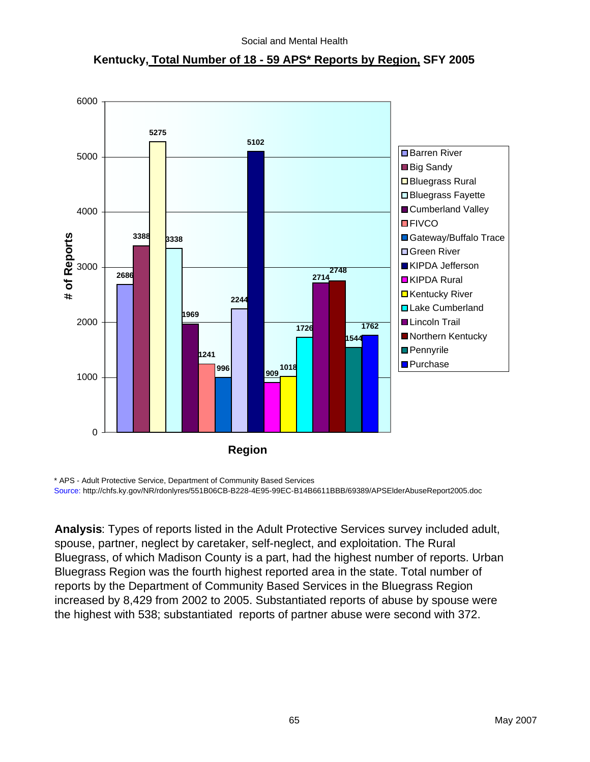## Kentucky, Total Number of 18 - 59 APS* Reports by Region, SFY 2005

| Region | # of Reports |
|---|---|
| Barren River | 2686 |
| Big Sandy | 3388 |
| Bluegrass Rural | 5275 |
| Bluegrass Fayette | 3338 |
| Cumberland Valley | 1969 |
| FIVCO | 1241 |
| Gateway/Buffalo Trace | 996 |
| Green River | 2244 |
| KIPDA Jefferson | 5102 |
| KIPDA Rural | 909 |
| Kentucky River | 1018 |
| Lake Cumberland | 1726 |
| Lincoln Trail | 2714 |
| Northern Kentucky | 2748 |
| Pennyrile | 1544 |
| Purchase | 1762 |

\* APS - Adult Protective Service, Department of Community Based Services

Source: http://chfs.ky.gov/NR/rdonlyres/551B06CB-B228-4E95-99EC-B14B6611BBB/69389/APSElderAbuseReport2005.doc

**Analysis**: Types of reports listed in the Adult Protective Services survey included adult, spouse, partner, neglect by caretaker, self-neglect, and exploitation. The Rural Bluegrass, of which Madison County is a part, had the highest number of reports. Urban Bluegrass Region was the fourth highest reported area in the state. Total number of reports by the Department of Community Based Services in the Bluegrass Region increased by 8,429 from 2002 to 2005. Substantiated reports of abuse by spouse were the highest with 538; substantiated reports of partner abuse were second with 372.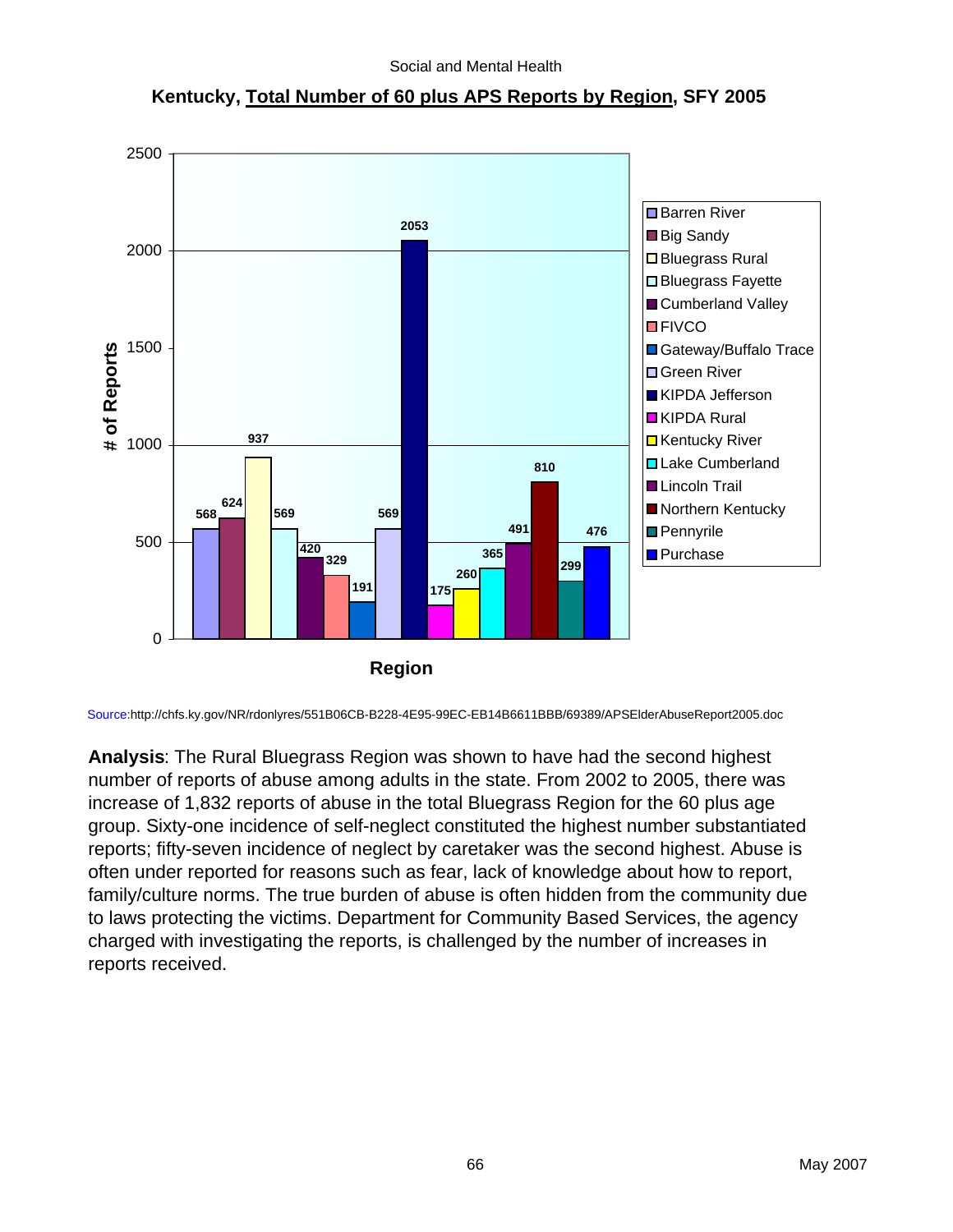Social and Mental Health

**Kentucky, Total Number of 60 plus APS Reports by Region, SFY 2005**

| Region | # of Reports |
|---|---|
| Barren River | 568 |
| Big Sandy | 624 |
| Bluegrass Rural | 937 |
| Bluegrass Fayette | 569 |
| Cumberland Valley | 420 |
| FIVCO | 329 |
| Gateway/Buffalo Trace | 191 |
| Green River | 569 |
| KIPDA Jefferson | 2053 |
| KIPDA Rural | 175 |
| Kentucky River | 260 |
| Lake Cumberland | 365 |
| Lincoln Trail | 491 |
| Northern Kentucky | 810 |
| Pennyrile | 299 |
| Purchase | 476 |

Source:http://chfs.ky.gov/NR/rdonlyres/551B06CB-B228-4E95-99EC-EB14B6611BBB/69389/APSElderAbuseReport2005.doc

**Analysis**: The Rural Bluegrass Region was shown to have had the second highest number of reports of abuse among adults in the state. From 2002 to 2005, there was increase of 1,832 reports of abuse in the total Bluegrass Region for the 60 plus age group. Sixty-one incidence of self-neglect constituted the highest number substantiated reports; fifty-seven incidence of neglect by caretaker was the second highest. Abuse is often under reported for reasons such as fear, lack of knowledge about how to report, family/culture norms. The true burden of abuse is often hidden from the community due to laws protecting the victims. Department for Community Based Services, the agency charged with investigating the reports, is challenged by the number of increases in reports received.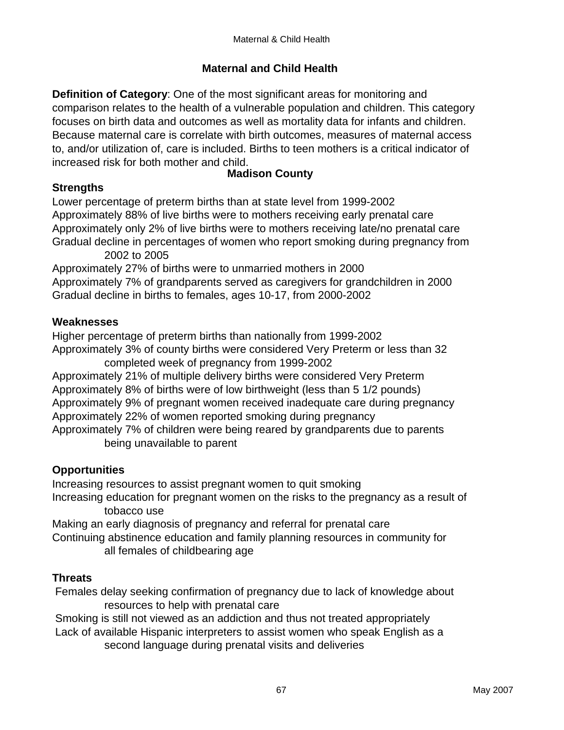# Maternal and Child Health

**Definition of Category**: One of the most significant areas for monitoring and comparison relates to the health of a vulnerable population and children. This category focuses on birth data and outcomes as well as mortality data for infants and children. Because maternal care is correlate with birth outcomes, measures of maternal access to, and/or utilization of, care is included. Births to teen mothers is a critical indicator of increased risk for both mother and child.

## Madison County

### Strengths

Lower percentage of preterm births than at state level from 1999-2002
Approximately 88% of live births were to mothers receiving early prenatal care
Approximately only 2% of live births were to mothers receiving late/no prenatal care
Gradual decline in percentages of women who report smoking during pregnancy from 2002 to 2005
Approximately 27% of births were to unmarried mothers in 2000
Approximately 7% of grandparents served as caregivers for grandchildren in 2000
Gradual decline in births to females, ages 10-17, from 2000-2002

### Weaknesses

Higher percentage of preterm births than nationally from 1999-2002
Approximately 3% of county births were considered Very Preterm or less than 32 completed week of pregnancy from 1999-2002
Approximately 21% of multiple delivery births were considered Very Preterm
Approximately 8% of births were of low birthweight (less than 5 1/2 pounds)
Approximately 9% of pregnant women received inadequate care during pregnancy
Approximately 22% of women reported smoking during pregnancy
Approximately 7% of children were being reared by grandparents due to parents being unavailable to parent

### Opportunities

Increasing resources to assist pregnant women to quit smoking
Increasing education for pregnant women on the risks to the pregnancy as a result of tobacco use
Making an early diagnosis of pregnancy and referral for prenatal care
Continuing abstinence education and family planning resources in community for all females of childbearing age

### Threats

Females delay seeking confirmation of pregnancy due to lack of knowledge about resources to help with prenatal care
Smoking is still not viewed as an addiction and thus not treated appropriately
Lack of available Hispanic interpreters to assist women who speak English as a second language during prenatal visits and deliveries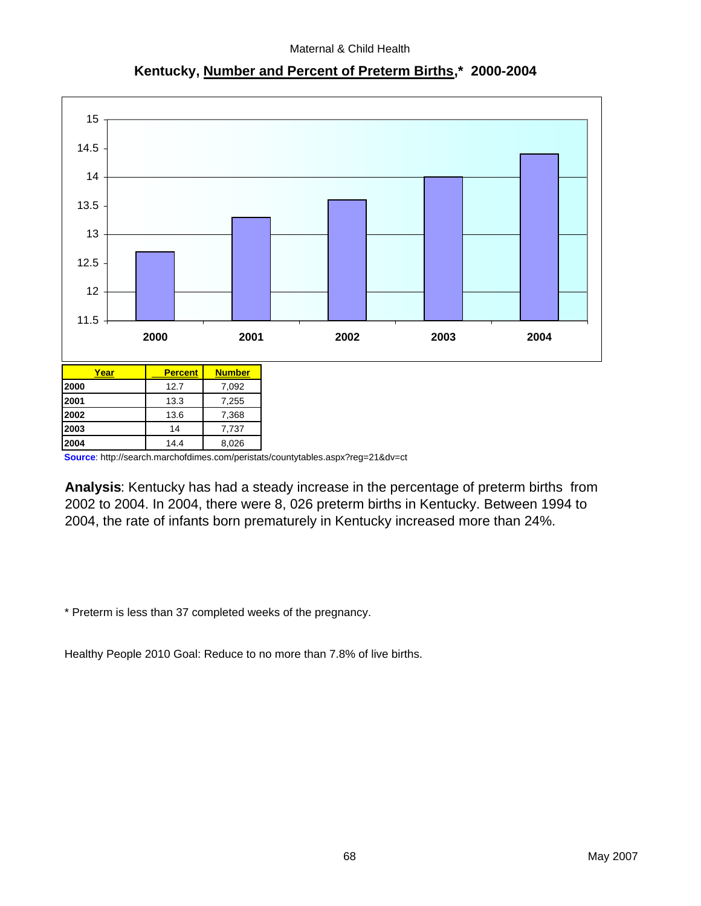## Kentucky, Number and Percent of Preterm Births,* 2000-2004

| Year | Percent | Number |
|---|---|---|
| 2000 | 12.7 | 7,092 |
| 2001 | 13.3 | 7,255 |
| 2002 | 13.6 | 7,368 |
| 2003 | 14 | 7,737 |
| 2004 | 14.4 | 8,026 |

**Source**: http://search.marchofdimes.com/peristats/countytables.aspx?reg=21&dv=ct

**Analysis**: Kentucky has had a steady increase in the percentage of preterm births from 2002 to 2004. In 2004, there were 8, 026 preterm births in Kentucky. Between 1994 to 2004, the rate of infants born prematurely in Kentucky increased more than 24%.

* Preterm is less than 37 completed weeks of the pregnancy.

Healthy People 2010 Goal: Reduce to no more than 7.8% of live births.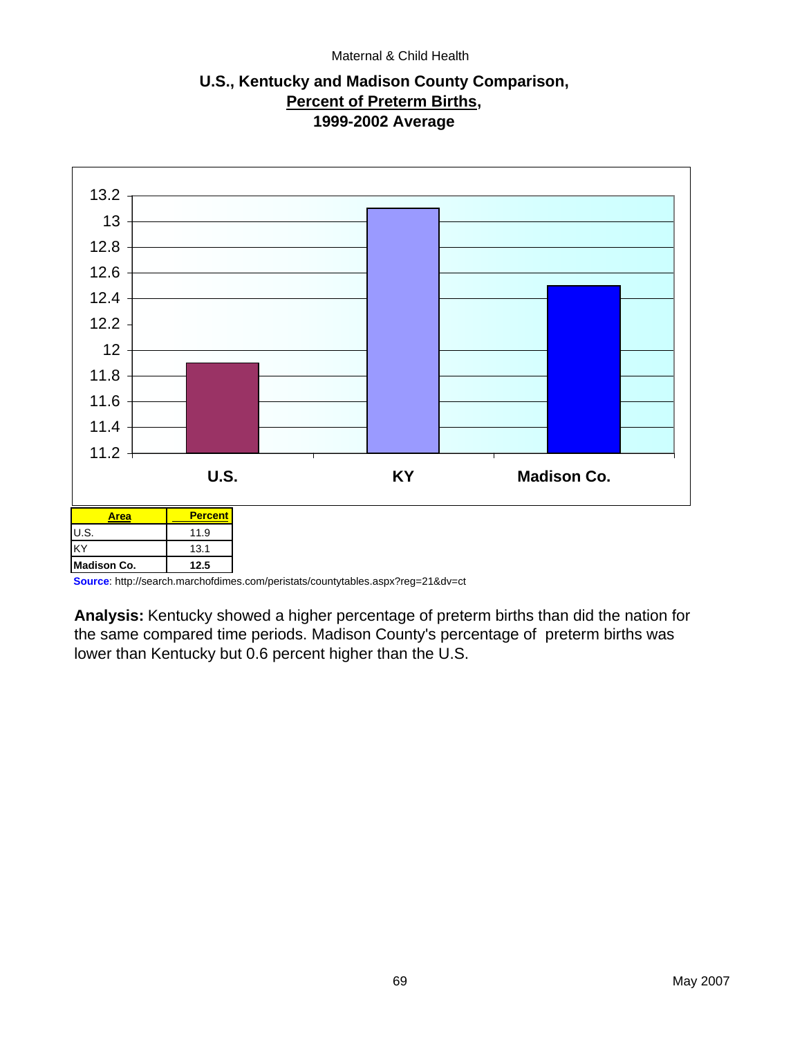Maternal & Child Health

## U.S., Kentucky and Madison County Comparison, Percent of Preterm Births, 1999-2002 Average

| Area | Percent |
|---|---|
| U.S. | 11.9 |
| KY | 13.1 |
| **Madison Co.** | **12.5** |

**Source**: http://search.marchofdimes.com/peristats/countytables.aspx?reg=21&dv=ct

**Analysis:** Kentucky showed a higher percentage of preterm births than did the nation for the same compared time periods. Madison County's percentage of preterm births was lower than Kentucky but 0.6 percent higher than the U.S.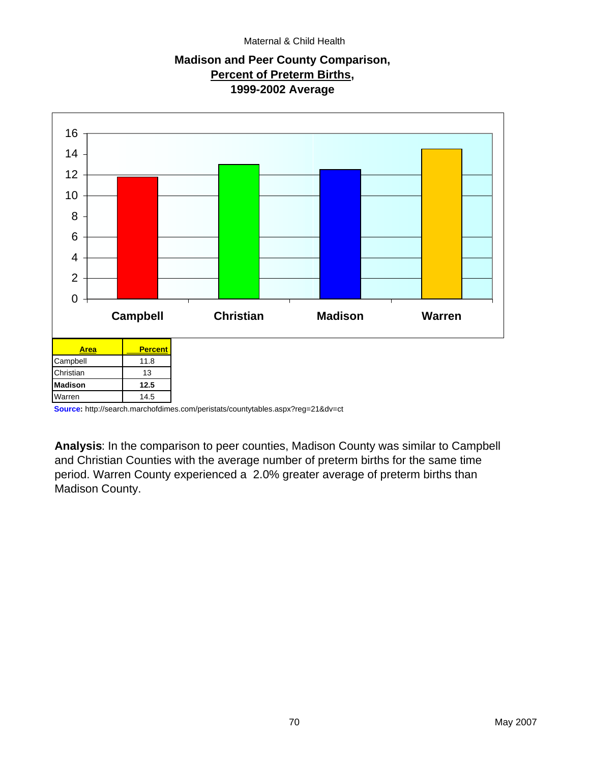Maternal & Child Health

## Madison and Peer County Comparison, Percent of Preterm Births, 1999-2002 Average

| Area | Percent |
|---|---|
| Campbell | 11.8 |
| Christian | 13 |
| **Madison** | **12.5** |
| Warren | 14.5 |

**Source:** http://search.marchofdimes.com/peristats/countytables.aspx?reg=21&dv=ct

**Analysis**: In the comparison to peer counties, Madison County was similar to Campbell and Christian Counties with the average number of preterm births for the same time period. Warren County experienced a 2.0% greater average of preterm births than Madison County.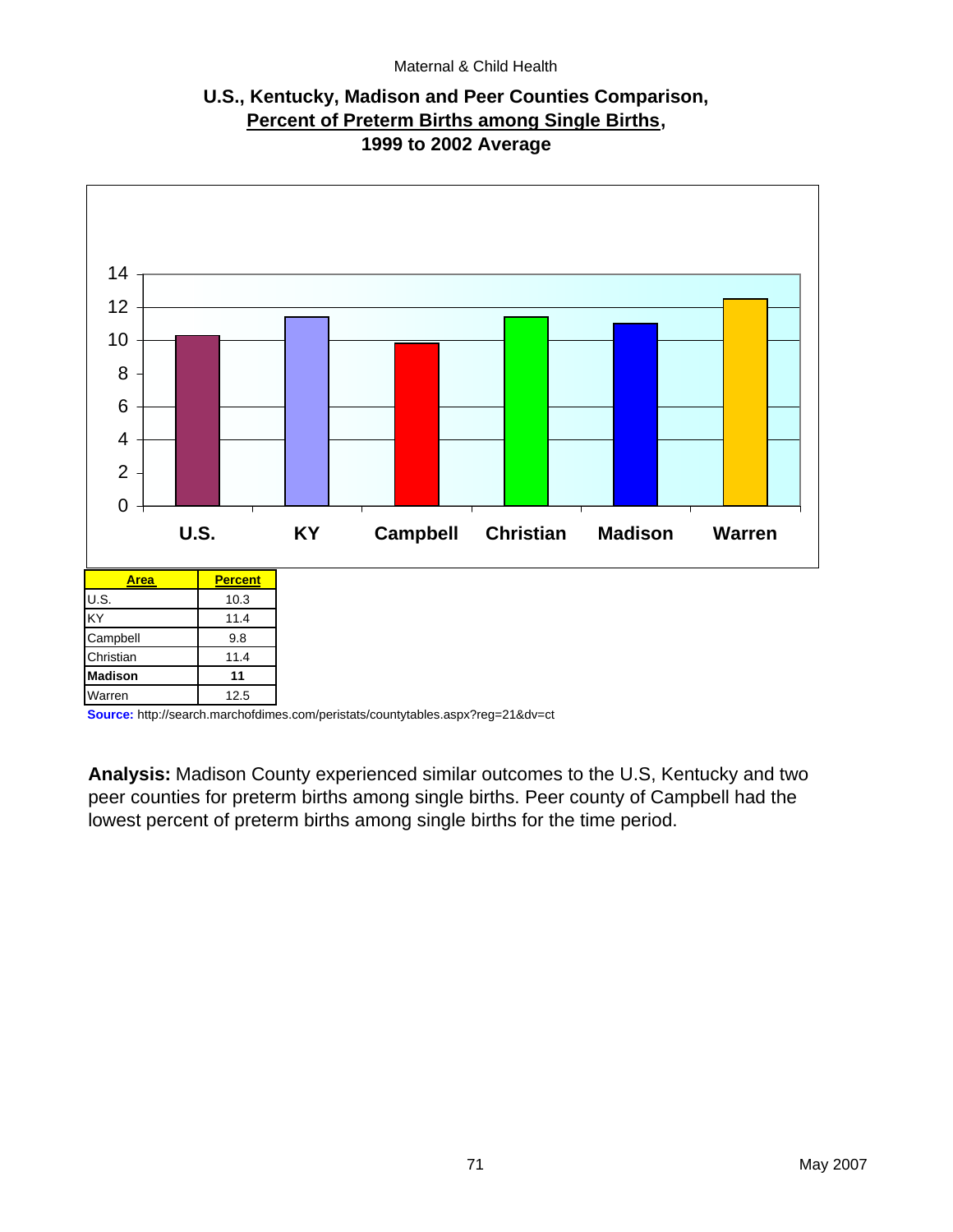Maternal & Child Health

## U.S., Kentucky, Madison and Peer Counties Comparison, Percent of Preterm Births among Single Births, 1999 to 2002 Average

| Area | Percent |
|---|---|
| U.S. | 10.3 |
| KY | 11.4 |
| Campbell | 9.8 |
| Christian | 11.4 |
| **Madison** | **11** |
| Warren | 12.5 |

**Source:** http://search.marchofdimes.com/peristats/countytables.aspx?reg=21&dv=ct

**Analysis:** Madison County experienced similar outcomes to the U.S, Kentucky and two peer counties for preterm births among single births. Peer county of Campbell had the lowest percent of preterm births among single births for the time period.

May 2007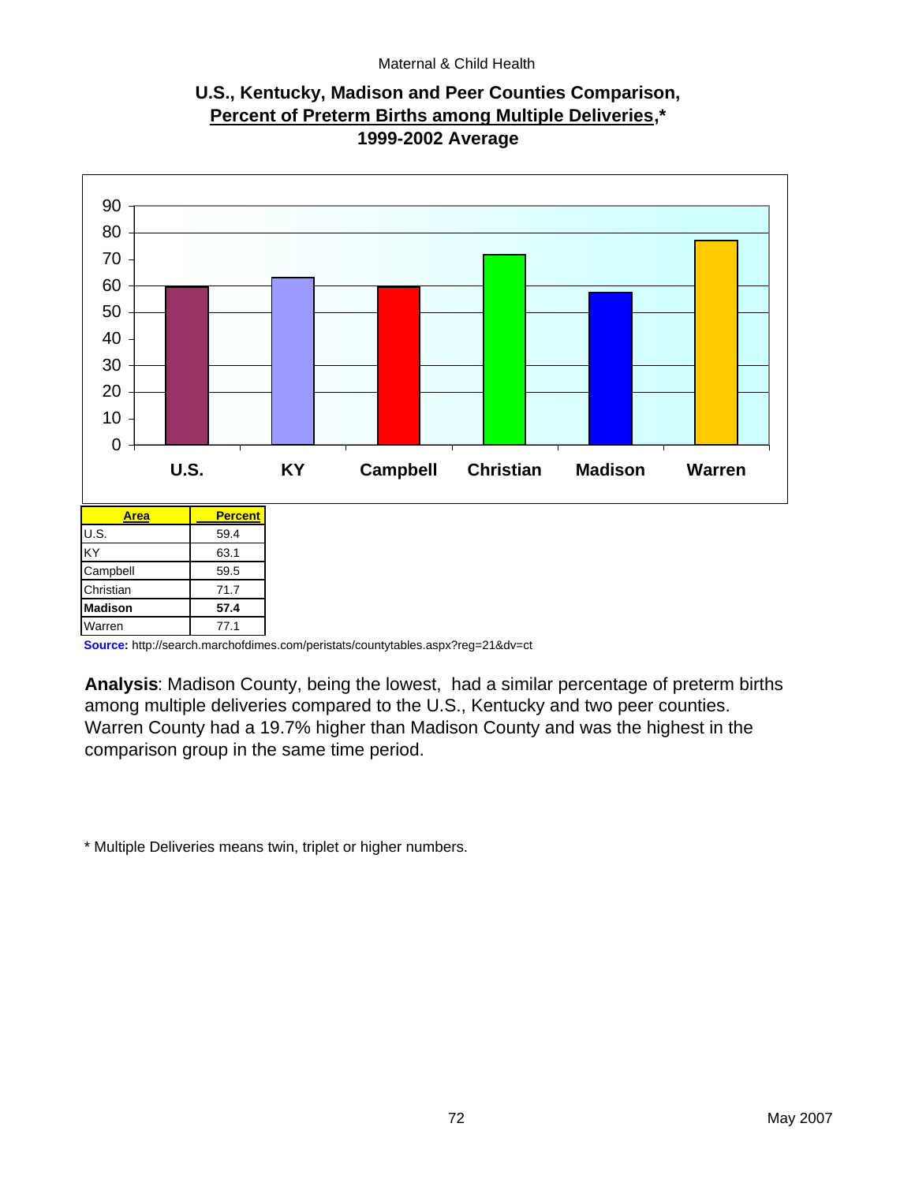Maternal & Child Health

## U.S., Kentucky, Madison and Peer Counties Comparison, Percent of Preterm Births among Multiple Deliveries,* 1999-2002 Average

| Area | Percent |
|---|---|
| U.S. | 59.4 |
| KY | 63.1 |
| Campbell | 59.5 |
| Christian | 71.7 |
| **Madison** | **57.4** |
| Warren | 77.1 |

**Source:** http://search.marchofdimes.com/peristats/countytables.aspx?reg=21&dv=ct

**Analysis**: Madison County, being the lowest, had a similar percentage of preterm births among multiple deliveries compared to the U.S., Kentucky and two peer counties. Warren County had a 19.7% higher than Madison County and was the highest in the comparison group in the same time period.

* Multiple Deliveries means twin, triplet or higher numbers.

May 2007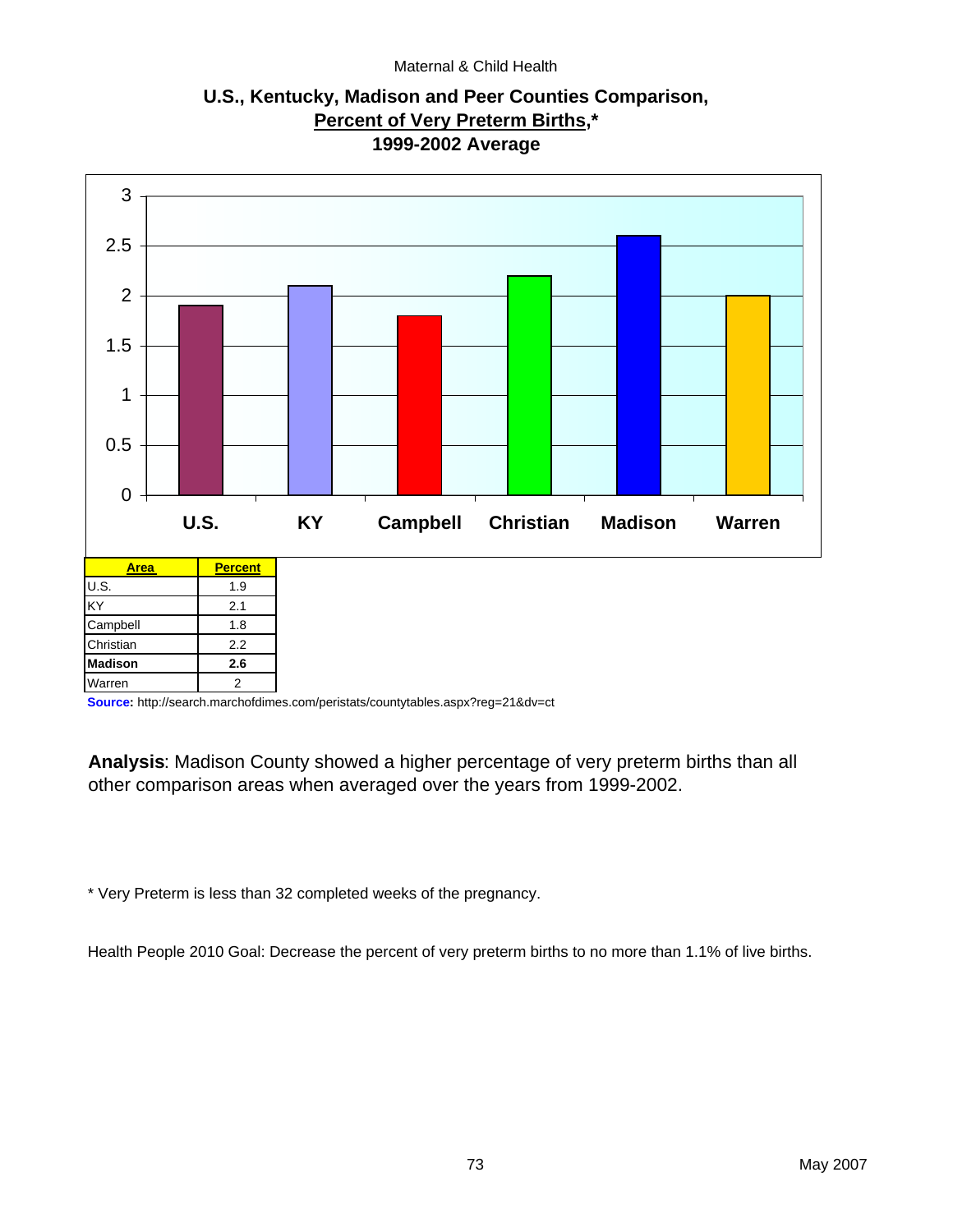Maternal & Child Health

## U.S., Kentucky, Madison and Peer Counties Comparison, Percent of Very Preterm Births,* 1999-2002 Average

| Area | Percent |
|---|---|
| U.S. | 1.9 |
| KY | 2.1 |
| Campbell | 1.8 |
| Christian | 2.2 |
| **Madison** | **2.6** |
| Warren | 2 |

**Source:** http://search.marchofdimes.com/peristats/countytables.aspx?reg=21&dv=ct

**Analysis**: Madison County showed a higher percentage of very preterm births than all other comparison areas when averaged over the years from 1999-2002.

* Very Preterm is less than 32 completed weeks of the pregnancy.

Health People 2010 Goal: Decrease the percent of very preterm births to no more than 1.1% of live births.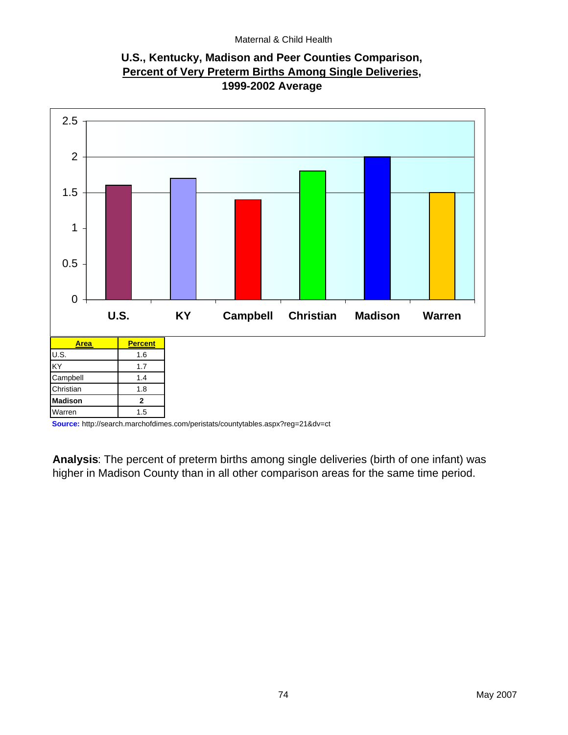## U.S., Kentucky, Madison and Peer Counties Comparison, Percent of Very Preterm Births Among Single Deliveries, 1999-2002 Average

| Area | Percent |
|---|---|
| U.S. | 1.6 |
| KY | 1.7 |
| Campbell | 1.4 |
| Christian | 1.8 |
| **Madison** | **2** |
| Warren | 1.5 |

**Source:** http://search.marchofdimes.com/peristats/countytables.aspx?reg=21&dv=ct

**Analysis**: The percent of preterm births among single deliveries (birth of one infant) was higher in Madison County than in all other comparison areas for the same time period.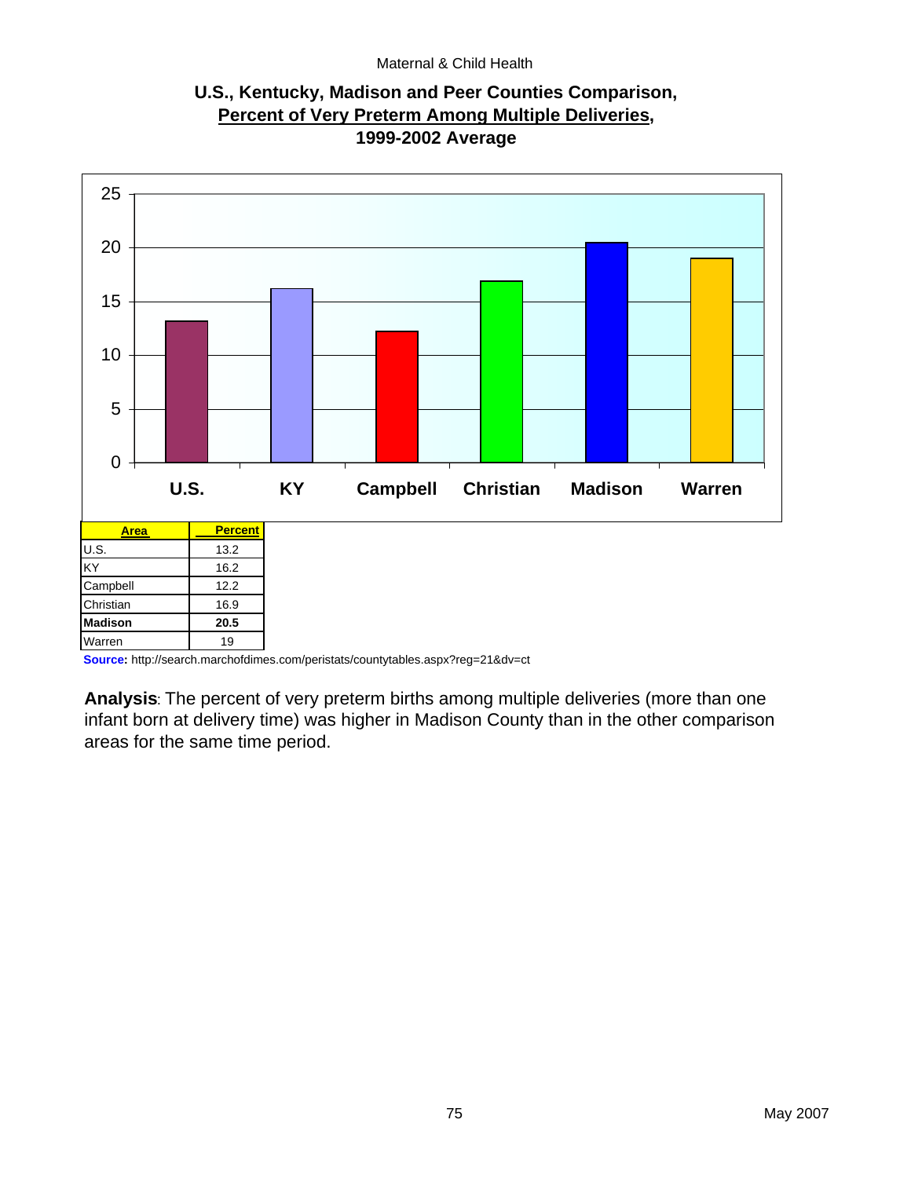## U.S., Kentucky, Madison and Peer Counties Comparison, Percent of Very Preterm Among Multiple Deliveries, 1999-2002 Average

| Area | Percent |
|---|---|
| U.S. | 13.2 |
| KY | 16.2 |
| Campbell | 12.2 |
| Christian | 16.9 |
| **Madison** | **20.5** |
| Warren | 19 |

**Source:** http://search.marchofdimes.com/peristats/countytables.aspx?reg=21&dv=ct

**Analysis**: The percent of very preterm births among multiple deliveries (more than one infant born at delivery time) was higher in Madison County than in the other comparison areas for the same time period.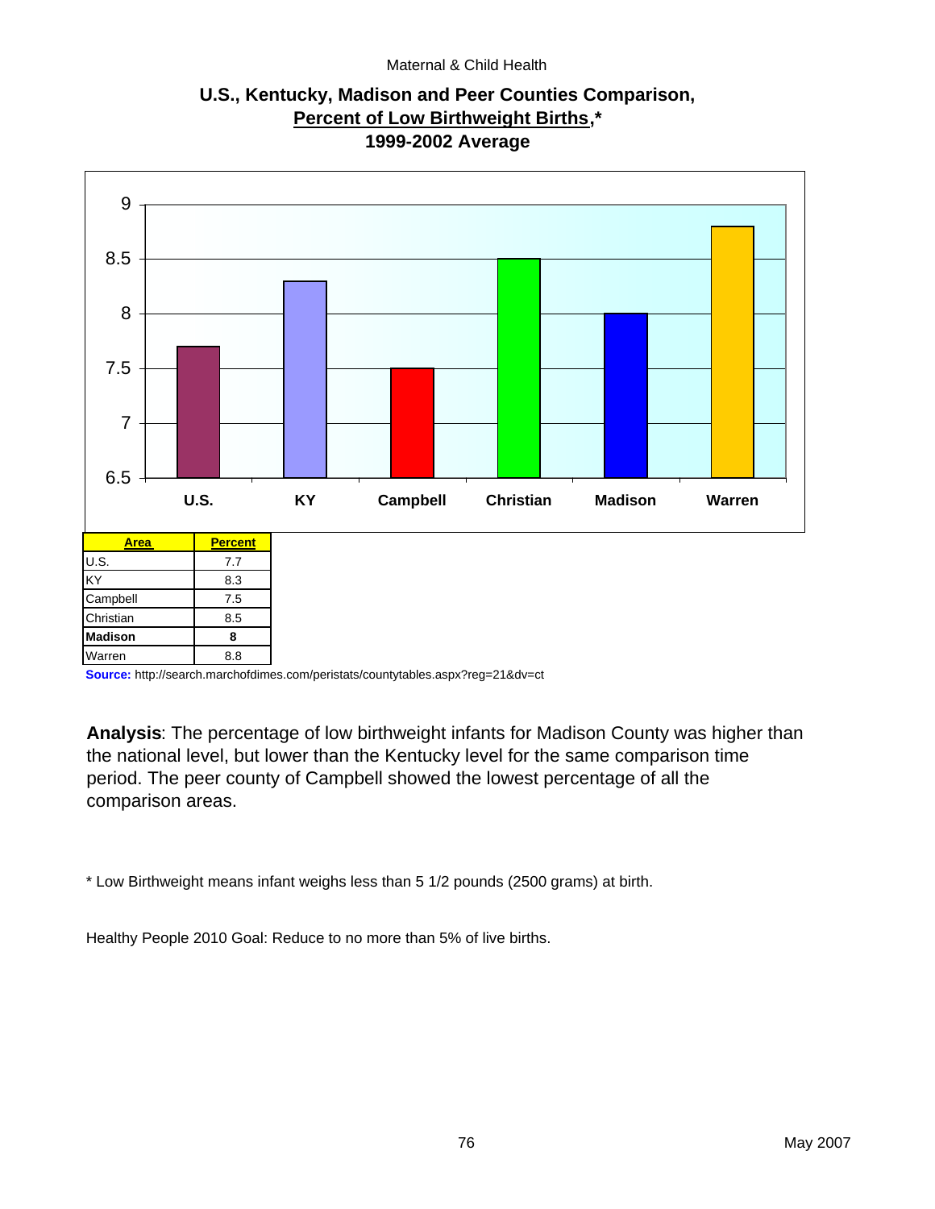Maternal & Child Health

## U.S., Kentucky, Madison and Peer Counties Comparison, Percent of Low Birthweight Births,* 1999-2002 Average

| Area | Percent |
|---|---|
| U.S. | 7.7 |
| KY | 8.3 |
| Campbell | 7.5 |
| Christian | 8.5 |
| **Madison** | **8** |
| Warren | 8.8 |

**Source:** http://search.marchofdimes.com/peristats/countytables.aspx?reg=21&dv=ct

**Analysis**: The percentage of low birthweight infants for Madison County was higher than the national level, but lower than the Kentucky level for the same comparison time period. The peer county of Campbell showed the lowest percentage of all the comparison areas.

* Low Birthweight means infant weighs less than 5 1/2 pounds (2500 grams) at birth.

Healthy People 2010 Goal: Reduce to no more than 5% of live births.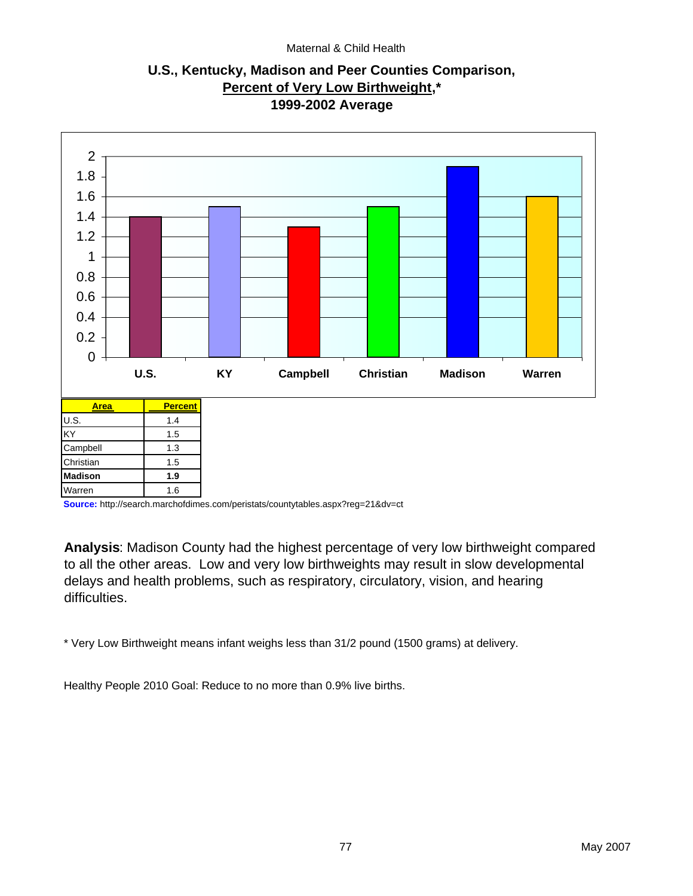Maternal & Child Health

## U.S., Kentucky, Madison and Peer Counties Comparison, Percent of Very Low Birthweight,* 1999-2002 Average

| Area | Percent |
|---|---|
| U.S. | 1.4 |
| KY | 1.5 |
| Campbell | 1.3 |
| Christian | 1.5 |
| **Madison** | **1.9** |
| Warren | 1.6 |

**Source:** http://search.marchofdimes.com/peristats/countytables.aspx?reg=21&dv=ct

**Analysis**: Madison County had the highest percentage of very low birthweight compared to all the other areas. Low and very low birthweights may result in slow developmental delays and health problems, such as respiratory, circulatory, vision, and hearing difficulties.

* Very Low Birthweight means infant weighs less than 31/2 pound (1500 grams) at delivery.

Healthy People 2010 Goal: Reduce to no more than 0.9% live births.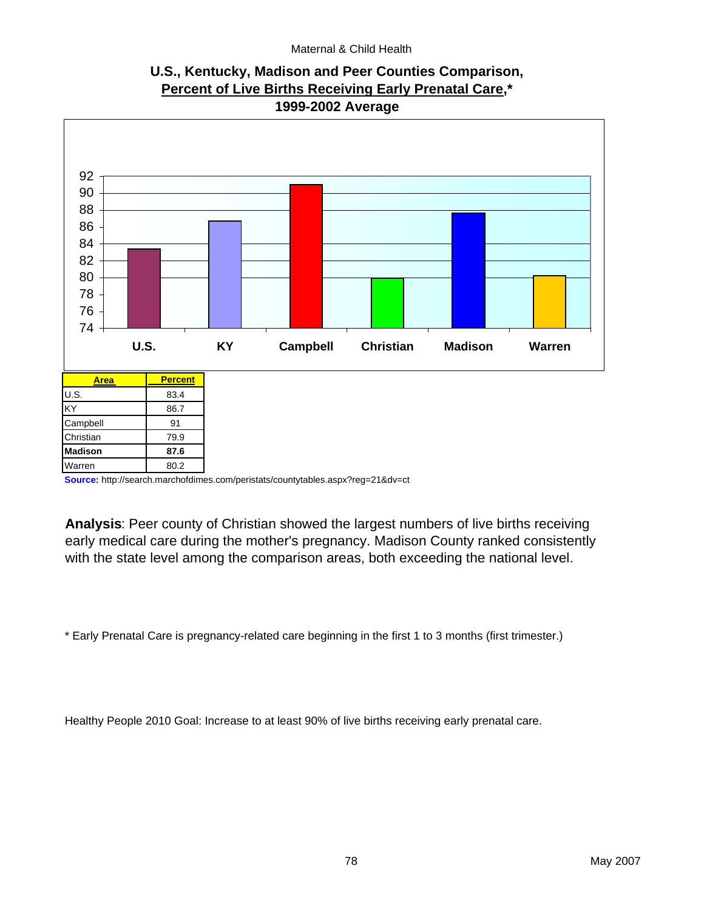Maternal & Child Health

## U.S., Kentucky, Madison and Peer Counties Comparison, Percent of Live Births Receiving Early Prenatal Care,* 1999-2002 Average

| Area | Percent |
|---|---|
| U.S. | 83.4 |
| KY | 86.7 |
| Campbell | 91 |
| Christian | 79.9 |
| **Madison** | **87.6** |
| Warren | 80.2 |

**Source:** http://search.marchofdimes.com/peristats/countytables.aspx?reg=21&dv=ct

**Analysis**: Peer county of Christian showed the largest numbers of live births receiving early medical care during the mother's pregnancy. Madison County ranked consistently with the state level among the comparison areas, both exceeding the national level.

* Early Prenatal Care is pregnancy-related care beginning in the first 1 to 3 months (first trimester.)

Healthy People 2010 Goal: Increase to at least 90% of live births receiving early prenatal care.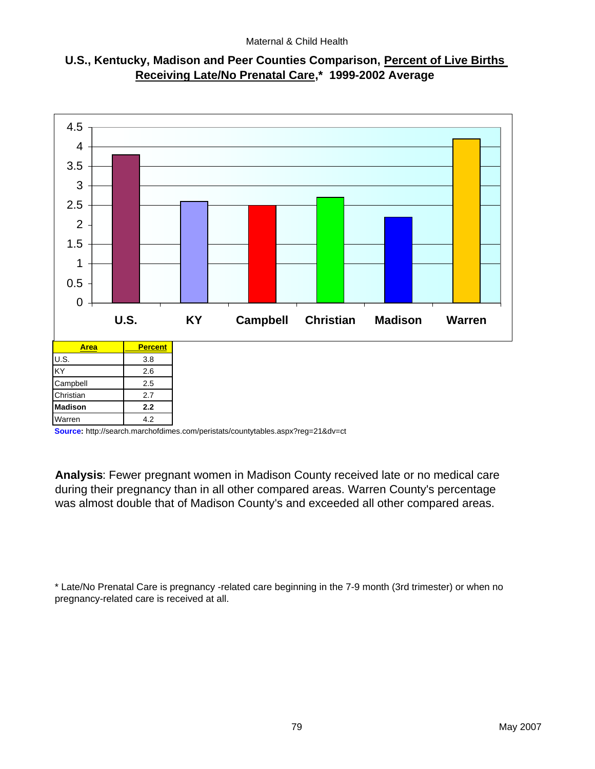## U.S., Kentucky, Madison and Peer Counties Comparison, Percent of Live Births Receiving Late/No Prenatal Care,* 1999-2002 Average

| Area | Percent |
|---|---|
| U.S. | 3.8 |
| KY | 2.6 |
| Campbell | 2.5 |
| Christian | 2.7 |
| **Madison** | **2.2** |
| Warren | 4.2 |

**Source:** http://search.marchofdimes.com/peristats/countytables.aspx?reg=21&dv=ct

**Analysis**: Fewer pregnant women in Madison County received late or no medical care during their pregnancy than in all other compared areas. Warren County's percentage was almost double that of Madison County's and exceeded all other compared areas.

* Late/No Prenatal Care is pregnancy -related care beginning in the 7-9 month (3rd trimester) or when no pregnancy-related care is received at all.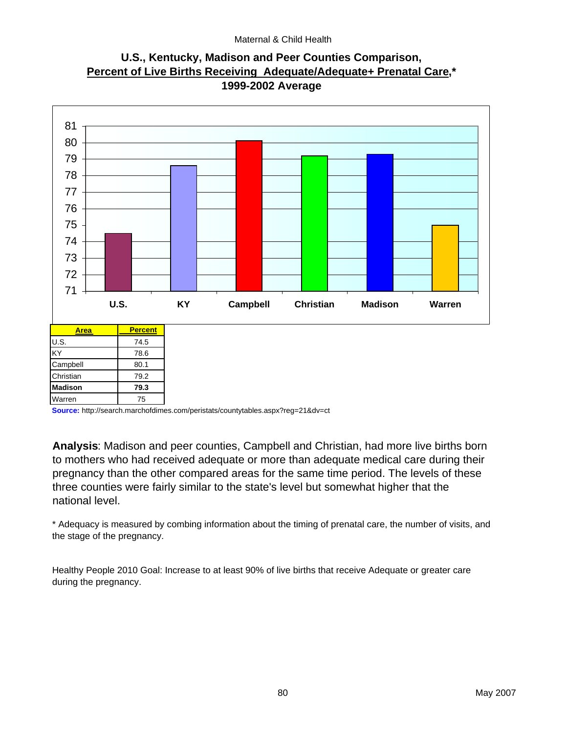Maternal & Child Health

## U.S., Kentucky, Madison and Peer Counties Comparison, Percent of Live Births Receiving Adequate/Adequate+ Prenatal Care,* 1999-2002 Average

| Area | Percent |
|---|---|
| U.S. | 74.5 |
| KY | 78.6 |
| Campbell | 80.1 |
| Christian | 79.2 |
| **Madison** | **79.3** |
| Warren | 75 |

**Source:** http://search.marchofdimes.com/peristats/countytables.aspx?reg=21&dv=ct

**Analysis**: Madison and peer counties, Campbell and Christian, had more live births born to mothers who had received adequate or more than adequate medical care during their pregnancy than the other compared areas for the same time period. The levels of these three counties were fairly similar to the state's level but somewhat higher that the national level.

* Adequacy is measured by combing information about the timing of prenatal care, the number of visits, and the stage of the pregnancy.

Healthy People 2010 Goal: Increase to at least 90% of live births that receive Adequate or greater care during the pregnancy.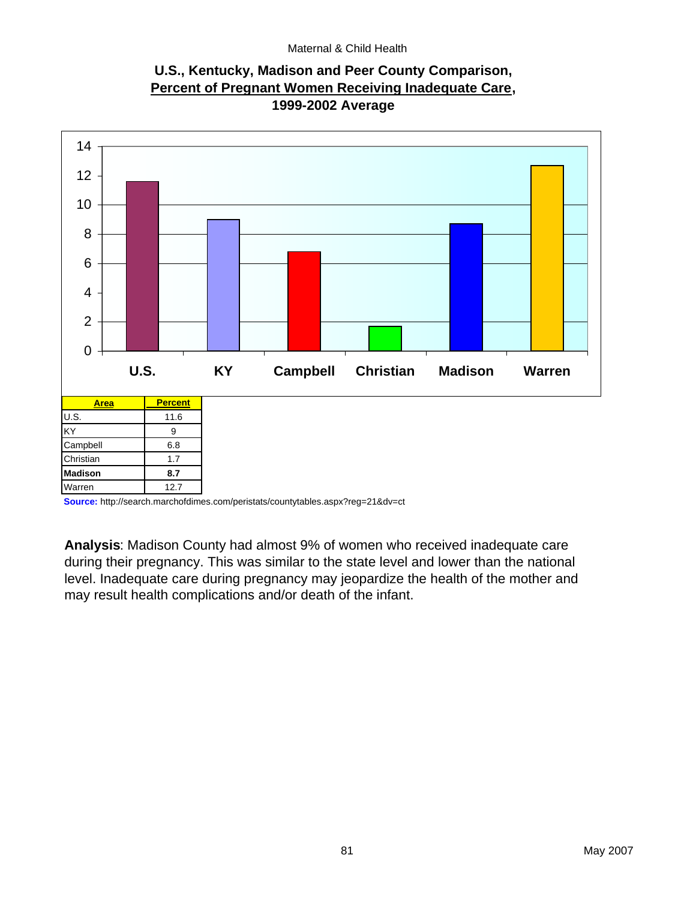Maternal & Child Health

## U.S., Kentucky, Madison and Peer County Comparison, Percent of Pregnant Women Receiving Inadequate Care, 1999-2002 Average

| Area | Percent |
|---|---|
| U.S. | 11.6 |
| KY | 9 |
| Campbell | 6.8 |
| Christian | 1.7 |
| **Madison** | **8.7** |
| Warren | 12.7 |

**Source:** http://search.marchofdimes.com/peristats/countytables.aspx?reg=21&dv=ct

**Analysis**: Madison County had almost 9% of women who received inadequate care during their pregnancy. This was similar to the state level and lower than the national level. Inadequate care during pregnancy may jeopardize the health of the mother and may result health complications and/or death of the infant.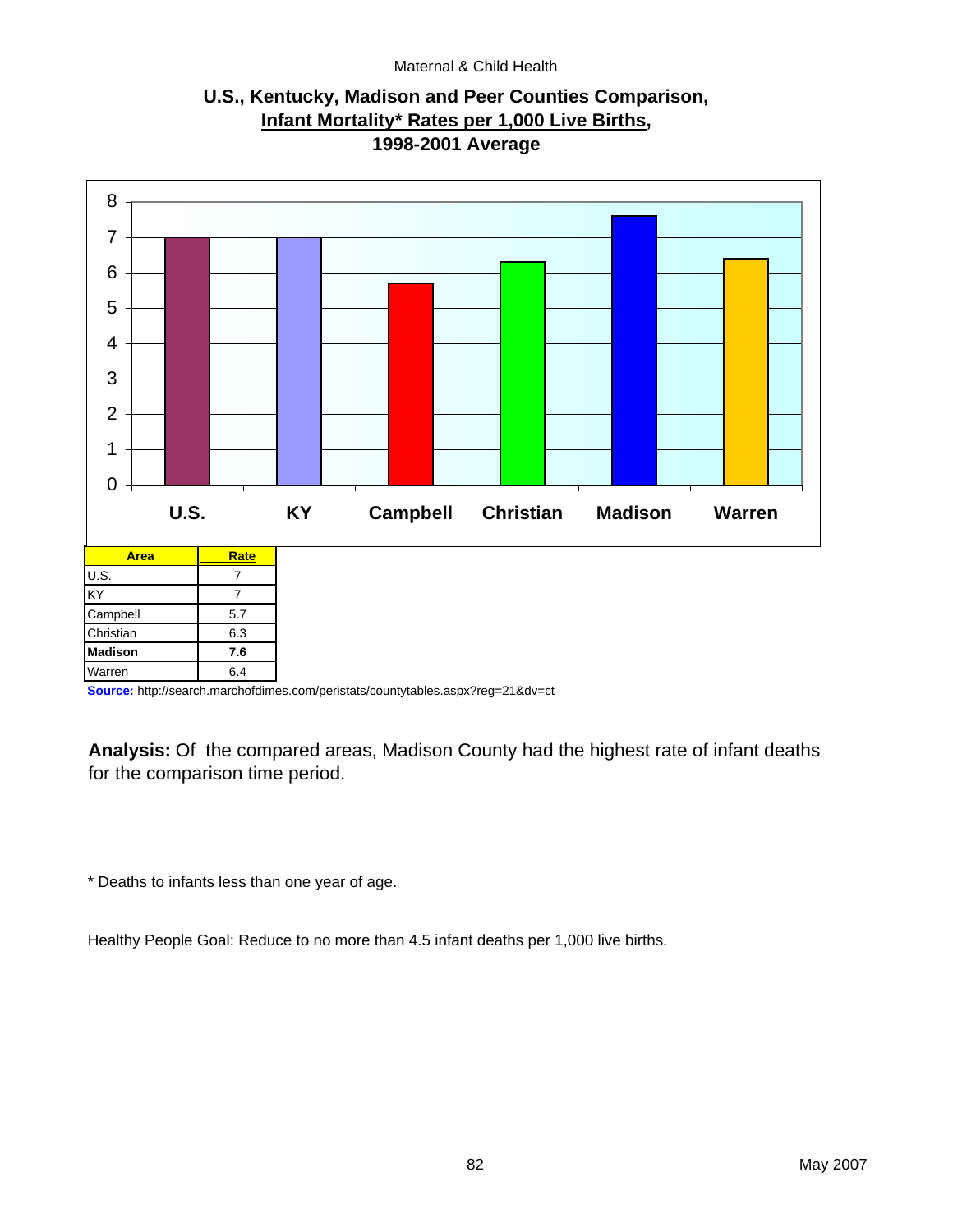Maternal & Child Health

## U.S., Kentucky, Madison and Peer Counties Comparison, Infant Mortality* Rates per 1,000 Live Births, 1998-2001 Average

| Area | Rate |
|---|---|
| U.S. | 7 |
| KY | 7 |
| Campbell | 5.7 |
| Christian | 6.3 |
| **Madison** | **7.6** |
| Warren | 6.4 |

**Source:** http://search.marchofdimes.com/peristats/countytables.aspx?reg=21&dv=ct

**Analysis:** Of the compared areas, Madison County had the highest rate of infant deaths for the comparison time period.

* Deaths to infants less than one year of age.

Healthy People Goal: Reduce to no more than 4.5 infant deaths per 1,000 live births.

May 2007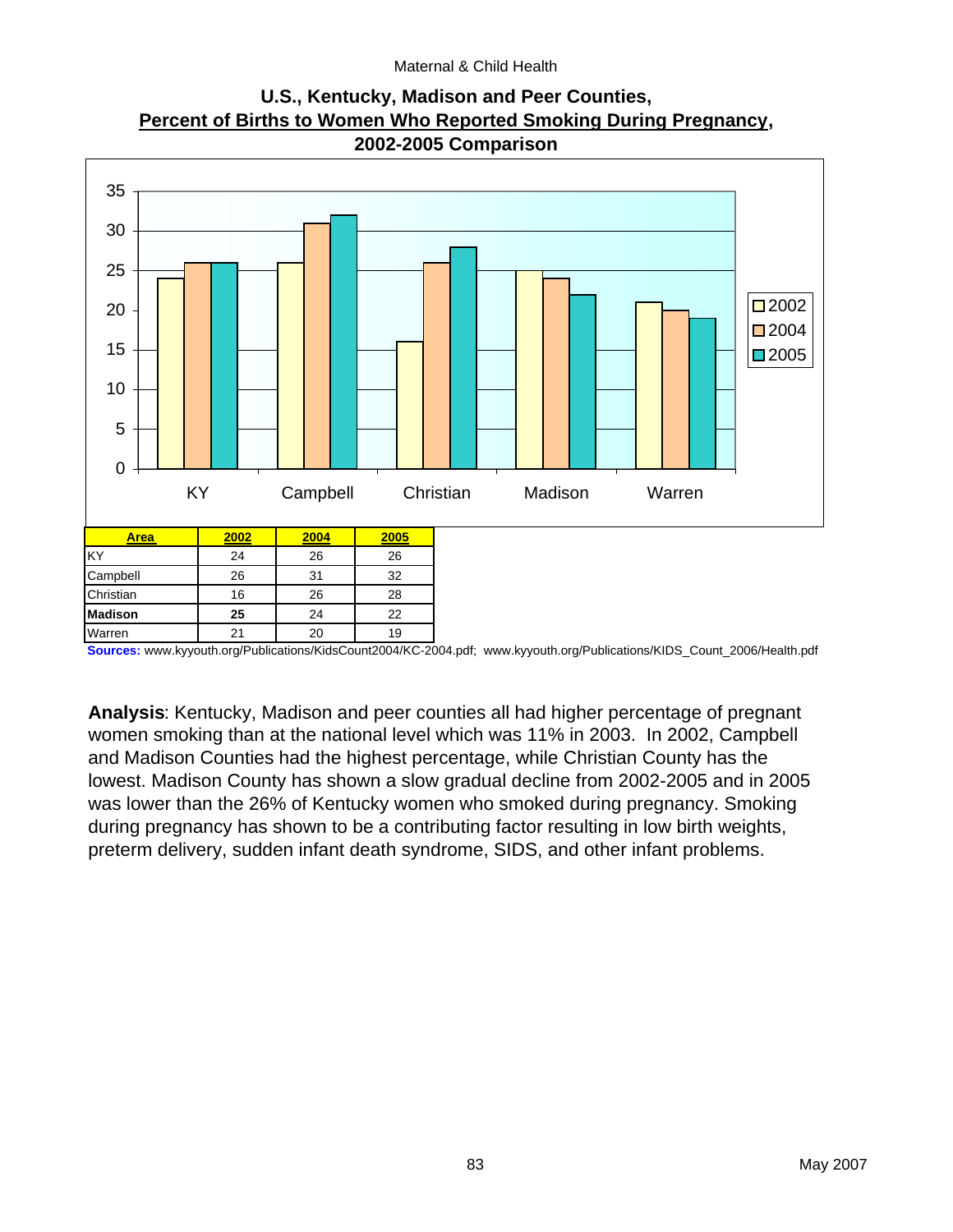Maternal & Child Health

## U.S., Kentucky, Madison and Peer Counties, Percent of Births to Women Who Reported Smoking During Pregnancy, 2002-2005 Comparison

| Area | 2002 | 2004 | 2005 |
|---|---|---|---|
| KY | 24 | 26 | 26 |
| Campbell | 26 | 31 | 32 |
| Christian | 16 | 26 | 28 |
| **Madison** | **25** | 24 | 22 |
| Warren | 21 | 20 | 19 |

**Sources:** www.kyyouth.org/Publications/KidsCount2004/KC-2004.pdf; www.kyyouth.org/Publications/KIDS_Count_2006/Health.pdf

**Analysis**: Kentucky, Madison and peer counties all had higher percentage of pregnant women smoking than at the national level which was 11% in 2003. In 2002, Campbell and Madison Counties had the highest percentage, while Christian County has the lowest. Madison County has shown a slow gradual decline from 2002-2005 and in 2005 was lower than the 26% of Kentucky women who smoked during pregnancy. Smoking during pregnancy has shown to be a contributing factor resulting in low birth weights, preterm delivery, sudden infant death syndrome, SIDS, and other infant problems.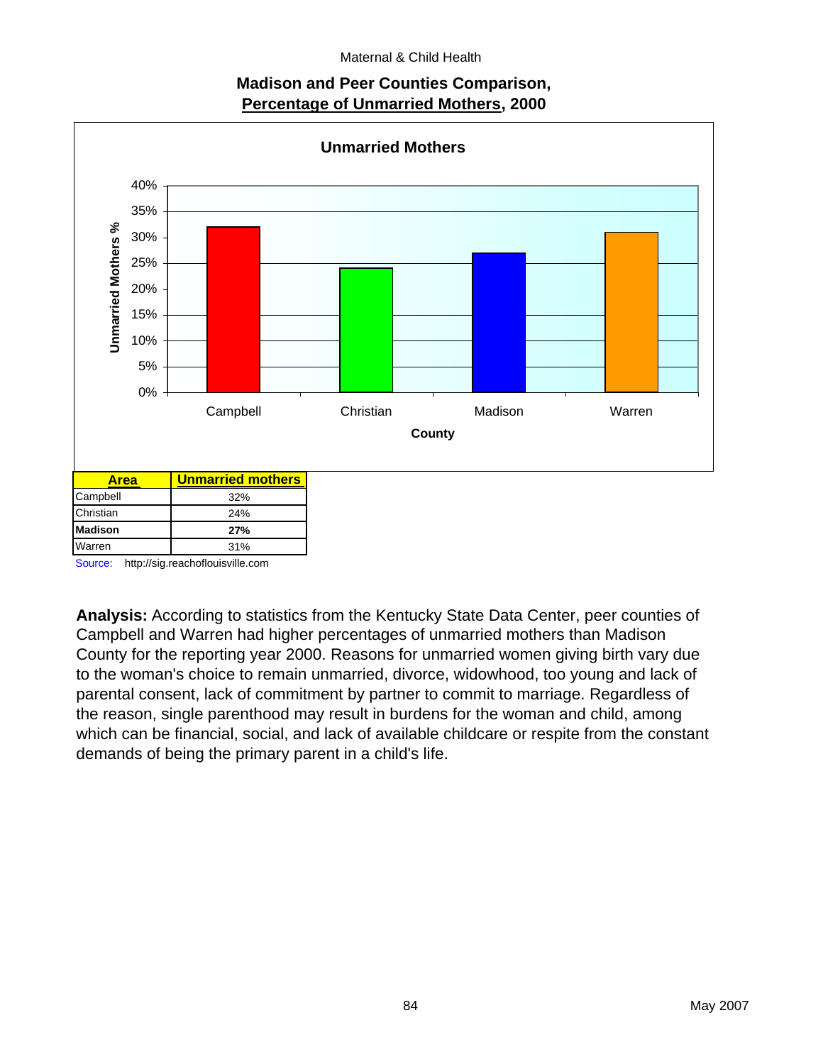Maternal & Child Health

## Madison and Peer Counties Comparison, Percentage of Unmarried Mothers, 2000

### Unmarried Mothers

| Area | Unmarried mothers |
|---|---|
| Campbell | 32% |
| Christian | 24% |
| **Madison** | **27%** |
| Warren | 31% |

Source: http://sig.reachoflouisville.com

**Analysis:** According to statistics from the Kentucky State Data Center, peer counties of Campbell and Warren had higher percentages of unmarried mothers than Madison County for the reporting year 2000. Reasons for unmarried women giving birth vary due to the woman's choice to remain unmarried, divorce, widowhood, too young and lack of parental consent, lack of commitment by partner to commit to marriage. Regardless of the reason, single parenthood may result in burdens for the woman and child, among which can be financial, social, and lack of available childcare or respite from the constant demands of being the primary parent in a child's life.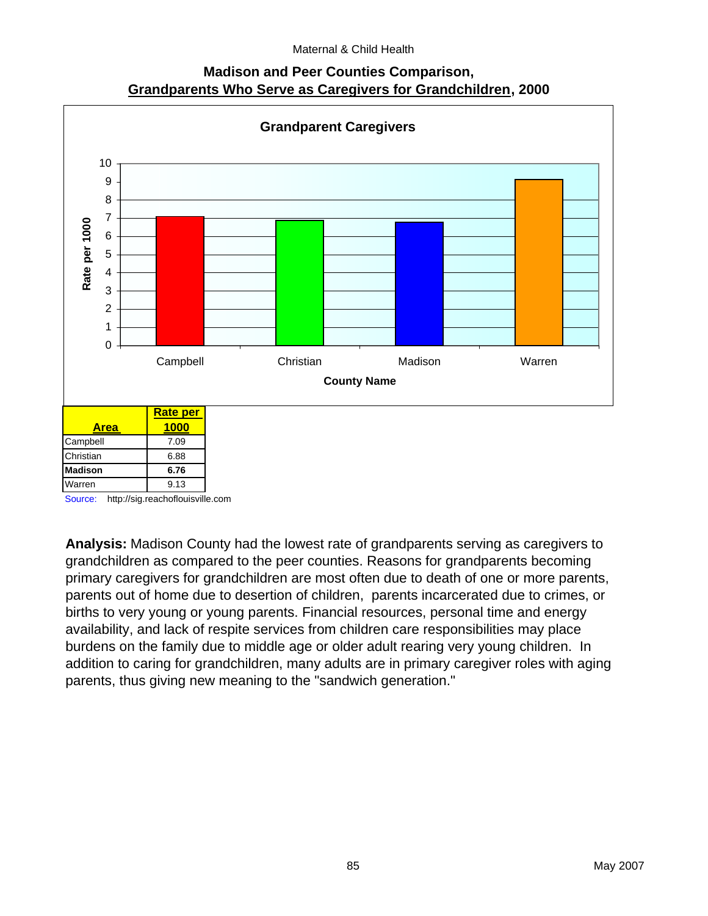## Madison and Peer Counties Comparison, Grandparents Who Serve as Caregivers for Grandchildren, 2000

| Area | Rate per 1000 |
|---|---|
| Campbell | 7.09 |
| Christian | 6.88 |
| **Madison** | **6.76** |
| Warren | 9.13 |

Source: http://sig.reachoflouisville.com

**Analysis:** Madison County had the lowest rate of grandparents serving as caregivers to grandchildren as compared to the peer counties. Reasons for grandparents becoming primary caregivers for grandchildren are most often due to death of one or more parents, parents out of home due to desertion of children, parents incarcerated due to crimes, or births to very young or young parents. Financial resources, personal time and energy availability, and lack of respite services from children care responsibilities may place burdens on the family due to middle age or older adult rearing very young children. In addition to caring for grandchildren, many adults are in primary caregiver roles with aging parents, thus giving new meaning to the "sandwich generation."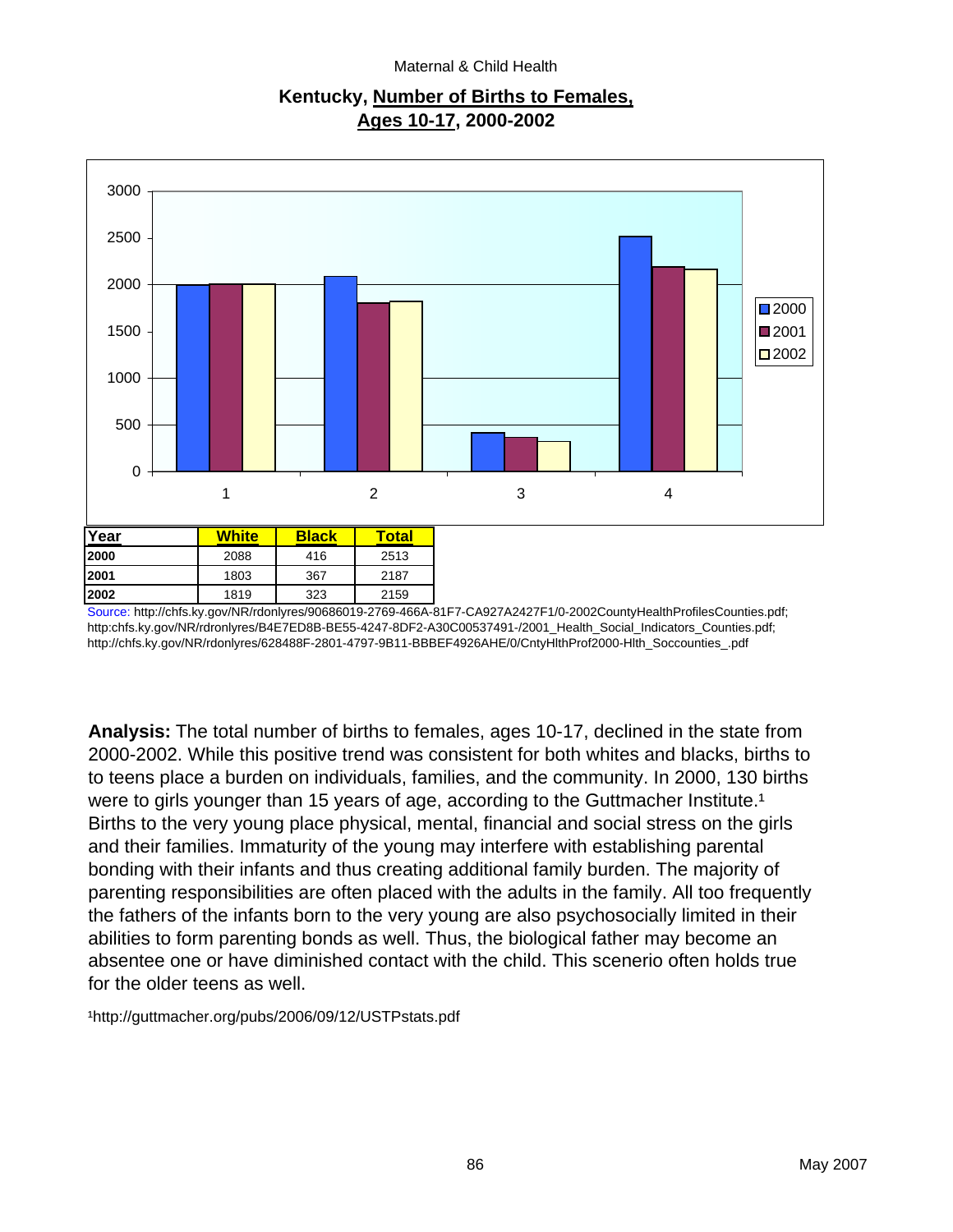Maternal & Child Health

## Kentucky, Number of Births to Females, Ages 10-17, 2000-2002

| Year | White | Black | Total |
|---|---|---|---|
| 2000 | 2088 | 416 | 2513 |
| 2001 | 1803 | 367 | 2187 |
| 2002 | 1819 | 323 | 2159 |

Source: http://chfs.ky.gov/NR/rdonlyres/90686019-2769-466A-81F7-CA927A2427F1/0-2002CountyHealthProfilesCounties.pdf; http:chfs.ky.gov/NR/rdronlyres/B4E7ED8B-BE55-4247-8DF2-A30C00537491-/2001_Health_Social_Indicators_Counties.pdf; http://chfs.ky.gov/NR/rdonlyres/628488F-2801-4797-9B11-BBBEF4926AHE/0/CntyHlthProf2000-Hlth_Soccounties_.pdf

**Analysis:** The total number of births to females, ages 10-17, declined in the state from 2000-2002. While this positive trend was consistent for both whites and blacks, births to to teens place a burden on individuals, families, and the community. In 2000, 130 births were to girls younger than 15 years of age, according to the Guttmacher Institute.[1] Births to the very young place physical, mental, financial and social stress on the girls and their families. Immaturity of the young may interfere with establishing parental bonding with their infants and thus creating additional family burden. The majority of parenting responsibilities are often placed with the adults in the family. All too frequently the fathers of the infants born to the very young are also psychosocially limited in their abilities to form parenting bonds as well. Thus, the biological father may become an absentee one or have diminished contact with the child. This scenerio often holds true for the older teens as well.

[1]http://guttmacher.org/pubs/2006/09/12/USTPstats.pdf

May 2007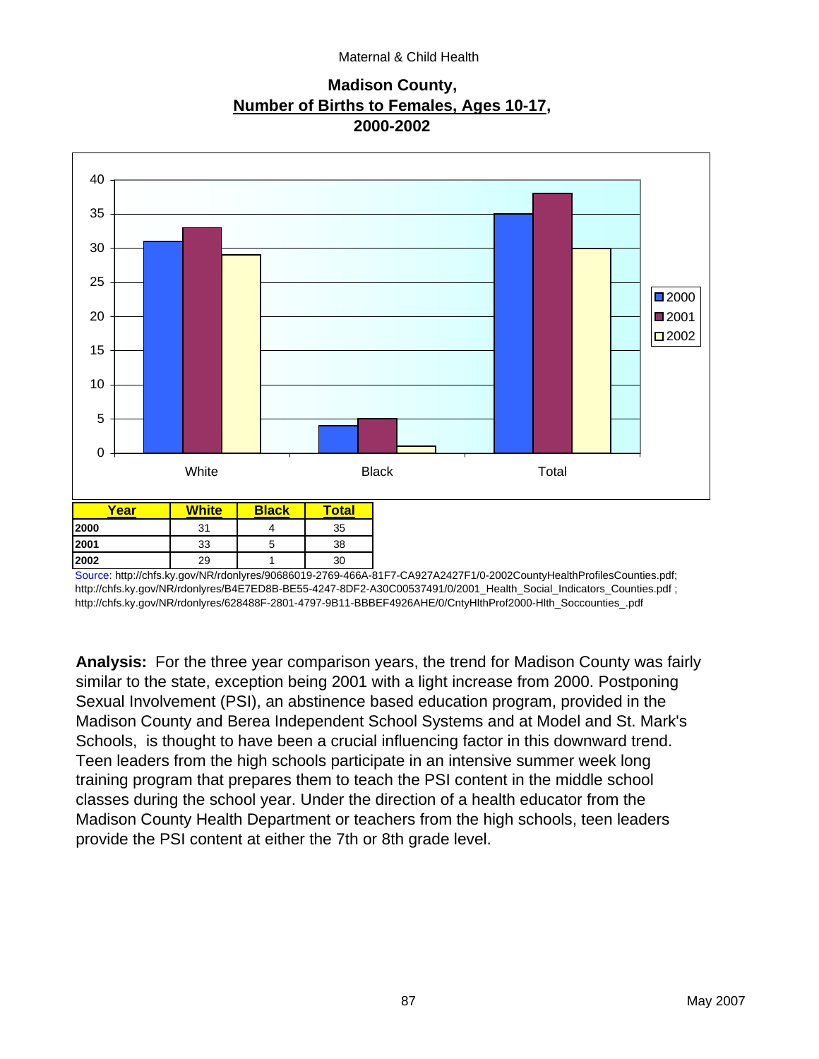Maternal & Child Health

## Madison County, Number of Births to Females, Ages 10-17, 2000-2002

| Year | White | Black | Total |
|---|---|---|---|
| 2000 | 31 | 4 | 35 |
| 2001 | 33 | 5 | 38 |
| 2002 | 29 | 1 | 30 |

Source: http://chfs.ky.gov/NR/rdonlyres/90686019-2769-466A-81F7-CA927A2427F1/0-2002CountyHealthProfilesCounties.pdf; http://chfs.ky.gov/NR/rdonlyres/B4E7ED8B-BE55-4247-8DF2-A30C00537491/0/2001_Health_Social_Indicators_Counties.pdf ; http://chfs.ky.gov/NR/rdonlyres/628488F-2801-4797-9B11-BBBEF4926AHE/0/CntyHlthProf2000-Hlth_Soccounties_.pdf

**Analysis:** For the three year comparison years, the trend for Madison County was fairly similar to the state, exception being 2001 with a light increase from 2000. Postponing Sexual Involvement (PSI), an abstinence based education program, provided in the Madison County and Berea Independent School Systems and at Model and St. Mark's Schools, is thought to have been a crucial influencing factor in this downward trend. Teen leaders from the high schools participate in an intensive summer week long training program that prepares them to teach the PSI content in the middle school classes during the school year. Under the direction of a health educator from the Madison County Health Department or teachers from the high schools, teen leaders provide the PSI content at either the 7th or 8th grade level.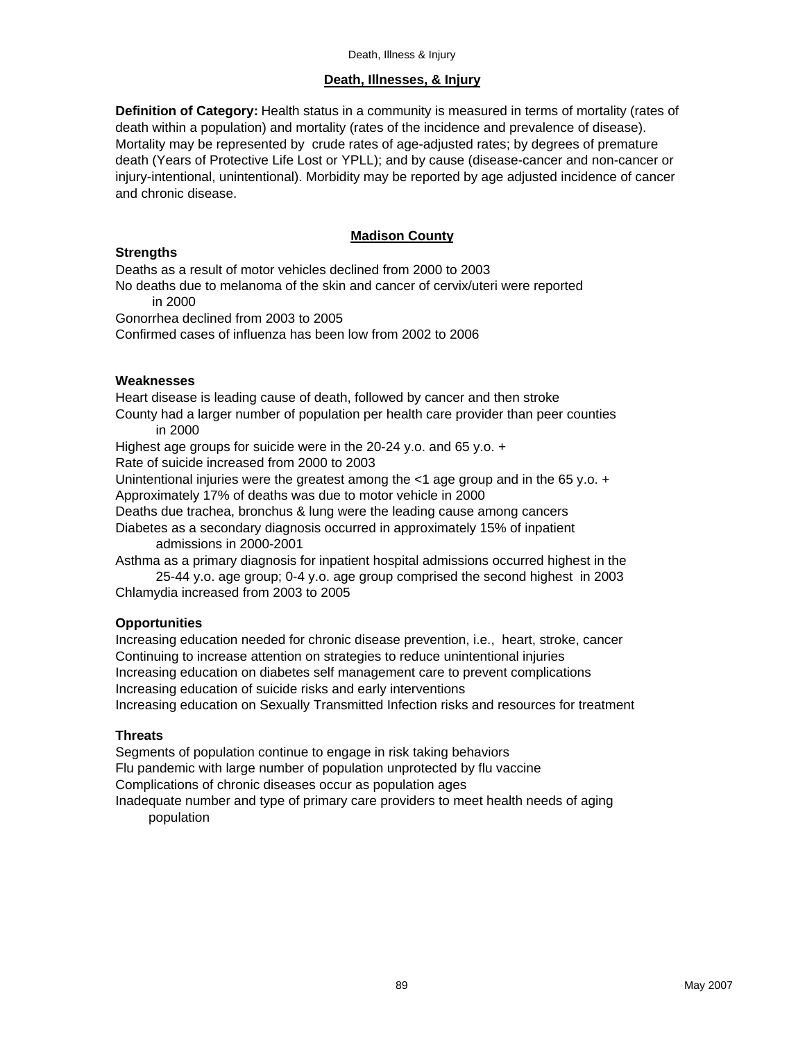## Death, Illnesses, & Injury

**Definition of Category:** Health status in a community is measured in terms of mortality (rates of death within a population) and mortality (rates of the incidence and prevalence of disease). Mortality may be represented by crude rates of age-adjusted rates; by degrees of premature death (Years of Protective Life Lost or YPLL); and by cause (disease-cancer and non-cancer or injury-intentional, unintentional). Morbidity may be reported by age adjusted incidence of cancer and chronic disease.

### Madison County

**Strengths**

Deaths as a result of motor vehicles declined from 2000 to 2003
No deaths due to melanoma of the skin and cancer of cervix/uteri were reported in 2000
Gonorrhea declined from 2003 to 2005
Confirmed cases of influenza has been low from 2002 to 2006

**Weaknesses**

Heart disease is leading cause of death, followed by cancer and then stroke
County had a larger number of population per health care provider than peer counties in 2000
Highest age groups for suicide were in the 20-24 y.o. and 65 y.o. +
Rate of suicide increased from 2000 to 2003
Unintentional injuries were the greatest among the <1 age group and in the 65 y.o. +
Approximately 17% of deaths was due to motor vehicle in 2000
Deaths due trachea, bronchus & lung were the leading cause among cancers
Diabetes as a secondary diagnosis occurred in approximately 15% of inpatient admissions in 2000-2001
Asthma as a primary diagnosis for inpatient hospital admissions occurred highest in the 25-44 y.o. age group; 0-4 y.o. age group comprised the second highest in 2003
Chlamydia increased from 2003 to 2005

**Opportunities**

Increasing education needed for chronic disease prevention, i.e., heart, stroke, cancer
Continuing to increase attention on strategies to reduce unintentional injuries
Increasing education on diabetes self management care to prevent complications
Increasing education of suicide risks and early interventions
Increasing education on Sexually Transmitted Infection risks and resources for treatment

**Threats**

Segments of population continue to engage in risk taking behaviors
Flu pandemic with large number of population unprotected by flu vaccine
Complications of chronic diseases occur as population ages
Inadequate number and type of primary care providers to meet health needs of aging population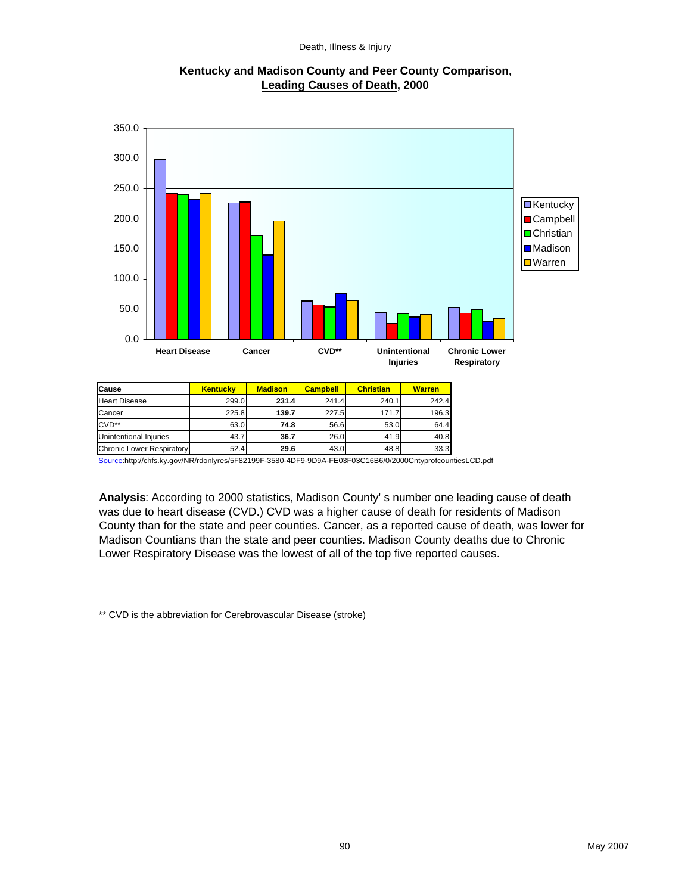## Kentucky and Madison County and Peer County Comparison, Leading Causes of Death, 2000

| Cause | Kentucky | Madison | Campbell | Christian | Warren |
|---|---|---|---|---|---|
| Heart Disease | 299.0 | **231.4** | 241.4 | 240.1 | 242.4 |
| Cancer | 225.8 | **139.7** | 227.5 | 171.7 | 196.3 |
| CVD** | 63.0 | **74.8** | 56.6 | 53.0 | 64.4 |
| Unintentional Injuries | 43.7 | **36.7** | 26.0 | 41.9 | 40.8 |
| Chronic Lower Respiratory | 52.4 | **29.6** | 43.0 | 48.8 | 33.3 |

Source:http://chfs.ky.gov/NR/rdonlyres/5F82199F-3580-4DF9-9D9A-FE03F03C16B6/0/2000CntyprofcountiesLCD.pdf

**Analysis**: According to 2000 statistics, Madison County' s number one leading cause of death was due to heart disease (CVD.) CVD was a higher cause of death for residents of Madison County than for the state and peer counties. Cancer, as a reported cause of death, was lower for Madison Countians than the state and peer counties. Madison County deaths due to Chronic Lower Respiratory Disease was the lowest of all of the top five reported causes.

** CVD is the abbreviation for Cerebrovascular Disease (stroke)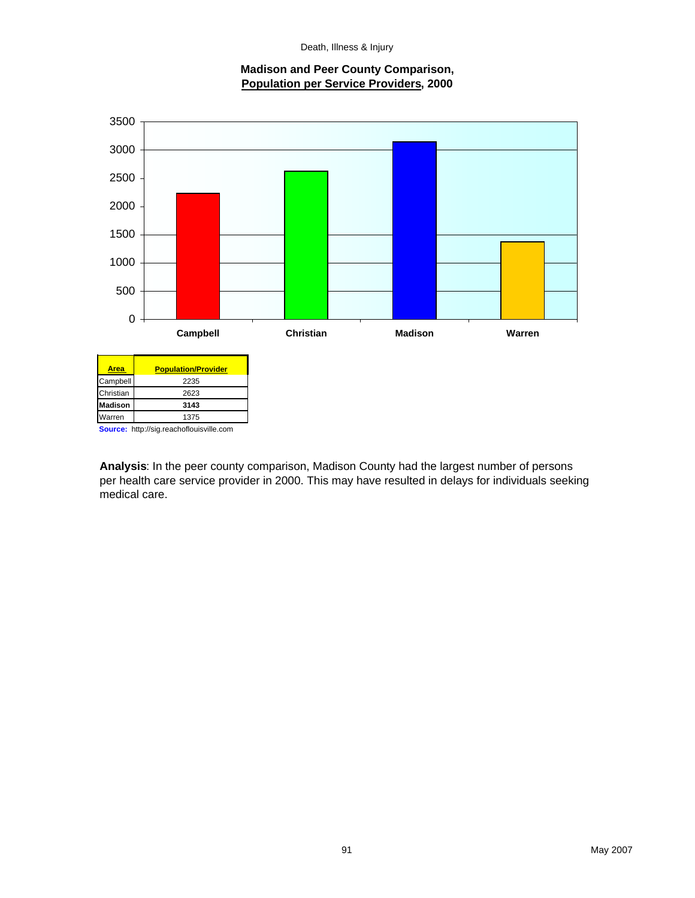## Madison and Peer County Comparison, Population per Service Providers, 2000

| Area | Population/Provider |
|---|---|
| Campbell | 2235 |
| Christian | 2623 |
| **Madison** | **3143** |
| Warren | 1375 |

**Source:** http://sig.reachoflouisville.com

**Analysis**: In the peer county comparison, Madison County had the largest number of persons per health care service provider in 2000. This may have resulted in delays for individuals seeking medical care.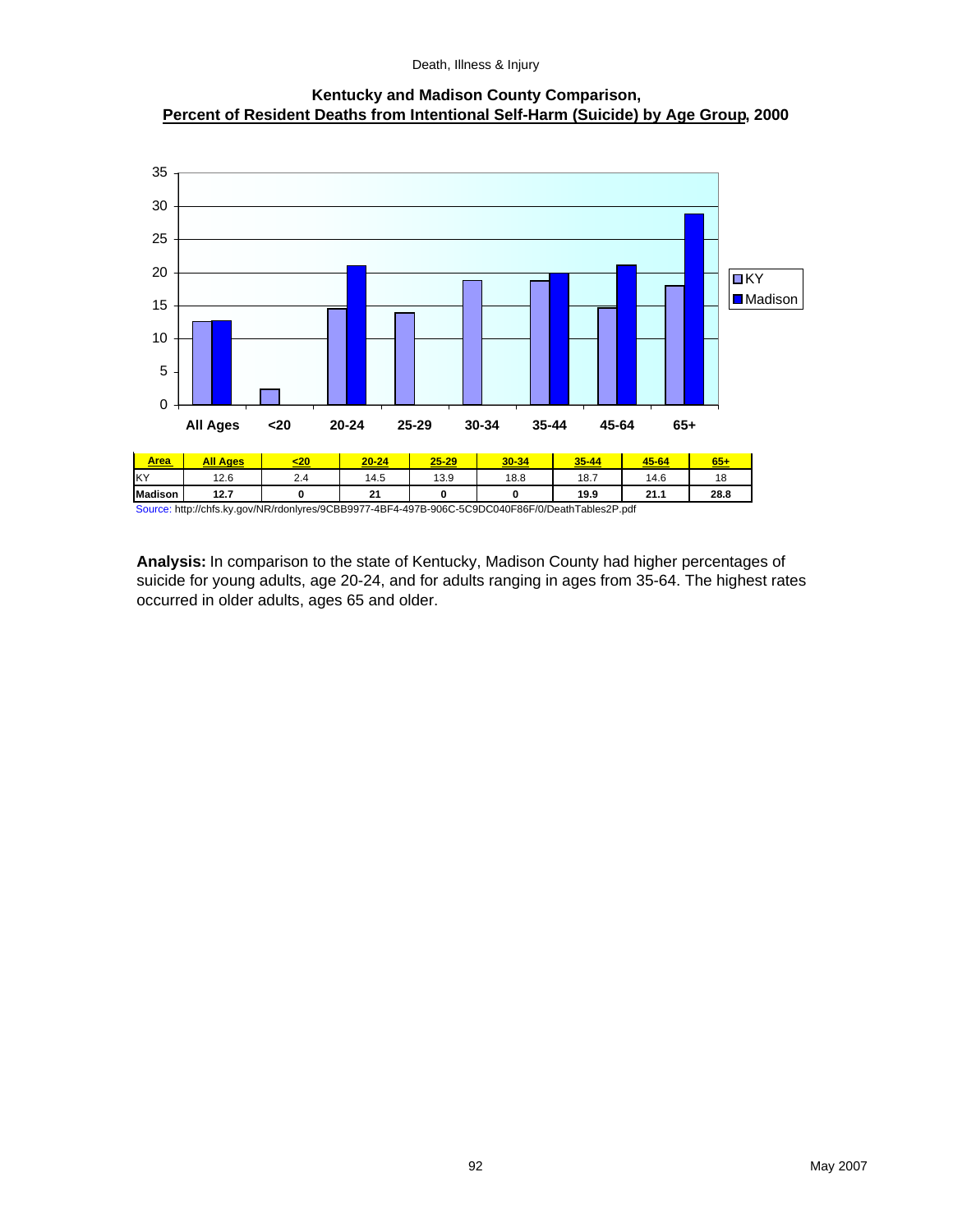**Kentucky and Madison County Comparison,**
**Percent of Resident Deaths from Intentional Self-Harm (Suicide) by Age Group, 2000**

| Area | All Ages | <20 | 20-24 | 25-29 | 30-34 | 35-44 | 45-64 | 65+ |
|---|---|---|---|---|---|---|---|---|
| KY | 12.6 | 2.4 | 14.5 | 13.9 | 18.8 | 18.7 | 14.6 | 18 |
| **Madison** | **12.7** | **0** | **21** | **0** | **0** | **19.9** | **21.1** | **28.8** |

Source: http://chfs.ky.gov/NR/rdonlyres/9CBB9977-4BF4-497B-906C-5C9DC040F86F/0/DeathTables2P.pdf

**Analysis:** In comparison to the state of Kentucky, Madison County had higher percentages of suicide for young adults, age 20-24, and for adults ranging in ages from 35-64. The highest rates occurred in older adults, ages 65 and older.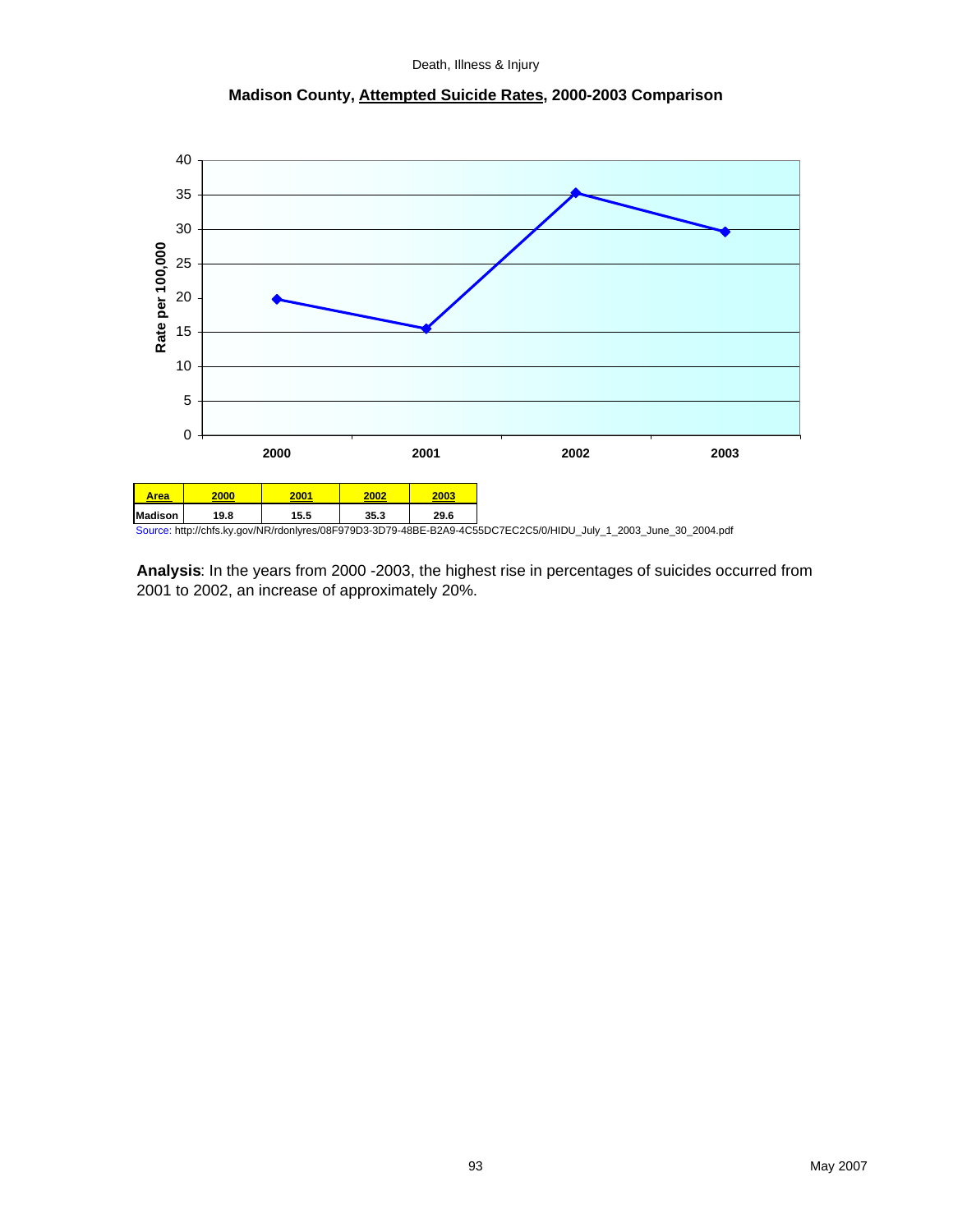## Madison County, Attempted Suicide Rates, 2000-2003 Comparison

| Area | 2000 | 2001 | 2002 | 2003 |
|---|---|---|---|---|
| Madison | 19.8 | 15.5 | 35.3 | 29.6 |

Source: http://chfs.ky.gov/NR/rdonlyres/08F979D3-3D79-48BE-B2A9-4C55DC7EC2C5/0/HIDU_July_1_2003_June_30_2004.pdf

**Analysis**: In the years from 2000 -2003, the highest rise in percentages of suicides occurred from 2001 to 2002, an increase of approximately 20%.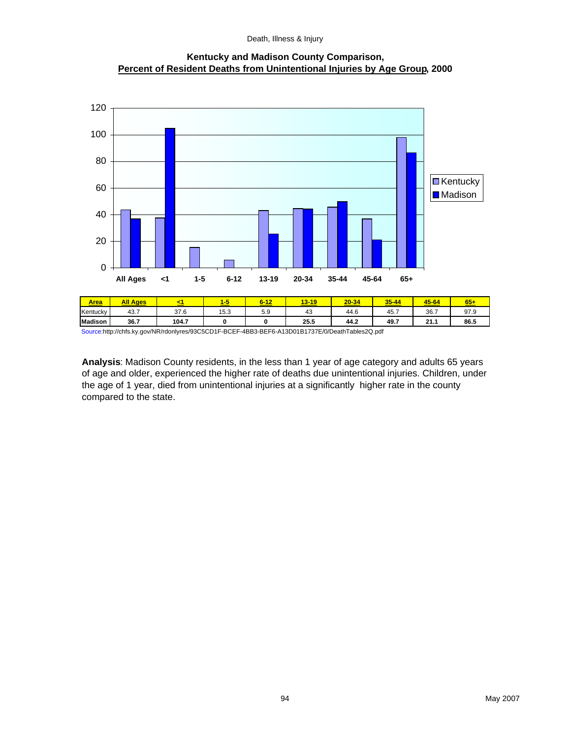### Kentucky and Madison County Comparison, Percent of Resident Deaths from Unintentional Injuries by Age Group, 2000

| Area | All Ages | <1 | 1-5 | 6-12 | 13-19 | 20-34 | 35-44 | 45-64 | 65+ |
|---|---|---|---|---|---|---|---|---|---|
| Kentucky | 43.7 | 37.6 | 15.3 | 5.9 | 43 | 44.6 | 45.7 | 36.7 | 97.9 |
| **Madison** | **36.7** | **104.7** | **0** | **0** | **25.5** | **44.2** | **49.7** | **21.1** | **86.5** |

Source:http://chfs.ky.gov/NR/rdonlyres/93C5CD1F-BCEF-4BB3-BEF6-A13D01B1737E/0/DeathTables2Q.pdf

**Analysis**: Madison County residents, in the less than 1 year of age category and adults 65 years of age and older, experienced the higher rate of deaths due unintentional injuries. Children, under the age of 1 year, died from unintentional injuries at a significantly higher rate in the county compared to the state.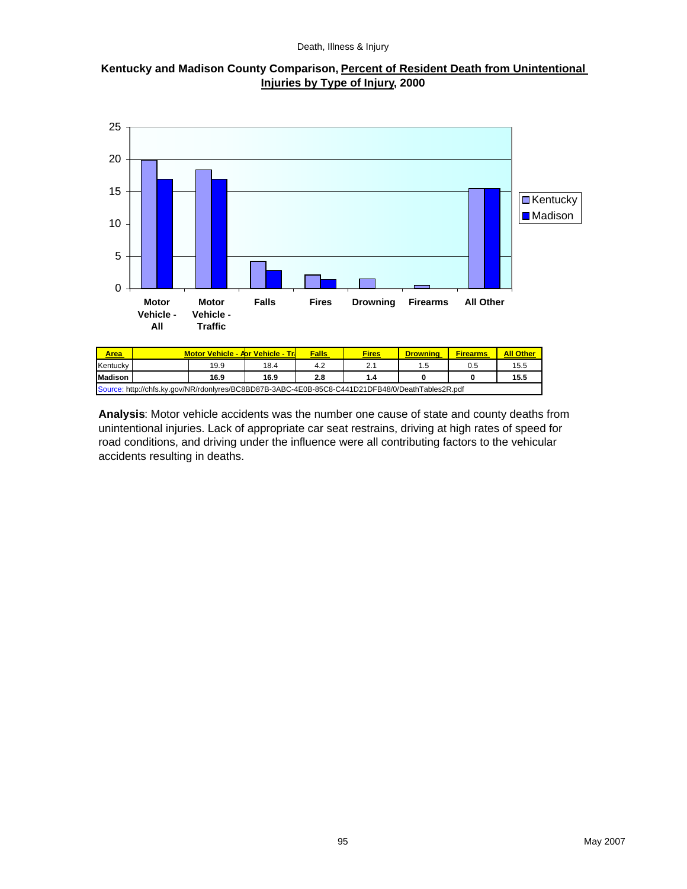**Kentucky and Madison County Comparison, Percent of Resident Death from Unintentional Injuries by Type of Injury, 2000**

| Area | Motor Vehicle - All | Motor Vehicle - Traffic | Falls | Fires | Drowning | Firearms | All Other |
|---|---|---|---|---|---|---|---|
| Kentucky | 19.9 | 18.4 | 4.2 | 2.1 | 1.5 | 0.5 | 15.5 |
| **Madison** | **16.9** | **16.9** | **2.8** | **1.4** | **0** | **0** | **15.5** |

Source: http://chfs.ky.gov/NR/rdonlyres/BC8BD87B-3ABC-4E0B-85C8-C441D21DFB48/0/DeathTables2R.pdf

**Analysis**: Motor vehicle accidents was the number one cause of state and county deaths from unintentional injuries. Lack of appropriate car seat restrains, driving at high rates of speed for road conditions, and driving under the influence were all contributing factors to the vehicular accidents resulting in deaths.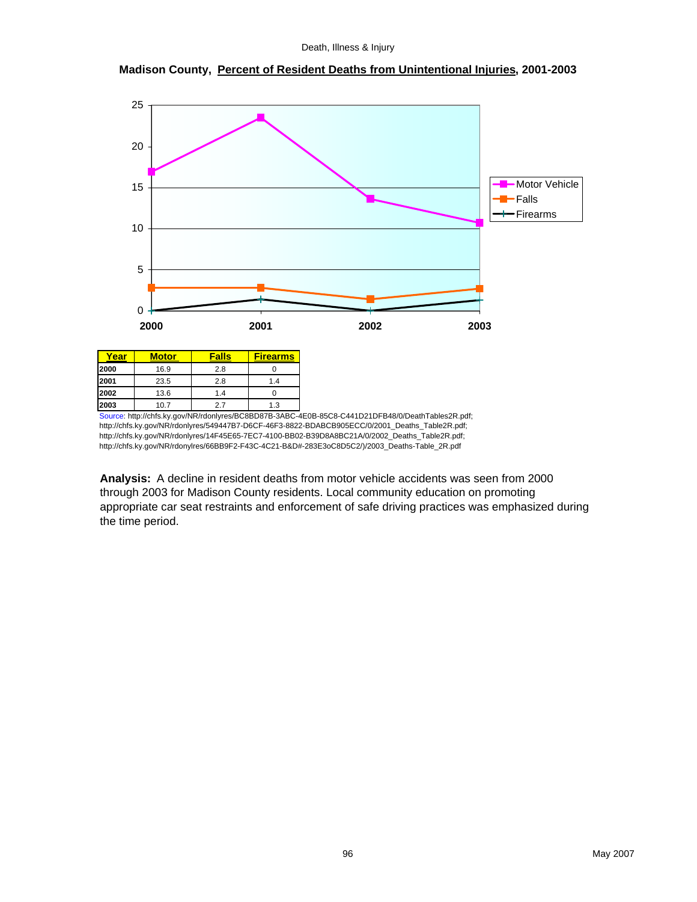**Madison County, Percent of Resident Deaths from Unintentional Injuries, 2001-2003**

| Year | Motor | Falls | Firearms |
|---|---|---|---|
| 2000 | 16.9 | 2.8 | 0 |
| 2001 | 23.5 | 2.8 | 1.4 |
| 2002 | 13.6 | 1.4 | 0 |
| 2003 | 10.7 | 2.7 | 1.3 |

Source: http://chfs.ky.gov/NR/rdonlyres/BC8BD87B-3ABC-4E0B-85C8-C441D21DFB48/0/DeathTables2R.pdf; http://chfs.ky.gov/NR/rdonlyres/549447B7-D6CF-46F3-8822-BDABCB905ECC/0/2001_Deaths_Table2R.pdf; http://chfs.ky.gov/NR/rdonlyres/14F45E65-7EC7-4100-BB02-B39D8A8BC21A/0/2002_Deaths_Table2R.pdf; http://chfs.ky.gov/NR/rdonylres/66BB9F2-F43C-4C21-B&D#-283E3oC8D5C2/)/2003_Deaths-Table_2R.pdf

**Analysis:** A decline in resident deaths from motor vehicle accidents was seen from 2000 through 2003 for Madison County residents. Local community education on promoting appropriate car seat restraints and enforcement of safe driving practices was emphasized during the time period.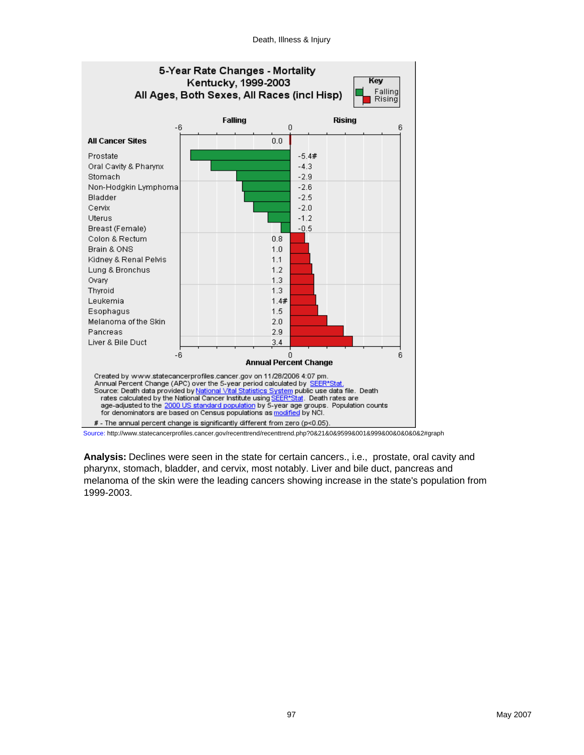## 5-Year Rate Changes - Mortality
### Kentucky, 1999-2003
### All Ages, Both Sexes, All Races (incl Hisp)

| Cancer Site | Annual Percent Change |
|---|---|
| **All Cancer Sites** | 0.0 |
| Prostate | -5.4# |
| Oral Cavity & Pharynx | -4.3 |
| Stomach | -2.9 |
| Non-Hodgkin Lymphoma | -2.6 |
| Bladder | -2.5 |
| Cervix | -2.0 |
| Uterus | -1.2 |
| Breast (Female) | -0.5 |
| Colon & Rectum | 0.8 |
| Brain & ONS | 1.0 |
| Kidney & Renal Pelvis | 1.1 |
| Lung & Bronchus | 1.2 |
| Ovary | 1.3 |
| Thyroid | 1.3 |
| Leukemia | 1.4# |
| Esophagus | 1.5 |
| Melanoma of the Skin | 2.0 |
| Pancreas | 2.9 |
| Liver & Bile Duct | 3.4 |

Created by www.statecancerprofiles.cancer.gov on 11/28/2006 4:07 pm.
Annual Percent Change (APC) over the 5-year period calculated by SEER*Stat.
Source: Death data provided by National Vital Statistics System public use data file. Death rates calculated by the National Cancer Institute using SEER*Stat. Death rates are age-adjusted to the 2000 US standard population by 5-year age groups. Population counts for denominators are based on Census populations as modified by NCI.

# - The annual percent change is significantly different from zero ($p<0.05$).

Source: http://www.statecancerprofiles.cancer.gov/recenttrend/recenttrend.php?0&21&0&9599&001&999&00&0&0&0&2#graph

**Analysis:** Declines were seen in the state for certain cancers., i.e., prostate, oral cavity and pharynx, stomach, bladder, and cervix, most notably. Liver and bile duct, pancreas and melanoma of the skin were the leading cancers showing increase in the state's population from 1999-2003.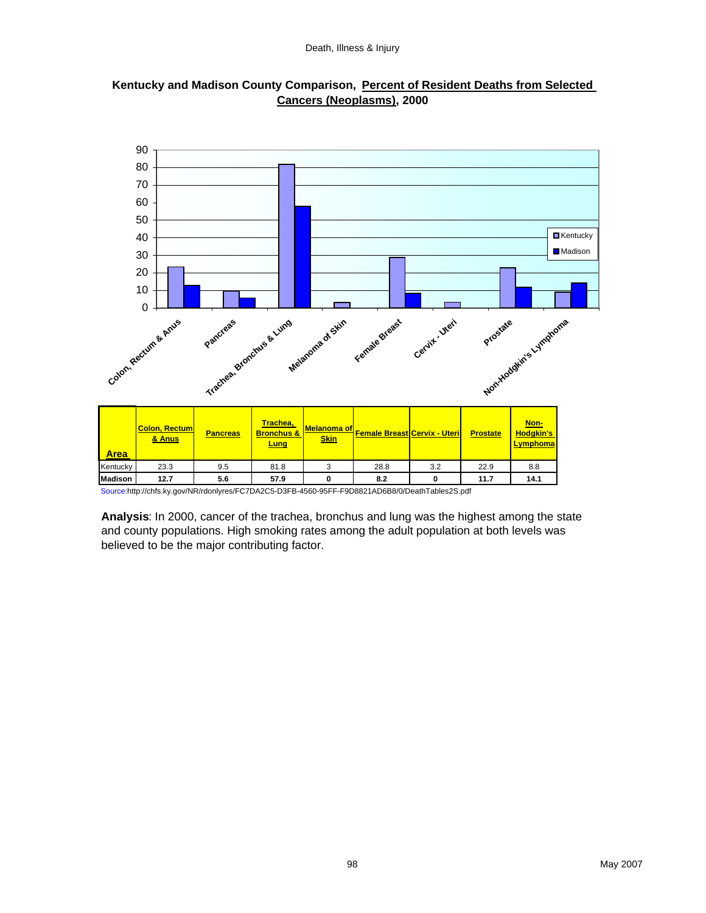**Kentucky and Madison County Comparison, Percent of Resident Deaths from Selected Cancers (Neoplasms), 2000**

| Area | Colon, Rectum & Anus | Pancreas | Trachea, Bronchus & Lung | Melanoma of Skin | Female Breast | Cervix - Uteri | Prostate | Non-Hodgkin's Lymphoma |
|---|---|---|---|---|---|---|---|---|
| Kentucky | 23.3 | 9.5 | 81.8 | 3 | 28.8 | 3.2 | 22.9 | 8.8 |
| **Madison** | **12.7** | **5.6** | **57.9** | **0** | **8.2** | **0** | **11.7** | **14.1** |

Source:http://chfs.ky.gov/NR/rdonlyres/FC7DA2C5-D3FB-4560-95FF-F9D8821AD6B8/0/DeathTables2S.pdf

**Analysis**: In 2000, cancer of the trachea, bronchus and lung was the highest among the state and county populations. High smoking rates among the adult population at both levels was believed to be the major contributing factor.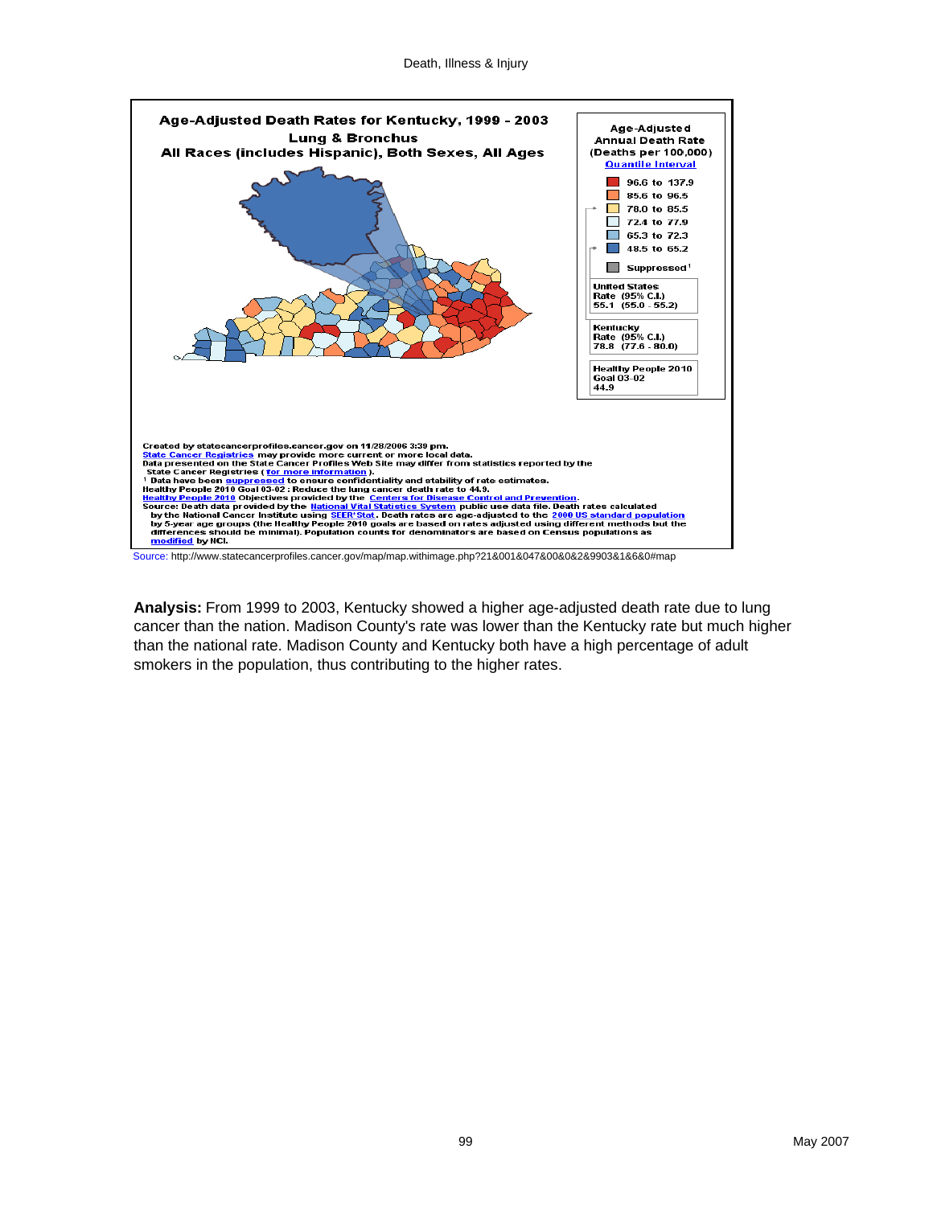**Age-Adjusted Death Rates for Kentucky, 1999 - 2003**
**Lung & Bronchus**
**All Races (includes Hispanic), Both Sexes, All Ages**

**Age-Adjusted Annual Death Rate (Deaths per 100,000)**
Quantile Interval

- 96.6 to 137.9
- 85.6 to 96.5
- 78.0 to 85.5
- 72.4 to 77.9
- 65.3 to 72.3
- 48.5 to 65.2
- Suppressed[1]

United States
Rate (95% C.I.)
55.1 (55.0 - 55.2)

Kentucky
Rate (95% C.I.)
78.8 (77.6 - 80.0)

Healthy People 2010
Goal 03-02
44.9

Created by statecancerprofiles.cancer.gov on 11/28/2006 3:39 pm.
State Cancer Registries may provide more current or more local data.
Data presented on the State Cancer Profiles Web Site may differ from statistics reported by the State Cancer Registries ( for more information ).
[1] Data have been suppressed to ensure confidentiality and stability of rate estimates.
Healthy People 2010 Goal 03-02 : Reduce the lung cancer death rate to 44.9.
Healthy People 2010 Objectives provided by the Centers for Disease Control and Prevention.
Source: Death data provided by the National Vital Statistics System public use data file. Death rates calculated by the National Cancer Institute using SEER*Stat. Death rates are age-adjusted to the 2000 US standard population by 5-year age groups (the Healthy People 2010 goals are based on rates adjusted using different methods but the differences should be minimal). Population counts for denominators are based on Census populations as modified by NCI.

Source: http://www.statecancerprofiles.cancer.gov/map/map.withimage.php?21&001&047&00&0&2&9903&1&6&0#map

**Analysis:** From 1999 to 2003, Kentucky showed a higher age-adjusted death rate due to lung cancer than the nation. Madison County's rate was lower than the Kentucky rate but much higher than the national rate. Madison County and Kentucky both have a high percentage of adult smokers in the population, thus contributing to the higher rates.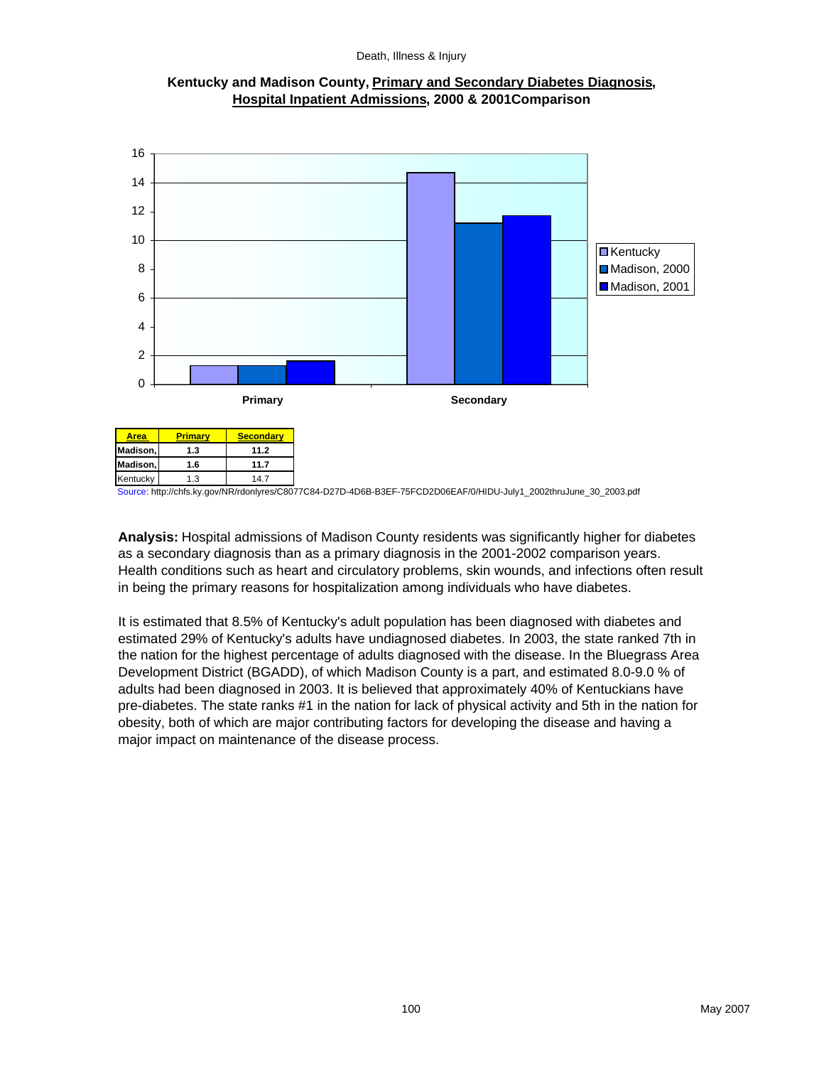**Kentucky and Madison County, Primary and Secondary Diabetes Diagnosis, Hospital Inpatient Admissions, 2000 & 2001Comparison**

| Area | Primary | Secondary |
|---|---|---|
| Madison, | 1.3 | 11.2 |
| Madison, | 1.6 | 11.7 |
| Kentucky | 1.3 | 14.7 |

Source: http://chfs.ky.gov/NR/rdonlyres/C8077C84-D27D-4D6B-B3EF-75FCD2D06EAF/0/HIDU-July1_2002thruJune_30_2003.pdf

**Analysis:** Hospital admissions of Madison County residents was significantly higher for diabetes as a secondary diagnosis than as a primary diagnosis in the 2001-2002 comparison years. Health conditions such as heart and circulatory problems, skin wounds, and infections often result in being the primary reasons for hospitalization among individuals who have diabetes.

It is estimated that 8.5% of Kentucky's adult population has been diagnosed with diabetes and estimated 29% of Kentucky's adults have undiagnosed diabetes. In 2003, the state ranked 7th in the nation for the highest percentage of adults diagnosed with the disease. In the Bluegrass Area Development District (BGADD), of which Madison County is a part, and estimated 8.0-9.0 % of adults had been diagnosed in 2003. It is believed that approximately 40% of Kentuckians have pre-diabetes. The state ranks #1 in the nation for lack of physical activity and 5th in the nation for obesity, both of which are major contributing factors for developing the disease and having a major impact on maintenance of the disease process.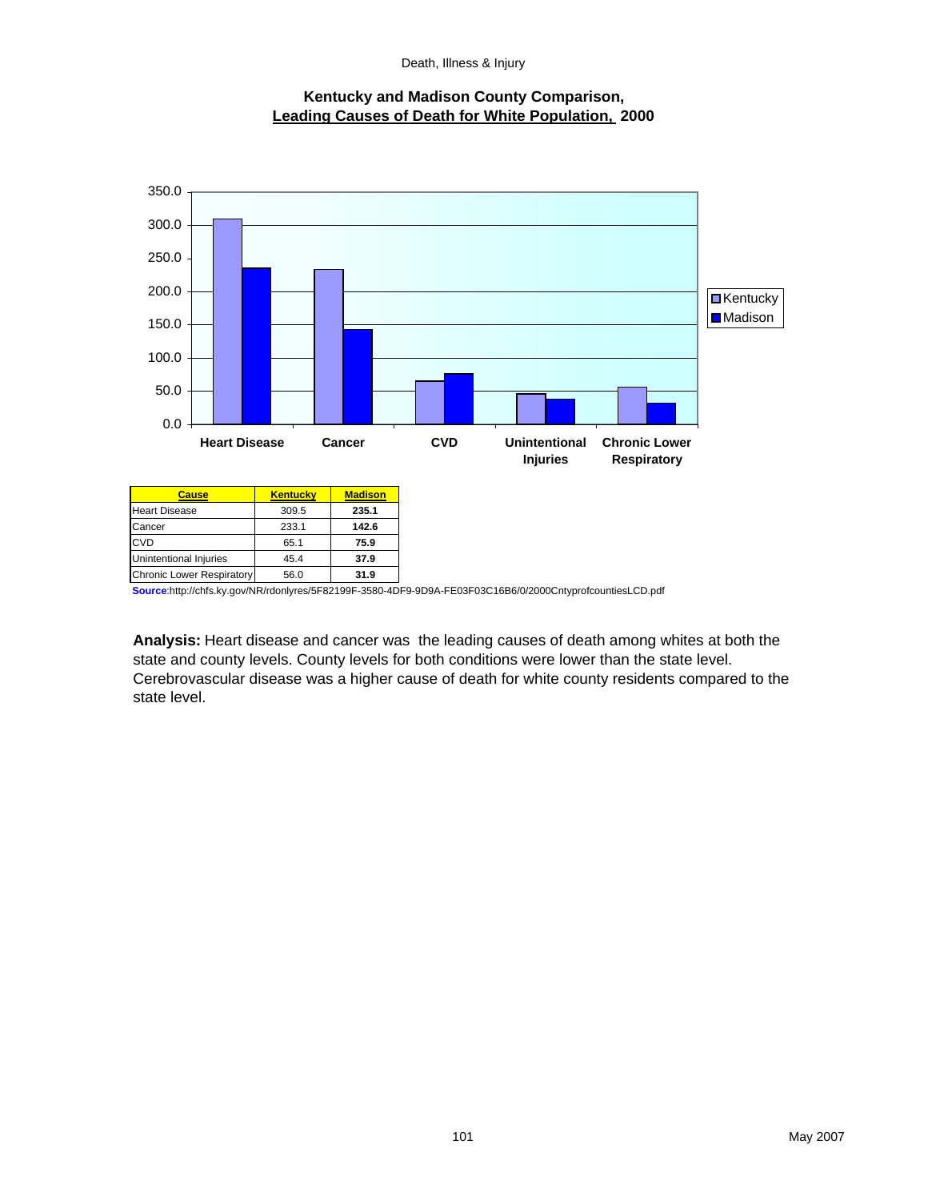## Kentucky and Madison County Comparison, Leading Causes of Death for White Population, 2000

| Cause | Kentucky | Madison |
|---|---|---|
| Heart Disease | 309.5 | **235.1** |
| Cancer | 233.1 | **142.6** |
| CVD | 65.1 | **75.9** |
| Unintentional Injuries | 45.4 | **37.9** |
| Chronic Lower Respiratory | 56.0 | **31.9** |

**Source**:http://chfs.ky.gov/NR/rdonlyres/5F82199F-3580-4DF9-9D9A-FE03F03C16B6/0/2000CntyprofcountiesLCD.pdf

**Analysis:** Heart disease and cancer was the leading causes of death among whites at both the state and county levels. County levels for both conditions were lower than the state level. Cerebrovascular disease was a higher cause of death for white county residents compared to the state level.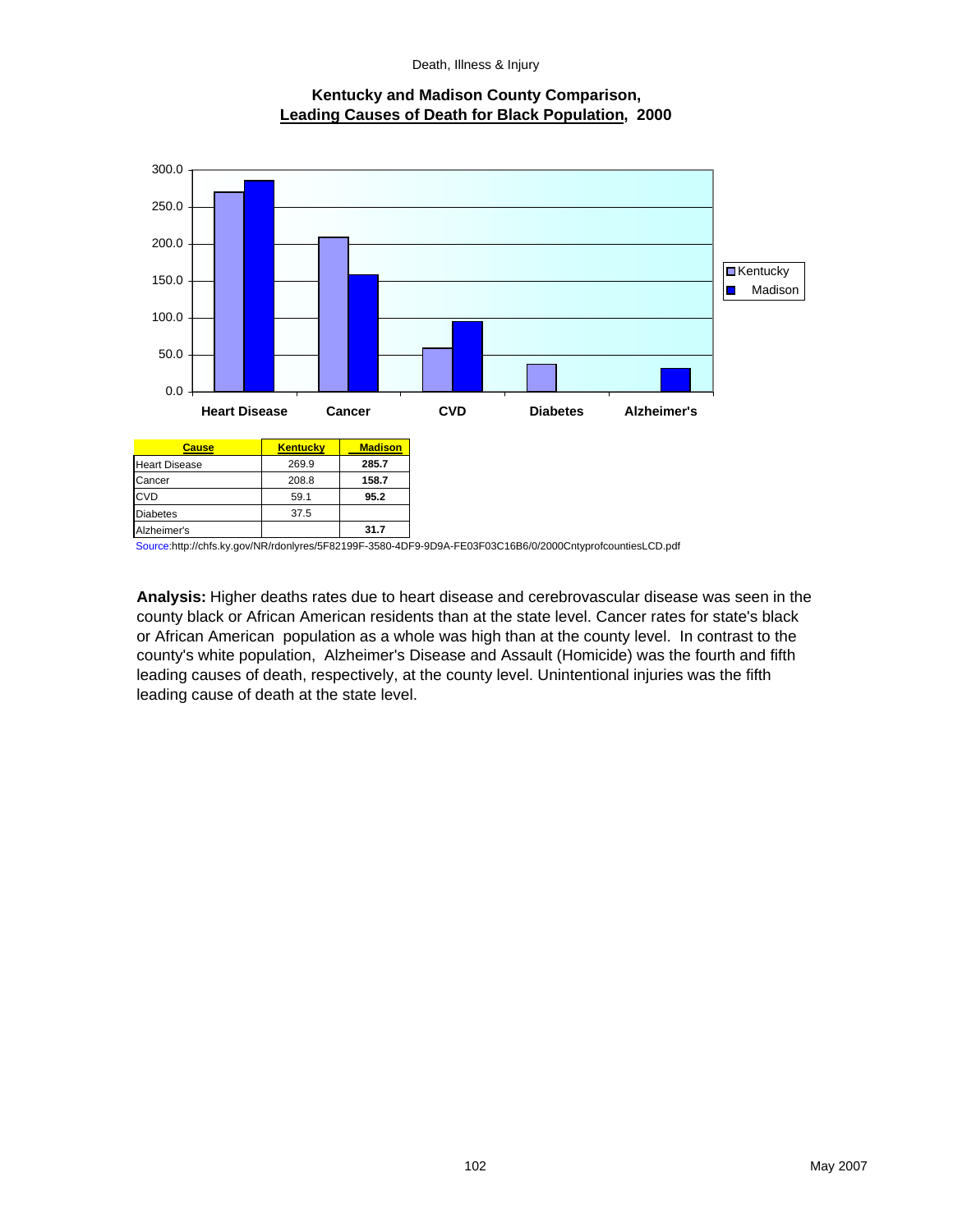**Kentucky and Madison County Comparison, Leading Causes of Death for Black Population, 2000**

| Cause | Kentucky | Madison |
|---|---|---|
| Heart Disease | 269.9 | **285.7** |
| Cancer | 208.8 | **158.7** |
| CVD | 59.1 | **95.2** |
| Diabetes | 37.5 | |
| Alzheimer's | | **31.7** |

Source:http://chfs.ky.gov/NR/rdonlyres/5F82199F-3580-4DF9-9D9A-FE03F03C16B6/0/2000CntyprofcountiesLCD.pdf

**Analysis:** Higher deaths rates due to heart disease and cerebrovascular disease was seen in the county black or African American residents than at the state level. Cancer rates for state's black or African American population as a whole was high than at the county level. In contrast to the county's white population, Alzheimer's Disease and Assault (Homicide) was the fourth and fifth leading causes of death, respectively, at the county level. Unintentional injuries was the fifth leading cause of death at the state level.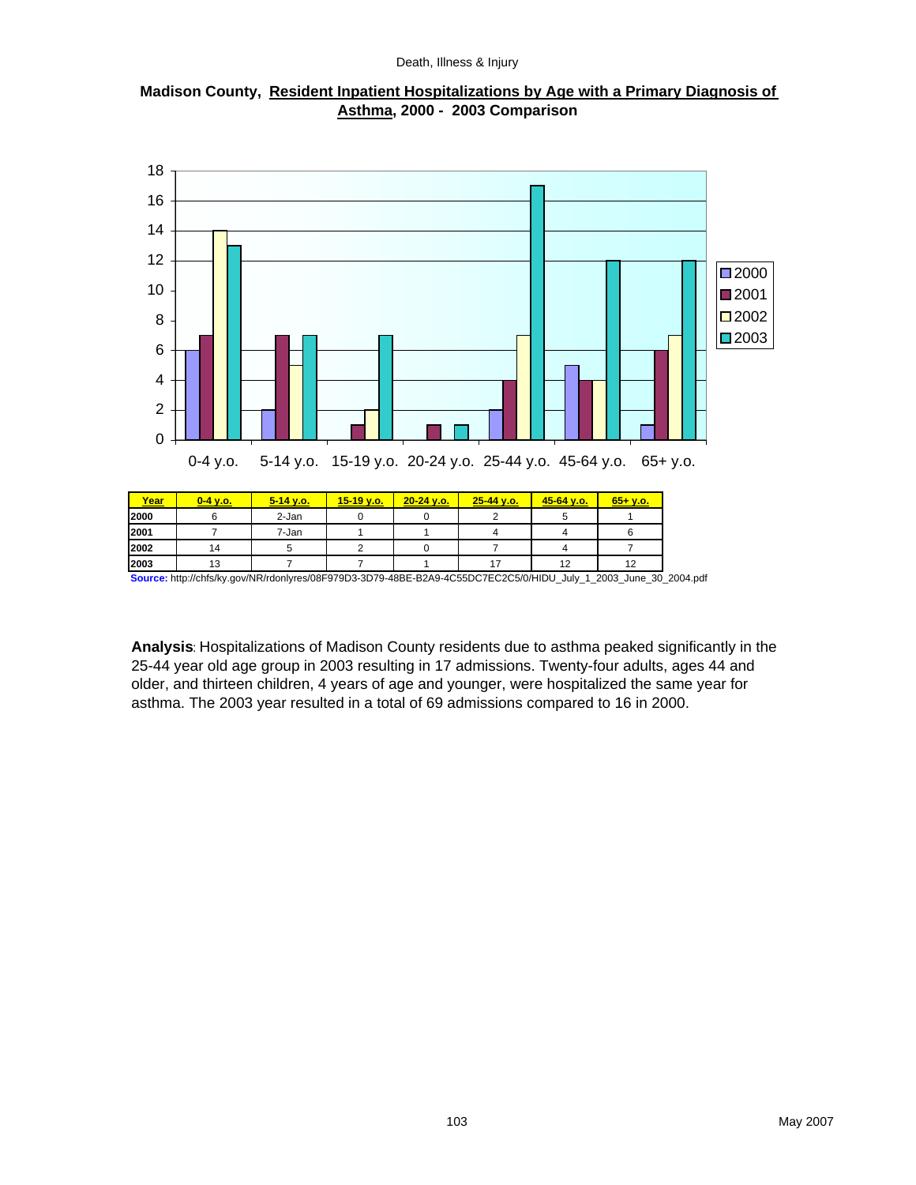**Madison County, Resident Inpatient Hospitalizations by Age with a Primary Diagnosis of Asthma, 2000 - 2003 Comparison**

| Year | 0-4 y.o. | 5-14 y.o. | 15-19 y.o. | 20-24 y.o. | 25-44 y.o. | 45-64 y.o. | 65+ y.o. |
|---|---|---|---|---|---|---|---|
| 2000 | 6 | 2-Jan | 0 | 0 | 2 | 5 | 1 |
| 2001 | 7 | 7-Jan | 1 | 1 | 4 | 4 | 6 |
| 2002 | 14 | 5 | 2 | 0 | 7 | 4 | 7 |
| 2003 | 13 | 7 | 7 | 1 | 17 | 12 | 12 |

**Source:** http://chfs/ky.gov/NR/rdonlyres/08F979D3-3D79-48BE-B2A9-4C55DC7EC2C5/0/HIDU_July_1_2003_June_30_2004.pdf

**Analysis**: Hospitalizations of Madison County residents due to asthma peaked significantly in the 25-44 year old age group in 2003 resulting in 17 admissions. Twenty-four adults, ages 44 and older, and thirteen children, 4 years of age and younger, were hospitalized the same year for asthma. The 2003 year resulted in a total of 69 admissions compared to 16 in 2000.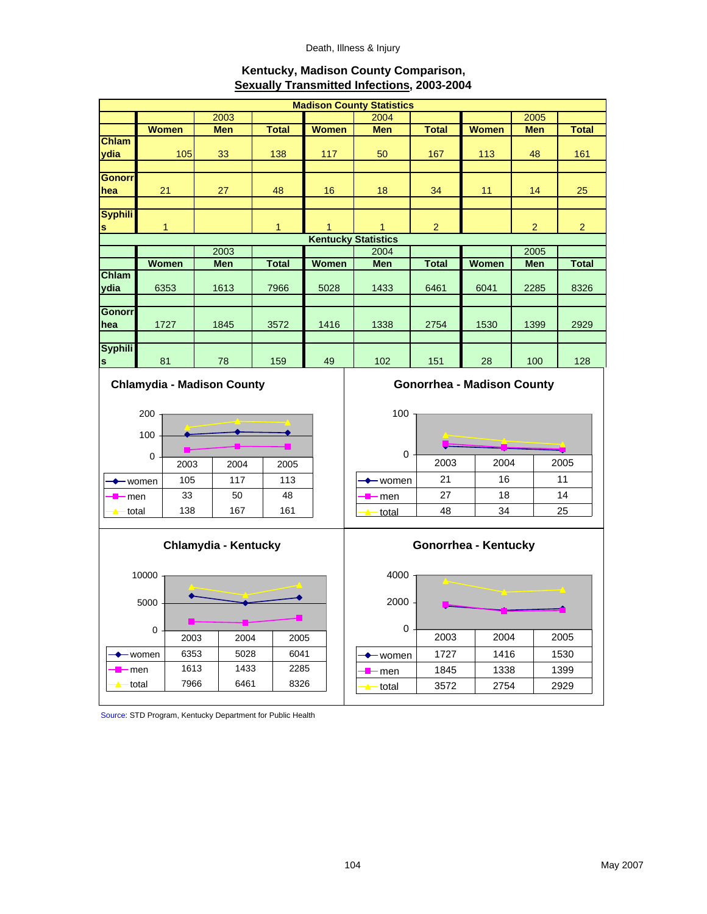## Kentucky, Madison County Comparison, Sexually Transmitted Infections, 2003-2004

| Madison County Statistics | | | | | | | | | |
|---|---|---|---|---|---|---|---|---|---|
| | | 2003 | | | 2004 | | | 2005 | |
| | Women | Men | Total | Women | Men | Total | Women | Men | Total |
| Chlamydia | 105 | 33 | 138 | 117 | 50 | 167 | 113 | 48 | 161 |
| Gonorrhea | 21 | 27 | 48 | 16 | 18 | 34 | 11 | 14 | 25 |
| Syphilis | 1 | | 1 | 1 | 1 | 2 | | 2 | 2 |

| Kentucky Statistics | | | | | | | | | |
|---|---|---|---|---|---|---|---|---|---|
| | | 2003 | | | 2004 | | | 2005 | |
| | Women | Men | Total | Women | Men | Total | Women | Men | Total |
| Chlamydia | 6353 | 1613 | 7966 | 5028 | 1433 | 6461 | 6041 | 2285 | 8326 |
| Gonorrhea | 1727 | 1845 | 3572 | 1416 | 1338 | 2754 | 1530 | 1399 | 2929 |
| Syphilis | 81 | 78 | 159 | 49 | 102 | 151 | 28 | 100 | 128 |

### Chlamydia - Madison County

| | 2003 | 2004 | 2005 |
|---|---|---|---|
| women | 105 | 117 | 113 |
| men | 33 | 50 | 48 |
| total | 138 | 167 | 161 |

### Gonorrhea - Madison County

| | 2003 | 2004 | 2005 |
|---|---|---|---|
| women | 21 | 16 | 11 |
| men | 27 | 18 | 14 |
| total | 48 | 34 | 25 |

### Chlamydia - Kentucky

| | 2003 | 2004 | 2005 |
|---|---|---|---|
| women | 6353 | 5028 | 6041 |
| men | 1613 | 1433 | 2285 |
| total | 7966 | 6461 | 8326 |

### Gonorrhea - Kentucky

| | 2003 | 2004 | 2005 |
|---|---|---|---|
| women | 1727 | 1416 | 1530 |
| men | 1845 | 1338 | 1399 |
| total | 3572 | 2754 | 2929 |

Source: STD Program, Kentucky Department for Public Health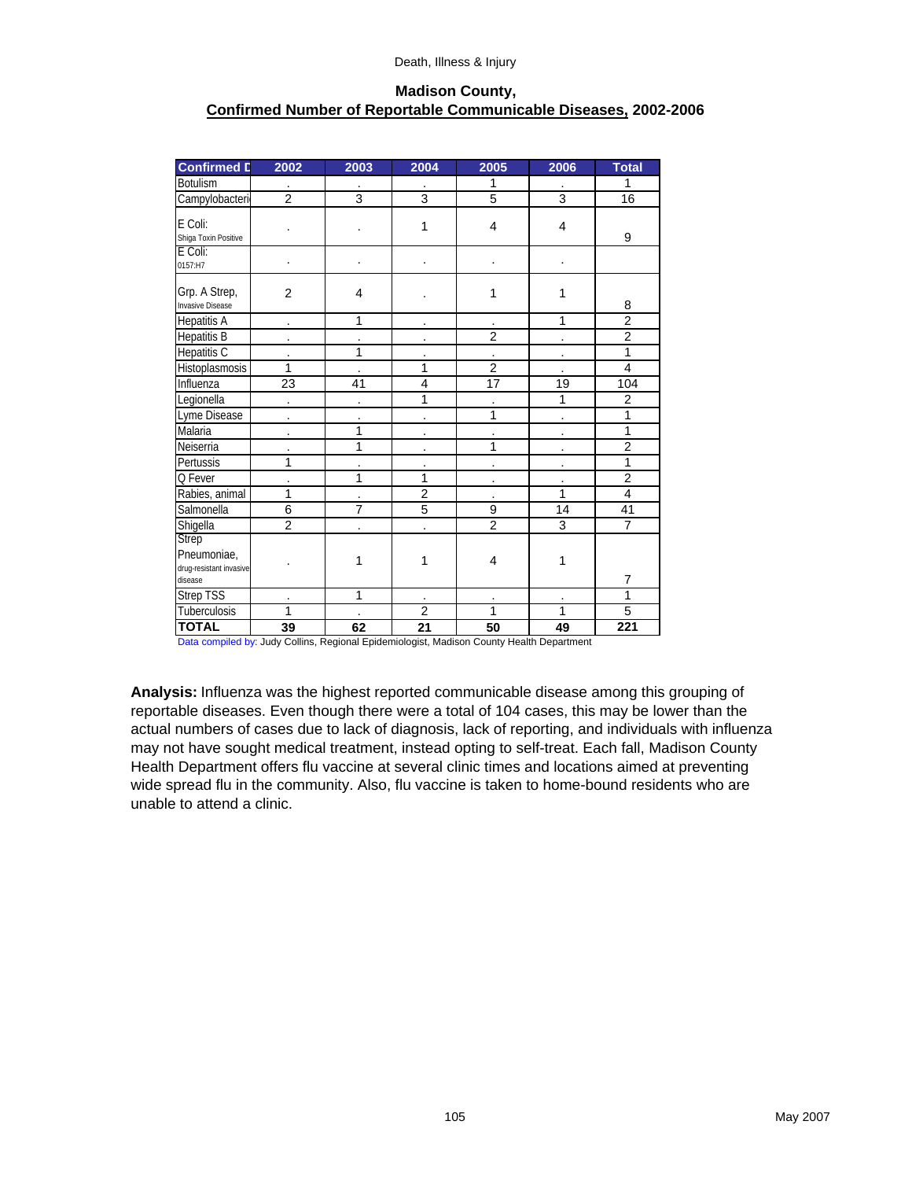Death, Illness & Injury

## Madison County, Confirmed Number of Reportable Communicable Diseases, 2002-2006

| Confirmed D | 2002 | 2003 | 2004 | 2005 | 2006 | Total |
|---|---|---|---|---|---|---|
| Botulism | . | . | . | 1 | . | 1 |
| Campylobacteri | 2 | 3 | 3 | 5 | 3 | 16 |
| E Coli: Shiga Toxin Positive | . | . | 1 | 4 | 4 | 9 |
| E Coli: 0157:H7 | . | . | . | . | . | |
| Grp. A Strep, Invasive Disease | 2 | 4 | . | 1 | 1 | 8 |
| Hepatitis A | . | 1 | . | . | 1 | 2 |
| Hepatitis B | . | . | . | 2 | . | 2 |
| Hepatitis C | . | 1 | . | . | . | 1 |
| Histoplasmosis | 1 | . | 1 | 2 | . | 4 |
| Influenza | 23 | 41 | 4 | 17 | 19 | 104 |
| Legionella | . | . | 1 | . | 1 | 2 |
| Lyme Disease | . | . | . | 1 | . | 1 |
| Malaria | . | 1 | . | . | . | 1 |
| Neiserria | . | 1 | . | 1 | . | 2 |
| Pertussis | 1 | . | . | . | . | 1 |
| Q Fever | . | 1 | 1 | . | . | 2 |
| Rabies, animal | 1 | . | 2 | . | 1 | 4 |
| Salmonella | 6 | 7 | 5 | 9 | 14 | 41 |
| Shigella | 2 | . | . | 2 | 3 | 7 |
| Strep Pneumoniae, drug-resistant invasive disease | . | 1 | 1 | 4 | 1 | 7 |
| Strep TSS | . | 1 | . | . | . | 1 |
| Tuberculosis | 1 | . | 2 | 1 | 1 | 5 |
| **TOTAL** | **39** | **62** | **21** | **50** | **49** | **221** |

Data compiled by: Judy Collins, Regional Epidemiologist, Madison County Health Department

**Analysis:** Influenza was the highest reported communicable disease among this grouping of reportable diseases. Even though there were a total of 104 cases, this may be lower than the actual numbers of cases due to lack of diagnosis, lack of reporting, and individuals with influenza may not have sought medical treatment, instead opting to self-treat. Each fall, Madison County Health Department offers flu vaccine at several clinic times and locations aimed at preventing wide spread flu in the community. Also, flu vaccine is taken to home-bound residents who are unable to attend a clinic.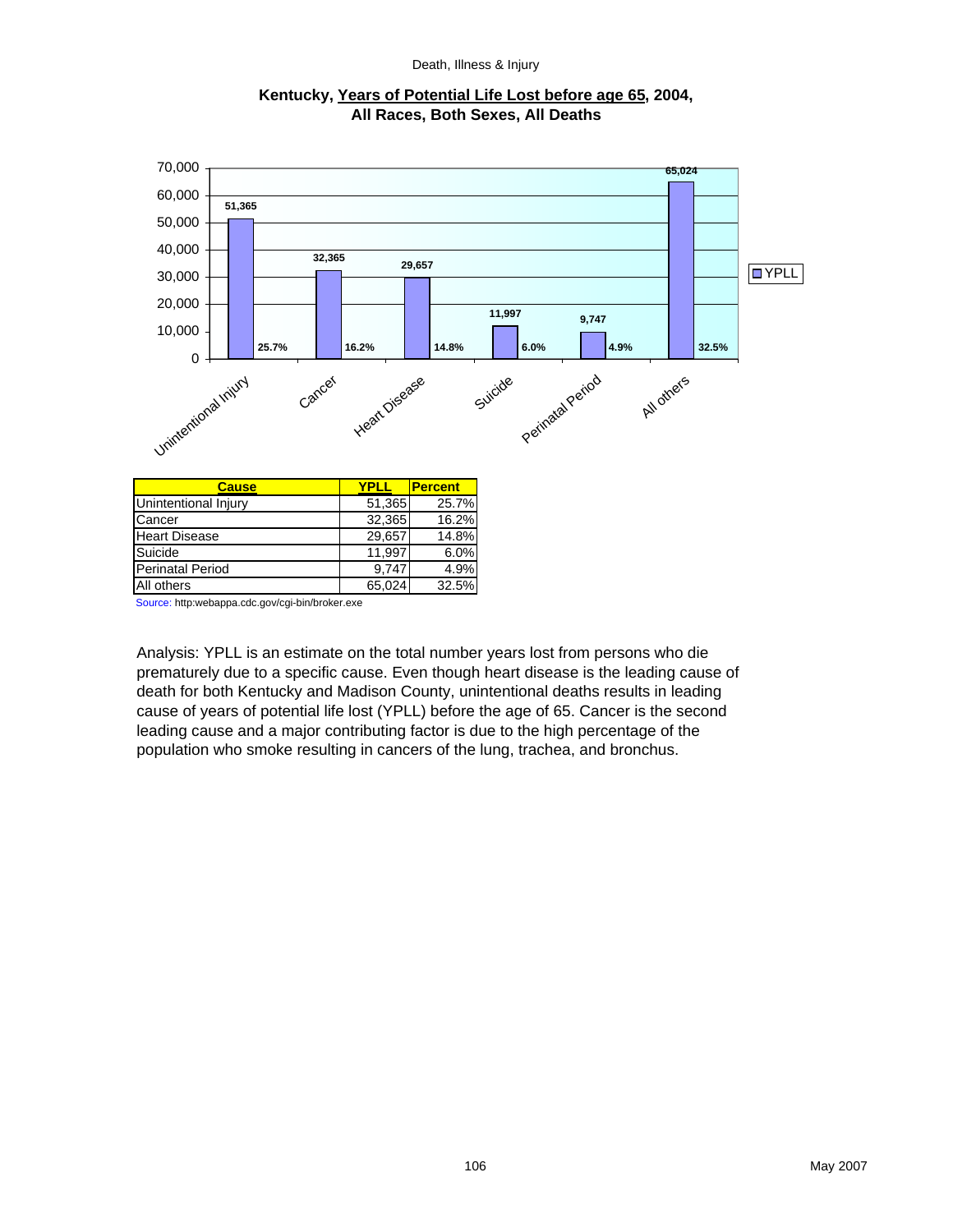## Kentucky, Years of Potential Life Lost before age 65, 2004, All Races, Both Sexes, All Deaths

| Cause | YPLL | Percent |
|---|---|---|
| Unintentional Injury | 51,365 | 25.7% |
| Cancer | 32,365 | 16.2% |
| Heart Disease | 29,657 | 14.8% |
| Suicide | 11,997 | 6.0% |
| Perinatal Period | 9,747 | 4.9% |
| All others | 65,024 | 32.5% |

Source: http:webappa.cdc.gov/cgi-bin/broker.exe

Analysis: YPLL is an estimate on the total number years lost from persons who die prematurely due to a specific cause. Even though heart disease is the leading cause of death for both Kentucky and Madison County, unintentional deaths results in leading cause of years of potential life lost (YPLL) before the age of 65. Cancer is the second leading cause and a major contributing factor is due to the high percentage of the population who smoke resulting in cancers of the lung, trachea, and bronchus.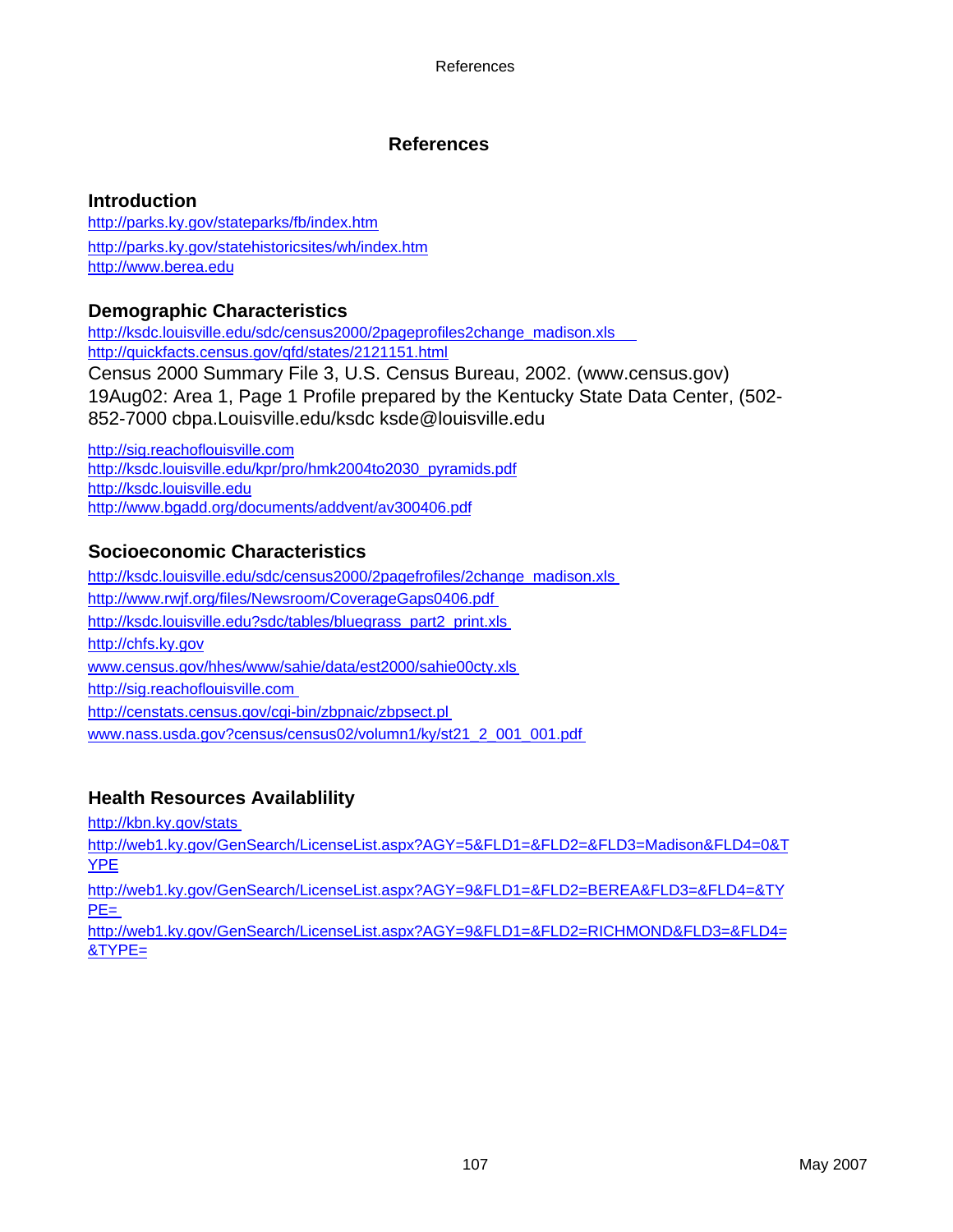# References

## Introduction

http://parks.ky.gov/stateparks/fb/index.htm

http://parks.ky.gov/statehistoricsites/wh/index.htm

http://www.berea.edu

## Demographic Characteristics

http://ksdc.louisville.edu/sdc/census2000/2pageprofiles2change_madison.xls

http://quickfacts.census.gov/qfd/states/2121151.html

Census 2000 Summary File 3, U.S. Census Bureau, 2002. (www.census.gov) 19Aug02: Area 1, Page 1 Profile prepared by the Kentucky State Data Center, (502-852-7000 cbpa.Louisville.edu/ksdc ksde@louisville.edu

http://sig.reachoflouisville.com

http://ksdc.louisville.edu/kpr/pro/hmk2004to2030_pyramids.pdf

http://ksdc.louisville.edu

http://www.bgadd.org/documents/addvent/av300406.pdf

## Socioeconomic Characteristics

http://ksdc.louisville.edu/sdc/census2000/2pagefrofiles/2change_madison.xls

http://www.rwjf.org/files/Newsroom/CoverageGaps0406.pdf

http://ksdc.louisville.edu?sdc/tables/bluegrass_part2_print.xls

http://chfs.ky.gov

www.census.gov/hhes/www/sahie/data/est2000/sahie00cty.xls

http://sig.reachoflouisville.com

http://censtats.census.gov/cgi-bin/zbpnaic/zbpsect.pl

www.nass.usda.gov?census/census02/volumn1/ky/st21_2_001_001.pdf

## Health Resources Availablility

http://kbn.ky.gov/stats

http://web1.ky.gov/GenSearch/LicenseList.aspx?AGY=5&FLD1=&FLD2=&FLD3=Madison&FLD4=0&TYPE

http://web1.ky.gov/GenSearch/LicenseList.aspx?AGY=9&FLD1=&FLD2=BEREA&FLD3=&FLD4=&TYPE=

http://web1.ky.gov/GenSearch/LicenseList.aspx?AGY=9&FLD1=&FLD2=RICHMOND&FLD3=&FLD4=&TYPE=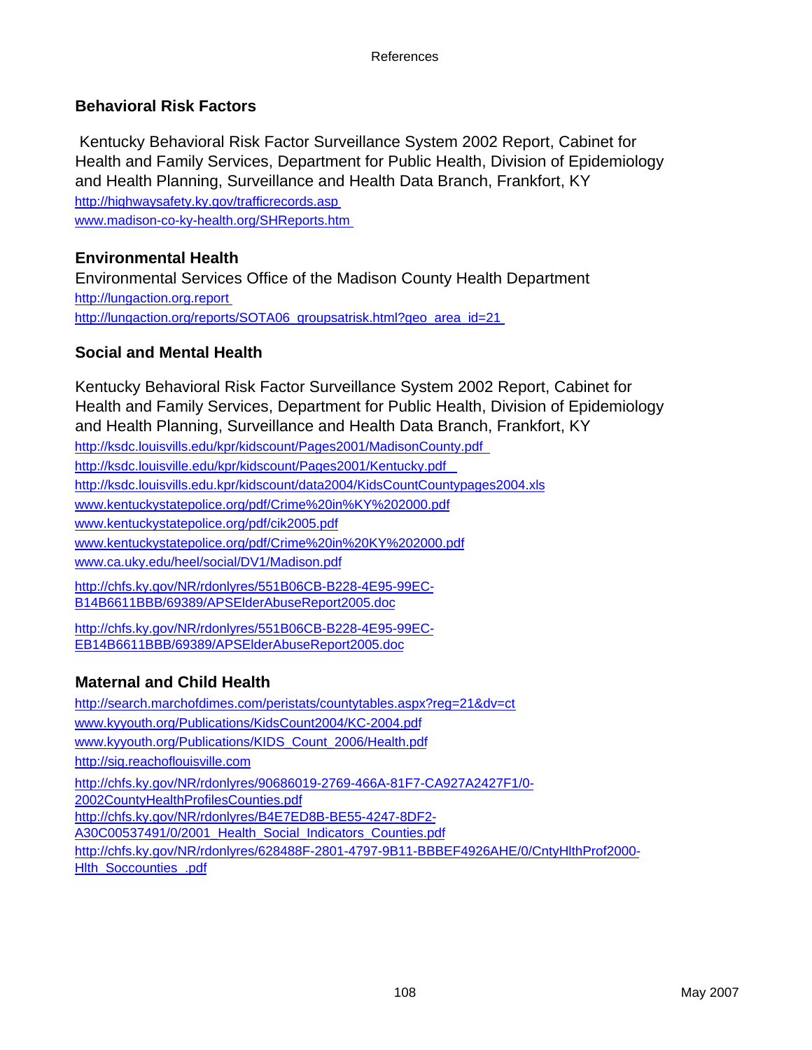References

## Behavioral Risk Factors

Kentucky Behavioral Risk Factor Surveillance System 2002 Report, Cabinet for Health and Family Services, Department for Public Health, Division of Epidemiology and Health Planning, Surveillance and Health Data Branch, Frankfort, KY

http://highwaysafety.ky.gov/trafficrecords.asp

www.madison-co-ky-health.org/SHReports.htm

## Environmental Health

Environmental Services Office of the Madison County Health Department

http://lungaction.org.report

http://lungaction.org/reports/SOTA06_groupsatrisk.html?geo_area_id=21

## Social and Mental Health

Kentucky Behavioral Risk Factor Surveillance System 2002 Report, Cabinet for Health and Family Services, Department for Public Health, Division of Epidemiology and Health Planning, Surveillance and Health Data Branch, Frankfort, KY

http://ksdc.louisvills.edu/kpr/kidscount/Pages2001/MadisonCounty.pdf

http://ksdc.louisville.edu/kpr/kidscount/Pages2001/Kentucky.pdf

http://ksdc.louisvills.edu.kpr/kidscount/data2004/KidsCountCountypages2004.xls

www.kentuckystatepolice.org/pdf/Crime%20in%KY%202000.pdf

www.kentuckystatepolice.org/pdf/cik2005.pdf

www.kentuckystatepolice.org/pdf/Crime%20in%20KY%202000.pdf

www.ca.uky.edu/heel/social/DV1/Madison.pdf

http://chfs.ky.gov/NR/rdonlyres/551B06CB-B228-4E95-99EC-B14B6611BBB/69389/APSElderAbuseReport2005.doc

http://chfs.ky.gov/NR/rdonlyres/551B06CB-B228-4E95-99EC-EB14B6611BBB/69389/APSElderAbuseReport2005.doc

## Maternal and Child Health

http://search.marchofdimes.com/peristats/countytables.aspx?reg=21&dv=ct

www.kyyouth.org/Publications/KidsCount2004/KC-2004.pdf

www.kyyouth.org/Publications/KIDS_Count_2006/Health.pdf

http://sig.reachoflouisville.com

http://chfs.ky.gov/NR/rdonlyres/90686019-2769-466A-81F7-CA927A2427F1/0-2002CountyHealthProfilesCounties.pdf

http://chfs.ky.gov/NR/rdonlyres/B4E7ED8B-BE55-4247-8DF2-A30C00537491/0/2001_Health_Social_Indicators_Counties.pdf

http://chfs.ky.gov/NR/rdonlyres/628488F-2801-4797-9B11-BBBEF4926AHE/0/CntyHlthProf2000-Hlth_Soccounties_.pdf

May 2007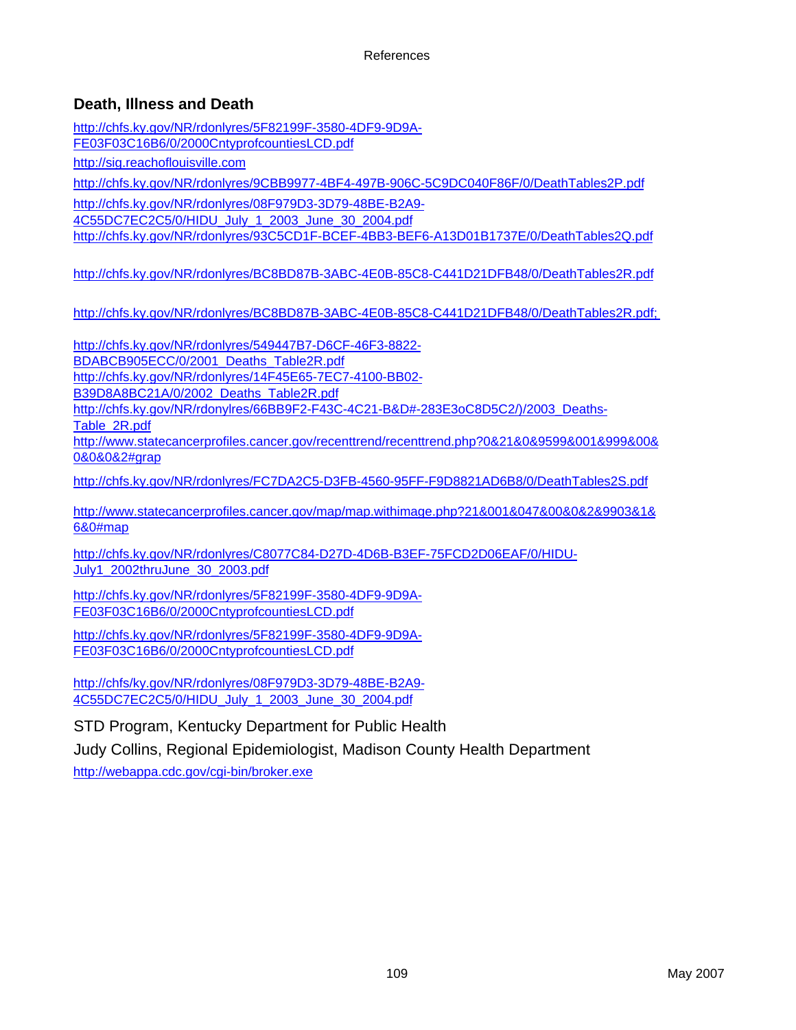## Death, Illness and Death

http://chfs.ky.gov/NR/rdonlyres/5F82199F-3580-4DF9-9D9A-FE03F03C16B6/0/2000CntyprofcountiesLCD.pdf

http://sig.reachoflouisville.com

http://chfs.ky.gov/NR/rdonlyres/9CBB9977-4BF4-497B-906C-5C9DC040F86F/0/DeathTables2P.pdf

http://chfs.ky.gov/NR/rdonlyres/08F979D3-3D79-48BE-B2A9-4C55DC7EC2C5/0/HIDU_July_1_2003_June_30_2004.pdf

http://chfs.ky.gov/NR/rdonlyres/93C5CD1F-BCEF-4BB3-BEF6-A13D01B1737E/0/DeathTables2Q.pdf

http://chfs.ky.gov/NR/rdonlyres/BC8BD87B-3ABC-4E0B-85C8-C441D21DFB48/0/DeathTables2R.pdf

http://chfs.ky.gov/NR/rdonlyres/BC8BD87B-3ABC-4E0B-85C8-C441D21DFB48/0/DeathTables2R.pdf;

http://chfs.ky.gov/NR/rdonlyres/549447B7-D6CF-46F3-8822-BDABCB905ECC/0/2001_Deaths_Table2R.pdf

http://chfs.ky.gov/NR/rdonlyres/14F45E65-7EC7-4100-BB02-B39D8A8BC21A/0/2002_Deaths_Table2R.pdf

http://chfs.ky.gov/NR/rdonylres/66BB9F2-F43C-4C21-B&D#-283E3oC8D5C2/)/2003_Deaths-Table_2R.pdf

http://www.statecancerprofiles.cancer.gov/recenttrend/recenttrend.php?0&21&0&9599&001&999&00&0&0&0&2#grap

http://chfs.ky.gov/NR/rdonlyres/FC7DA2C5-D3FB-4560-95FF-F9D8821AD6B8/0/DeathTables2S.pdf

http://www.statecancerprofiles.cancer.gov/map/map.withimage.php?21&001&047&00&0&2&9903&1&6&0#map

http://chfs.ky.gov/NR/rdonlyres/C8077C84-D27D-4D6B-B3EF-75FCD2D06EAF/0/HIDU-July1_2002thruJune_30_2003.pdf

http://chfs.ky.gov/NR/rdonlyres/5F82199F-3580-4DF9-9D9A-FE03F03C16B6/0/2000CntyprofcountiesLCD.pdf

http://chfs.ky.gov/NR/rdonlyres/5F82199F-3580-4DF9-9D9A-FE03F03C16B6/0/2000CntyprofcountiesLCD.pdf

http://chfs/ky.gov/NR/rdonlyres/08F979D3-3D79-48BE-B2A9-4C55DC7EC2C5/0/HIDU_July_1_2003_June_30_2004.pdf

STD Program, Kentucky Department for Public Health

Judy Collins, Regional Epidemiologist, Madison County Health Department

http://webappa.cdc.gov/cgi-bin/broker.exe